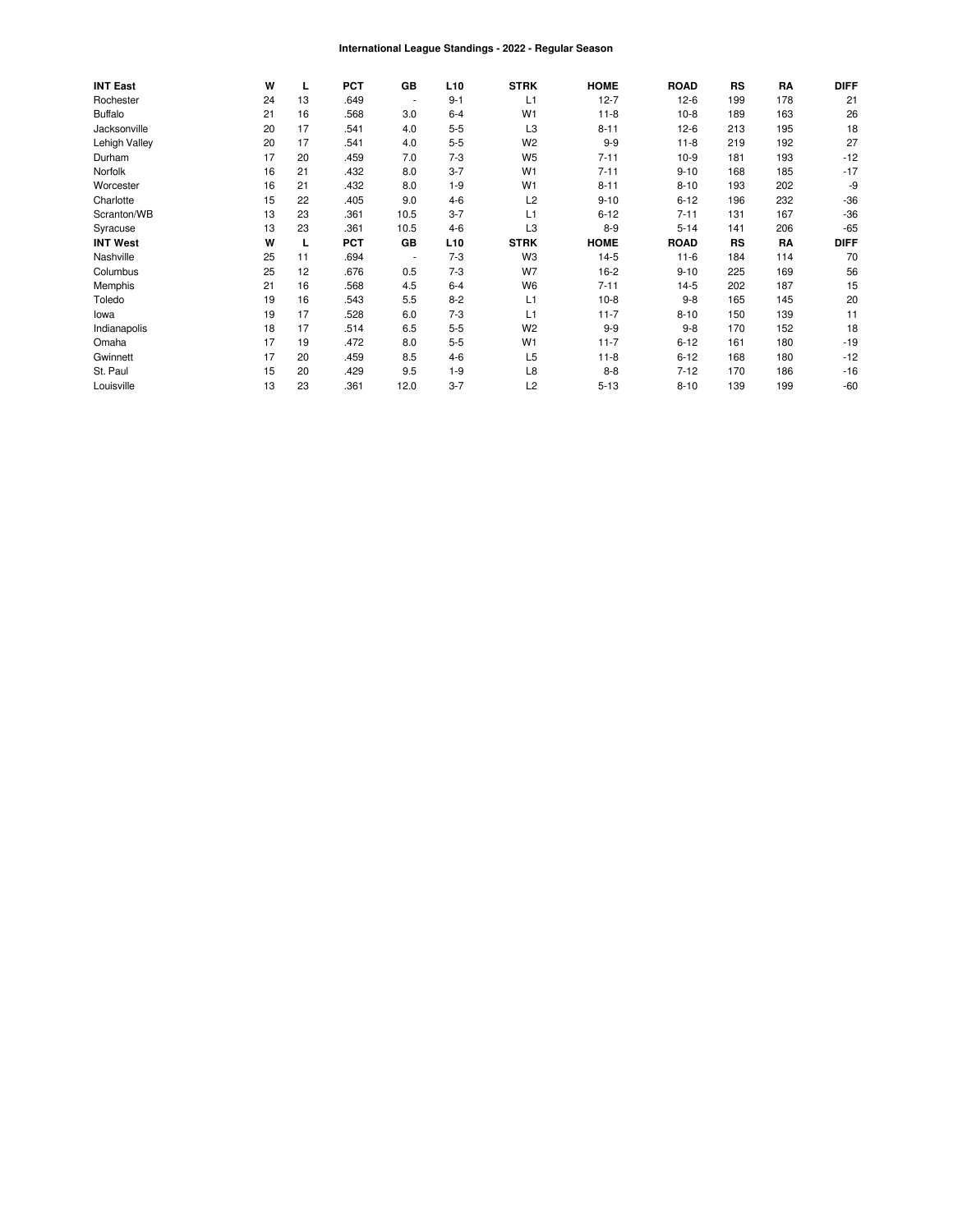# International League Standings - 2022 - Regular Season

| INT East | W | L | PCT | GB | L10 | STRK | HOME | ROAD | RS | RA | DIFF |
|---|---|---|---|---|---|---|---|---|---|---|---|
| Rochester | 24 | 13 | .649 | - | 9-1 | L1 | 12-7 | 12-6 | 199 | 178 | 21 |
| Buffalo | 21 | 16 | .568 | 3.0 | 6-4 | W1 | 11-8 | 10-8 | 189 | 163 | 26 |
| Jacksonville | 20 | 17 | .541 | 4.0 | 5-5 | L3 | 8-11 | 12-6 | 213 | 195 | 18 |
| Lehigh Valley | 20 | 17 | .541 | 4.0 | 5-5 | W2 | 9-9 | 11-8 | 219 | 192 | 27 |
| Durham | 17 | 20 | .459 | 7.0 | 7-3 | W5 | 7-11 | 10-9 | 181 | 193 | -12 |
| Norfolk | 16 | 21 | .432 | 8.0 | 3-7 | W1 | 7-11 | 9-10 | 168 | 185 | -17 |
| Worcester | 16 | 21 | .432 | 8.0 | 1-9 | W1 | 8-11 | 8-10 | 193 | 202 | -9 |
| Charlotte | 15 | 22 | .405 | 9.0 | 4-6 | L2 | 9-10 | 6-12 | 196 | 232 | -36 |
| Scranton/WB | 13 | 23 | .361 | 10.5 | 3-7 | L1 | 6-12 | 7-11 | 131 | 167 | -36 |
| Syracuse | 13 | 23 | .361 | 10.5 | 4-6 | L3 | 8-9 | 5-14 | 141 | 206 | -65 |
| **INT West** | **W** | **L** | **PCT** | **GB** | **L10** | **STRK** | **HOME** | **ROAD** | **RS** | **RA** | **DIFF** |
| Nashville | 25 | 11 | .694 | - | 7-3 | W3 | 14-5 | 11-6 | 184 | 114 | 70 |
| Columbus | 25 | 12 | .676 | 0.5 | 7-3 | W7 | 16-2 | 9-10 | 225 | 169 | 56 |
| Memphis | 21 | 16 | .568 | 4.5 | 6-4 | W6 | 7-11 | 14-5 | 202 | 187 | 15 |
| Toledo | 19 | 16 | .543 | 5.5 | 8-2 | L1 | 10-8 | 9-8 | 165 | 145 | 20 |
| Iowa | 19 | 17 | .528 | 6.0 | 7-3 | L1 | 11-7 | 8-10 | 150 | 139 | 11 |
| Indianapolis | 18 | 17 | .514 | 6.5 | 5-5 | W2 | 9-9 | 9-8 | 170 | 152 | 18 |
| Omaha | 17 | 19 | .472 | 8.0 | 5-5 | W1 | 11-7 | 6-12 | 161 | 180 | -19 |
| Gwinnett | 17 | 20 | .459 | 8.5 | 4-6 | L5 | 11-8 | 6-12 | 168 | 180 | -12 |
| St. Paul | 15 | 20 | .429 | 9.5 | 1-9 | L8 | 8-8 | 7-12 | 170 | 186 | -16 |
| Louisville | 13 | 23 | .361 | 12.0 | 3-7 | L2 | 5-13 | 8-10 | 139 | 199 | -60 |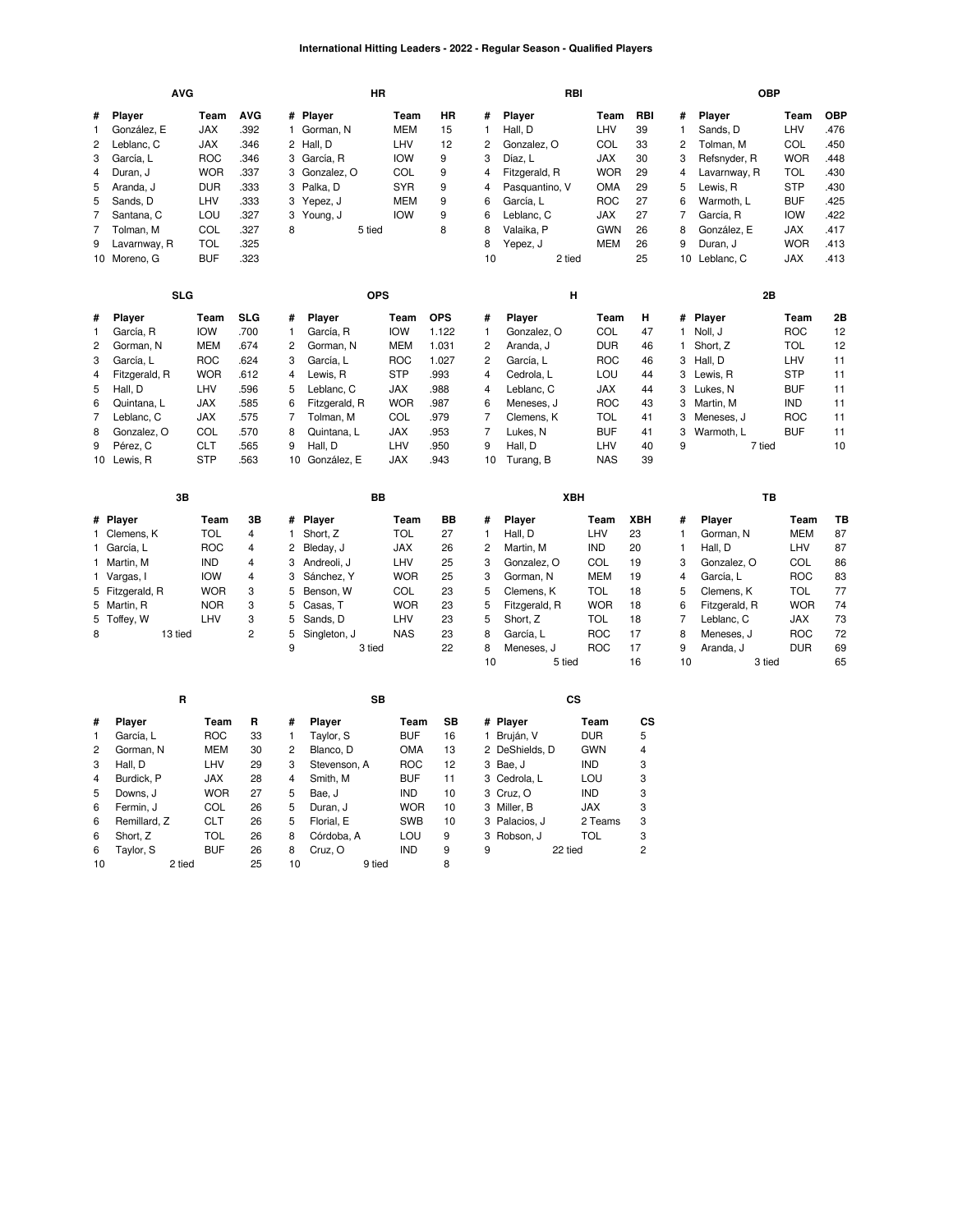# International Hitting Leaders - 2022 - Regular Season - Qualified Players

### AVG

| # | Player | Team | AVG |
|---|---|---|---|
| 1 | González, E | JAX | .392 |
| 2 | Leblanc, C | JAX | .346 |
| 3 | García, L | ROC | .346 |
| 4 | Duran, J | WOR | .337 |
| 5 | Aranda, J | DUR | .333 |
| 5 | Sands, D | LHV | .333 |
| 7 | Santana, C | LOU | .327 |
| 7 | Tolman, M | COL | .327 |
| 9 | Lavarnway, R | TOL | .325 |
| 10 | Moreno, G | BUF | .323 |

### HR

| # | Player | Team | HR |
|---|---|---|---|
| 1 | Gorman, N | MEM | 15 |
| 2 | Hall, D | LHV | 12 |
| 3 | García, R | IOW | 9 |
| 3 | Gonzalez, O | COL | 9 |
| 3 | Palka, D | SYR | 9 |
| 3 | Yepez, J | MEM | 9 |
| 3 | Young, J | IOW | 9 |
| 8 | 5 tied | | 8 |

### RBI

| # | Player | Team | RBI |
|---|---|---|---|
| 1 | Hall, D | LHV | 39 |
| 2 | Gonzalez, O | COL | 33 |
| 3 | Díaz, L | JAX | 30 |
| 4 | Fitzgerald, R | WOR | 29 |
| 4 | Pasquantino, V | OMA | 29 |
| 6 | García, L | ROC | 27 |
| 6 | Leblanc, C | JAX | 27 |
| 8 | Valaika, P | GWN | 26 |
| 8 | Yepez, J | MEM | 26 |
| 10 | 2 tied | | 25 |

### OBP

| # | Player | Team | OBP |
|---|---|---|---|
| 1 | Sands, D | LHV | .476 |
| 2 | Tolman, M | COL | .450 |
| 3 | Refsnyder, R | WOR | .448 |
| 4 | Lavarnway, R | TOL | .430 |
| 5 | Lewis, R | STP | .430 |
| 6 | Warmoth, L | BUF | .425 |
| 7 | García, R | IOW | .422 |
| 8 | González, E | JAX | .417 |
| 9 | Duran, J | WOR | .413 |
| 10 | Leblanc, C | JAX | .413 |

### SLG

| # | Player | Team | SLG |
|---|---|---|---|
| 1 | García, R | IOW | .700 |
| 2 | Gorman, N | MEM | .674 |
| 3 | García, L | ROC | .624 |
| 4 | Fitzgerald, R | WOR | .612 |
| 5 | Hall, D | LHV | .596 |
| 6 | Quintana, L | JAX | .585 |
| 7 | Leblanc, C | JAX | .575 |
| 8 | Gonzalez, O | COL | .570 |
| 9 | Pérez, C | CLT | .565 |
| 10 | Lewis, R | STP | .563 |

### OPS

| # | Player | Team | OPS |
|---|---|---|---|
| 1 | García, R | IOW | 1.122 |
| 2 | Gorman, N | MEM | 1.031 |
| 3 | García, L | ROC | 1.027 |
| 4 | Lewis, R | STP | .993 |
| 5 | Leblanc, C | JAX | .988 |
| 6 | Fitzgerald, R | WOR | .987 |
| 7 | Tolman, M | COL | .979 |
| 8 | Quintana, L | JAX | .953 |
| 9 | Hall, D | LHV | .950 |
| 10 | González, E | JAX | .943 |

### H

| # | Player | Team | H |
|---|---|---|---|
| 1 | Gonzalez, O | COL | 47 |
| 2 | Aranda, J | DUR | 46 |
| 2 | García, L | ROC | 46 |
| 4 | Cedrola, L | LOU | 44 |
| 4 | Leblanc, C | JAX | 44 |
| 6 | Meneses, J | ROC | 43 |
| 7 | Clemens, K | TOL | 41 |
| 7 | Lukes, N | BUF | 41 |
| 9 | Hall, D | LHV | 40 |
| 10 | Turang, B | NAS | 39 |

### 2B

| # | Player | Team | 2B |
|---|---|---|---|
| 1 | Noll, J | ROC | 12 |
| 1 | Short, Z | TOL | 12 |
| 3 | Hall, D | LHV | 11 |
| 3 | Lewis, R | STP | 11 |
| 3 | Lukes, N | BUF | 11 |
| 3 | Martin, M | IND | 11 |
| 3 | Meneses, J | ROC | 11 |
| 3 | Warmoth, L | BUF | 11 |
| 9 | 7 tied | | 10 |

### 3B

| # | Player | Team | 3B |
|---|---|---|---|
| 1 | Clemens, K | TOL | 4 |
| 1 | García, L | ROC | 4 |
| 1 | Martin, M | IND | 4 |
| 1 | Vargas, I | IOW | 4 |
| 5 | Fitzgerald, R | WOR | 3 |
| 5 | Martin, R | NOR | 3 |
| 5 | Toffey, W | LHV | 3 |
| 8 | 13 tied | | 2 |

### BB

| # | Player | Team | BB |
|---|---|---|---|
| 1 | Short, Z | TOL | 27 |
| 2 | Bleday, J | JAX | 26 |
| 3 | Andreoli, J | LHV | 25 |
| 3 | Sánchez, Y | WOR | 25 |
| 5 | Benson, W | COL | 23 |
| 5 | Casas, T | WOR | 23 |
| 5 | Sands, D | LHV | 23 |
| 5 | Singleton, J | NAS | 23 |
| 9 | 3 tied | | 22 |

### XBH

| # | Player | Team | XBH |
|---|---|---|---|
| 1 | Hall, D | LHV | 23 |
| 2 | Martin, M | IND | 20 |
| 3 | Gonzalez, O | COL | 19 |
| 3 | Gorman, N | MEM | 19 |
| 5 | Clemens, K | TOL | 18 |
| 5 | Fitzgerald, R | WOR | 18 |
| 5 | Short, Z | TOL | 18 |
| 8 | García, L | ROC | 17 |
| 8 | Meneses, J | ROC | 17 |
| 10 | 5 tied | | 16 |

### TB

| # | Player | Team | TB |
|---|---|---|---|
| 1 | Gorman, N | MEM | 87 |
| 1 | Hall, D | LHV | 87 |
| 3 | Gonzalez, O | COL | 86 |
| 4 | García, L | ROC | 83 |
| 5 | Clemens, K | TOL | 77 |
| 6 | Fitzgerald, R | WOR | 74 |
| 7 | Leblanc, C | JAX | 73 |
| 8 | Meneses, J | ROC | 72 |
| 9 | Aranda, J | DUR | 69 |
| 10 | 3 tied | | 65 |

### R

| # | Player | Team | R |
|---|---|---|---|
| 1 | García, L | ROC | 33 |
| 2 | Gorman, N | MEM | 30 |
| 3 | Hall, D | LHV | 29 |
| 4 | Burdick, P | JAX | 28 |
| 5 | Downs, J | WOR | 27 |
| 6 | Fermin, J | COL | 26 |
| 6 | Remillard, Z | CLT | 26 |
| 6 | Short, Z | TOL | 26 |
| 6 | Taylor, S | BUF | 26 |
| 10 | 2 tied | | 25 |

### SB

| # | Player | Team | SB |
|---|---|---|---|
| 1 | Taylor, S | BUF | 16 |
| 2 | Blanco, D | OMA | 13 |
| 3 | Stevenson, A | ROC | 12 |
| 4 | Smith, M | BUF | 11 |
| 5 | Bae, J | IND | 10 |
| 5 | Duran, J | WOR | 10 |
| 5 | Florial, E | SWB | 10 |
| 8 | Córdoba, A | LOU | 9 |
| 8 | Cruz, O | IND | 9 |
| 10 | 9 tied | | 8 |

### CS

| # | Player | Team | CS |
|---|---|---|---|
| 1 | Bruján, V | DUR | 5 |
| 2 | DeShields, D | GWN | 4 |
| 3 | Bae, J | IND | 3 |
| 3 | Cedrola, L | LOU | 3 |
| 3 | Cruz, O | IND | 3 |
| 3 | Miller, B | JAX | 3 |
| 3 | Palacios, J | 2 Teams | 3 |
| 3 | Robson, J | TOL | 3 |
| 9 | 22 tied | | 2 |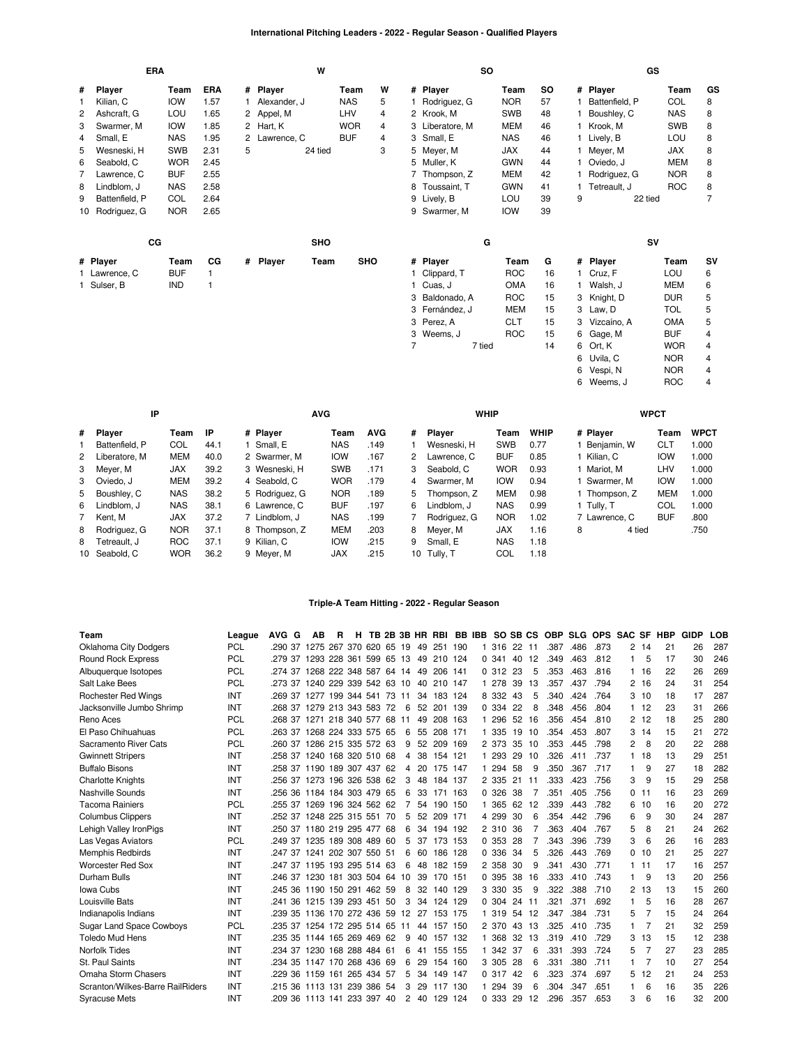## International Pitching Leaders - 2022 - Regular Season - Qualified Players

### ERA

| # | Player | Team | ERA |
|---|---|---|---|
| 1 | Kilian, C | IOW | 1.57 |
| 2 | Ashcraft, G | LOU | 1.65 |
| 3 | Swarmer, M | IOW | 1.85 |
| 4 | Small, E | NAS | 1.95 |
| 5 | Wesneski, H | SWB | 2.31 |
| 6 | Seabold, C | WOR | 2.45 |
| 7 | Lawrence, C | BUF | 2.55 |
| 8 | Lindblom, J | NAS | 2.58 |
| 9 | Battenfield, P | COL | 2.64 |
| 10 | Rodriguez, G | NOR | 2.65 |

### W

| # | Player | Team | W |
|---|---|---|---|
| 1 | Alexander, J | NAS | 5 |
| 2 | Appel, M | LHV | 4 |
| 2 | Hart, K | WOR | 4 |
| 2 | Lawrence, C | BUF | 4 |
| 5 | 24 tied | | 3 |

### SO

| # | Player | Team | SO |
|---|---|---|---|
| 1 | Rodriguez, G | NOR | 57 |
| 2 | Krook, M | SWB | 48 |
| 3 | Liberatore, M | MEM | 46 |
| 3 | Small, E | NAS | 46 |
| 5 | Meyer, M | JAX | 44 |
| 5 | Muller, K | GWN | 44 |
| 7 | Thompson, Z | MEM | 42 |
| 8 | Toussaint, T | GWN | 41 |
| 9 | Lively, B | LOU | 39 |
| 9 | Swarmer, M | IOW | 39 |

### GS

| # | Player | Team | GS |
|---|---|---|---|
| 1 | Battenfield, P | COL | 8 |
| 1 | Boushley, C | NAS | 8 |
| 1 | Krook, M | SWB | 8 |
| 1 | Lively, B | LOU | 8 |
| 1 | Meyer, M | JAX | 8 |
| 1 | Oviedo, J | MEM | 8 |
| 1 | Rodriguez, G | NOR | 8 |
| 1 | Tetreault, J | ROC | 8 |
| 9 | 22 tied | | 7 |

### CG

| # | Player | Team | CG |
|---|---|---|---|
| 1 | Lawrence, C | BUF | 1 |
| 1 | Sulser, B | IND | 1 |

### SHO

| # | Player | Team | SHO |
|---|---|---|---|

### G

| # | Player | Team | G |
|---|---|---|---|
| 1 | Clippard, T | ROC | 16 |
| 1 | Cuas, J | OMA | 16 |
| 3 | Baldonado, A | ROC | 15 |
| 3 | Fernández, J | MEM | 15 |
| 3 | Perez, A | CLT | 15 |
| 3 | Weems, J | ROC | 15 |
| 7 | 7 tied | | 14 |

### SV

| # | Player | Team | SV |
|---|---|---|---|
| 1 | Cruz, F | LOU | 6 |
| 1 | Walsh, J | MEM | 6 |
| 3 | Knight, D | DUR | 5 |
| 3 | Law, D | TOL | 5 |
| 3 | Vizcaíno, A | OMA | 5 |
| 6 | Gage, M | BUF | 4 |
| 6 | Ort, K | WOR | 4 |
| 6 | Uvila, C | NOR | 4 |
| 6 | Vespi, N | NOR | 4 |
| 6 | Weems, J | ROC | 4 |

### IP

| # | Player | Team | IP |
|---|---|---|---|
| 1 | Battenfield, P | COL | 44.1 |
| 2 | Liberatore, M | MEM | 40.0 |
| 3 | Meyer, M | JAX | 39.2 |
| 3 | Oviedo, J | MEM | 39.2 |
| 5 | Boushley, C | NAS | 38.2 |
| 6 | Lindblom, J | NAS | 38.1 |
| 7 | Kent, M | JAX | 37.2 |
| 8 | Rodriguez, G | NOR | 37.1 |
| 8 | Tetreault, J | ROC | 37.1 |
| 10 | Seabold, C | WOR | 36.2 |

### AVG

| # | Player | Team | AVG |
|---|---|---|---|
| 1 | Small, E | NAS | .149 |
| 2 | Swarmer, M | IOW | .167 |
| 3 | Wesneski, H | SWB | .171 |
| 4 | Seabold, C | WOR | .179 |
| 5 | Rodriguez, G | NOR | .189 |
| 6 | Lawrence, C | BUF | .197 |
| 7 | Lindblom, J | NAS | .199 |
| 8 | Thompson, Z | MEM | .203 |
| 9 | Kilian, C | IOW | .215 |
| 9 | Meyer, M | JAX | .215 |

### WHIP

| # | Player | Team | WHIP |
|---|---|---|---|
| 1 | Wesneski, H | SWB | 0.77 |
| 2 | Lawrence, C | BUF | 0.85 |
| 3 | Seabold, C | WOR | 0.93 |
| 4 | Swarmer, M | IOW | 0.94 |
| 5 | Thompson, Z | MEM | 0.98 |
| 6 | Lindblom, J | NAS | 0.99 |
| 7 | Rodriguez, G | NOR | 1.02 |
| 8 | Meyer, M | JAX | 1.16 |
| 9 | Small, E | NAS | 1.18 |
| 10 | Tully, T | COL | 1.18 |

### WPCT

| # | Player | Team | WPCT |
|---|---|---|---|
| 1 | Benjamin, W | CLT | 1.000 |
| 1 | Kilian, C | IOW | 1.000 |
| 1 | Mariot, M | LHV | 1.000 |
| 1 | Swarmer, M | IOW | 1.000 |
| 1 | Thompson, Z | MEM | 1.000 |
| 1 | Tully, T | COL | 1.000 |
| 7 | Lawrence, C | BUF | .800 |
| 8 | 4 tied | | .750 |

## Triple-A Team Hitting - 2022 - Regular Season

| Team | League | AVG | G | AB | R | H | TB | 2B | 3B | HR | RBI | BB | IBB | SO | SB | CS | OBP | SLG | OPS | SAC | SF | HBP | GIDP | LOB |
|---|---|---|---|---|---|---|---|---|---|---|---|---|---|---|---|---|---|---|---|---|---|---|---|---|
| Oklahoma City Dodgers | PCL | .290 | 37 | 1275 | 267 | 370 | 620 | 65 | 19 | 49 | 251 | 190 | 1 | 316 | 22 | 11 | .387 | .486 | .873 | 2 | 14 | 21 | 26 | 287 |
| Round Rock Express | PCL | .279 | 37 | 1293 | 228 | 361 | 599 | 65 | 13 | 49 | 210 | 124 | 0 | 341 | 40 | 12 | .349 | .463 | .812 | 1 | 5 | 17 | 30 | 246 |
| Albuquerque Isotopes | PCL | .274 | 37 | 1268 | 222 | 348 | 587 | 64 | 14 | 49 | 206 | 141 | 0 | 312 | 23 | 5 | .353 | .463 | .816 | 1 | 16 | 22 | 26 | 269 |
| Salt Lake Bees | PCL | .273 | 37 | 1240 | 229 | 339 | 542 | 63 | 10 | 40 | 210 | 147 | 1 | 278 | 39 | 13 | .357 | .437 | .794 | 2 | 16 | 24 | 31 | 254 |
| Rochester Red Wings | INT | .269 | 37 | 1277 | 199 | 344 | 541 | 73 | 11 | 34 | 183 | 124 | 8 | 332 | 43 | 5 | .340 | .424 | .764 | 3 | 10 | 18 | 17 | 287 |
| Jacksonville Jumbo Shrimp | INT | .268 | 37 | 1279 | 213 | 343 | 583 | 72 | 6 | 52 | 201 | 139 | 0 | 334 | 22 | 8 | .348 | .456 | .804 | 1 | 12 | 23 | 31 | 266 |
| Reno Aces | PCL | .268 | 37 | 1271 | 218 | 340 | 577 | 68 | 11 | 49 | 208 | 163 | 1 | 296 | 52 | 16 | .356 | .454 | .810 | 2 | 12 | 18 | 25 | 280 |
| El Paso Chihuahuas | PCL | .263 | 37 | 1268 | 224 | 333 | 575 | 65 | 6 | 55 | 208 | 171 | 1 | 335 | 19 | 10 | .354 | .453 | .807 | 3 | 14 | 15 | 21 | 272 |
| Sacramento River Cats | PCL | .260 | 37 | 1286 | 215 | 335 | 572 | 63 | 9 | 52 | 209 | 169 | 2 | 373 | 35 | 10 | .353 | .445 | .798 | 2 | 8 | 20 | 22 | 288 |
| Gwinnett Stripers | INT | .258 | 37 | 1240 | 168 | 320 | 510 | 68 | 4 | 38 | 154 | 121 | 1 | 293 | 29 | 10 | .326 | .411 | .737 | 1 | 18 | 13 | 29 | 251 |
| Buffalo Bisons | INT | .258 | 37 | 1190 | 189 | 307 | 437 | 62 | 4 | 20 | 175 | 147 | 1 | 294 | 58 | 9 | .350 | .367 | .717 | 1 | 9 | 27 | 18 | 282 |
| Charlotte Knights | INT | .256 | 37 | 1273 | 196 | 326 | 538 | 62 | 3 | 48 | 184 | 137 | 2 | 335 | 21 | 11 | .333 | .423 | .756 | 3 | 9 | 15 | 29 | 258 |
| Nashville Sounds | INT | .256 | 36 | 1184 | 184 | 303 | 479 | 65 | 6 | 33 | 171 | 163 | 0 | 326 | 38 | 7 | .351 | .405 | .756 | 0 | 11 | 16 | 23 | 269 |
| Tacoma Rainiers | PCL | .255 | 37 | 1269 | 196 | 324 | 562 | 62 | 7 | 54 | 190 | 150 | 1 | 365 | 62 | 12 | .339 | .443 | .782 | 6 | 10 | 16 | 20 | 272 |
| Columbus Clippers | INT | .252 | 37 | 1248 | 225 | 315 | 551 | 70 | 5 | 52 | 209 | 171 | 4 | 299 | 30 | 6 | .354 | .442 | .796 | 6 | 9 | 30 | 24 | 287 |
| Lehigh Valley IronPigs | INT | .250 | 37 | 1180 | 219 | 295 | 477 | 68 | 6 | 34 | 194 | 192 | 2 | 310 | 36 | 7 | .363 | .404 | .767 | 5 | 8 | 21 | 24 | 262 |
| Las Vegas Aviators | PCL | .249 | 37 | 1235 | 189 | 308 | 489 | 60 | 5 | 37 | 173 | 153 | 0 | 353 | 28 | 7 | .343 | .396 | .739 | 3 | 6 | 26 | 16 | 283 |
| Memphis Redbirds | INT | .247 | 37 | 1241 | 202 | 307 | 550 | 51 | 6 | 60 | 186 | 128 | 0 | 336 | 34 | 5 | .326 | .443 | .769 | 0 | 10 | 21 | 25 | 227 |
| Worcester Red Sox | INT | .247 | 37 | 1195 | 193 | 295 | 514 | 63 | 6 | 48 | 182 | 159 | 2 | 358 | 30 | 9 | .341 | .430 | .771 | 1 | 11 | 17 | 16 | 257 |
| Durham Bulls | INT | .246 | 37 | 1230 | 181 | 303 | 504 | 64 | 10 | 39 | 170 | 151 | 0 | 395 | 38 | 16 | .333 | .410 | .743 | 1 | 9 | 13 | 20 | 256 |
| Iowa Cubs | INT | .245 | 36 | 1190 | 150 | 291 | 462 | 59 | 8 | 32 | 140 | 129 | 3 | 330 | 35 | 9 | .322 | .388 | .710 | 2 | 13 | 13 | 15 | 260 |
| Louisville Bats | INT | .241 | 36 | 1215 | 139 | 293 | 451 | 50 | 3 | 34 | 124 | 129 | 0 | 304 | 24 | 11 | .321 | .371 | .692 | 1 | 5 | 16 | 28 | 267 |
| Indianapolis Indians | INT | .239 | 35 | 1136 | 170 | 272 | 436 | 59 | 12 | 27 | 153 | 175 | 1 | 319 | 54 | 12 | .347 | .384 | .731 | 5 | 7 | 15 | 24 | 264 |
| Sugar Land Space Cowboys | PCL | .235 | 37 | 1254 | 172 | 295 | 514 | 65 | 11 | 44 | 157 | 150 | 2 | 370 | 43 | 13 | .325 | .410 | .735 | 1 | 7 | 21 | 32 | 259 |
| Toledo Mud Hens | INT | .235 | 35 | 1144 | 165 | 269 | 469 | 62 | 9 | 40 | 157 | 132 | 1 | 368 | 32 | 13 | .319 | .410 | .729 | 3 | 13 | 15 | 12 | 238 |
| Norfolk Tides | INT | .234 | 37 | 1230 | 168 | 288 | 484 | 61 | 6 | 41 | 155 | 155 | 1 | 342 | 37 | 6 | .331 | .393 | .724 | 5 | 7 | 27 | 23 | 285 |
| St. Paul Saints | INT | .234 | 35 | 1147 | 170 | 268 | 436 | 69 | 6 | 29 | 154 | 160 | 3 | 305 | 28 | 6 | .331 | .380 | .711 | 1 | 7 | 10 | 27 | 254 |
| Omaha Storm Chasers | INT | .229 | 36 | 1159 | 161 | 265 | 434 | 57 | 5 | 34 | 149 | 147 | 0 | 317 | 42 | 6 | .323 | .374 | .697 | 5 | 12 | 21 | 24 | 253 |
| Scranton/Wilkes-Barre RailRiders | INT | .215 | 36 | 1113 | 131 | 239 | 386 | 54 | 3 | 29 | 117 | 130 | 1 | 294 | 39 | 6 | .304 | .347 | .651 | 1 | 6 | 16 | 35 | 226 |
| Syracuse Mets | INT | .209 | 36 | 1113 | 141 | 233 | 397 | 40 | 2 | 40 | 129 | 124 | 0 | 333 | 29 | 12 | .296 | .357 | .653 | 3 | 6 | 16 | 32 | 200 |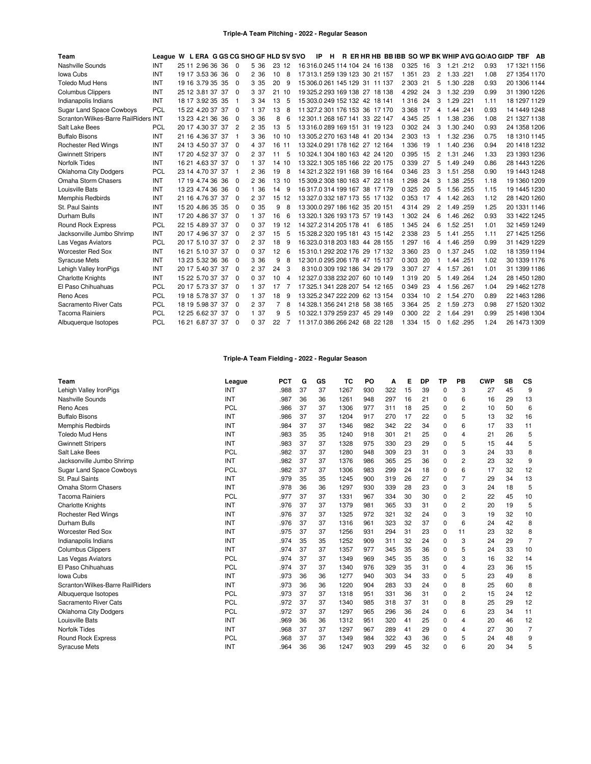## Triple-A Team Pitching - 2022 - Regular Season

| Team | League | W | L | ERA | G | GS | CG | SHO | GF | HLD | SV | SVO | IP | H | R | ER | HR | HB | BB | IBB | SO | WP | BK | WHIP | AVG | GO/AO | GIDP | TBF | AB |
|---|---|---|---|---|---|---|---|---|---|---|---|---|---|---|---|---|---|---|---|---|---|---|---|---|---|---|---|---|---|
| Nashville Sounds | INT | 25 | 11 | 2.96 | 36 | 36 | 0 | 5 | 36 | 23 | 12 | 16 | 316.0 | 245 | 114 | 104 | 24 | 16 | 138 | 0 | 325 | 16 | 3 | 1.21 | .212 | 0.93 | 17 | 1321 | 1156 |
| Iowa Cubs | INT | 19 | 17 | 3.53 | 36 | 36 | 0 | 2 | 36 | 10 | 8 | 17 | 313.1 | 259 | 139 | 123 | 30 | 21 | 157 | 1 | 351 | 23 | 2 | 1.33 | .221 | 1.08 | 27 | 1354 | 1170 |
| Toledo Mud Hens | INT | 19 | 16 | 3.79 | 35 | 35 | 0 | 3 | 35 | 20 | 9 | 15 | 306.0 | 261 | 145 | 129 | 31 | 11 | 137 | 2 | 303 | 21 | 5 | 1.30 | .228 | 0.93 | 20 | 1306 | 1144 |
| Columbus Clippers | INT | 25 | 12 | 3.81 | 37 | 37 | 0 | 3 | 37 | 21 | 10 | 19 | 325.2 | 293 | 169 | 138 | 27 | 18 | 138 | 4 | 292 | 24 | 3 | 1.32 | .239 | 0.99 | 31 | 1390 | 1226 |
| Indianapolis Indians | INT | 18 | 17 | 3.92 | 35 | 35 | 1 | 3 | 34 | 13 | 5 | 15 | 303.0 | 249 | 152 | 132 | 42 | 18 | 141 | 1 | 316 | 24 | 3 | 1.29 | .221 | 1.11 | 18 | 1297 | 1129 |
| Sugar Land Space Cowboys | PCL | 15 | 22 | 4.20 | 37 | 37 | 0 | 1 | 37 | 13 | 8 | 11 | 327.2 | 301 | 176 | 153 | 36 | 17 | 170 | 3 | 368 | 17 | 4 | 1.44 | .241 | 0.93 | 14 | 1449 | 1248 |
| Scranton/Wilkes-Barre RailRiders | INT | 13 | 23 | 4.21 | 36 | 36 | 0 | 3 | 36 | 8 | 6 | 12 | 301.1 | 268 | 167 | 141 | 33 | 22 | 147 | 4 | 345 | 25 | 1 | 1.38 | .236 | 1.08 | 21 | 1327 | 1138 |
| Salt Lake Bees | PCL | 20 | 17 | 4.30 | 37 | 37 | 2 | 2 | 35 | 13 | 5 | 13 | 316.0 | 289 | 169 | 151 | 31 | 19 | 123 | 0 | 302 | 24 | 3 | 1.30 | .240 | 0.93 | 24 | 1358 | 1206 |
| Buffalo Bisons | INT | 21 | 16 | 4.36 | 37 | 37 | 1 | 3 | 36 | 10 | 10 | 13 | 305.2 | 270 | 163 | 148 | 41 | 20 | 134 | 2 | 303 | 13 | 1 | 1.32 | .236 | 0.75 | 18 | 1310 | 1145 |
| Rochester Red Wings | INT | 24 | 13 | 4.50 | 37 | 37 | 0 | 4 | 37 | 16 | 11 | 13 | 324.0 | 291 | 178 | 162 | 27 | 12 | 164 | 1 | 336 | 19 | 1 | 1.40 | .236 | 0.94 | 20 | 1418 | 1232 |
| Gwinnett Stripers | INT | 17 | 20 | 4.52 | 37 | 37 | 0 | 2 | 37 | 11 | 5 | 10 | 324.1 | 304 | 180 | 163 | 42 | 24 | 120 | 0 | 395 | 15 | 2 | 1.31 | .246 | 1.33 | 23 | 1393 | 1236 |
| Norfolk Tides | INT | 16 | 21 | 4.63 | 37 | 37 | 0 | 1 | 37 | 14 | 10 | 13 | 322.1 | 305 | 185 | 166 | 22 | 20 | 175 | 0 | 339 | 27 | 5 | 1.49 | .249 | 0.86 | 28 | 1443 | 1226 |
| Oklahoma City Dodgers | PCL | 23 | 14 | 4.70 | 37 | 37 | 1 | 2 | 36 | 19 | 8 | 14 | 321.2 | 322 | 191 | 168 | 39 | 16 | 164 | 0 | 346 | 23 | 3 | 1.51 | .258 | 0.90 | 19 | 1443 | 1248 |
| Omaha Storm Chasers | INT | 17 | 19 | 4.74 | 36 | 36 | 0 | 2 | 36 | 13 | 10 | 15 | 309.2 | 308 | 180 | 163 | 47 | 22 | 118 | 1 | 298 | 24 | 3 | 1.38 | .255 | 1.18 | 19 | 1360 | 1209 |
| Louisville Bats | INT | 13 | 23 | 4.74 | 36 | 36 | 0 | 1 | 36 | 14 | 9 | 16 | 317.0 | 314 | 199 | 167 | 38 | 17 | 179 | 0 | 325 | 20 | 5 | 1.56 | .255 | 1.15 | 19 | 1445 | 1230 |
| Memphis Redbirds | INT | 21 | 16 | 4.76 | 37 | 37 | 0 | 2 | 37 | 15 | 12 | 13 | 327.0 | 332 | 187 | 173 | 55 | 17 | 132 | 0 | 353 | 17 | 4 | 1.42 | .263 | 1.12 | 28 | 1420 | 1260 |
| St. Paul Saints | INT | 15 | 20 | 4.86 | 35 | 35 | 0 | 0 | 35 | 9 | 8 | 13 | 300.0 | 297 | 186 | 162 | 35 | 20 | 151 | 4 | 314 | 29 | 2 | 1.49 | .259 | 1.25 | 20 | 1331 | 1146 |
| Durham Bulls | INT | 17 | 20 | 4.86 | 37 | 37 | 0 | 1 | 37 | 16 | 6 | 13 | 320.1 | 326 | 193 | 173 | 57 | 19 | 143 | 1 | 302 | 24 | 6 | 1.46 | .262 | 0.93 | 33 | 1422 | 1245 |
| Round Rock Express | PCL | 22 | 15 | 4.89 | 37 | 37 | 0 | 0 | 37 | 19 | 12 | 14 | 327.2 | 314 | 205 | 178 | 41 | 6 | 185 | 1 | 345 | 24 | 6 | 1.52 | .251 | 1.01 | 32 | 1459 | 1249 |
| Jacksonville Jumbo Shrimp | INT | 20 | 17 | 4.96 | 37 | 37 | 0 | 2 | 37 | 15 | 5 | 15 | 328.2 | 320 | 195 | 181 | 43 | 15 | 142 | 2 | 338 | 23 | 5 | 1.41 | .255 | 1.11 | 27 | 1425 | 1256 |
| Las Vegas Aviators | PCL | 20 | 17 | 5.10 | 37 | 37 | 0 | 2 | 37 | 18 | 9 | 16 | 323.0 | 318 | 203 | 183 | 44 | 28 | 155 | 1 | 297 | 16 | 4 | 1.46 | .259 | 0.99 | 31 | 1429 | 1229 |
| Worcester Red Sox | INT | 16 | 21 | 5.10 | 37 | 37 | 0 | 0 | 37 | 12 | 6 | 15 | 310.1 | 292 | 202 | 176 | 29 | 17 | 132 | 3 | 360 | 23 | 0 | 1.37 | .245 | 1.02 | 18 | 1359 | 1194 |
| Syracuse Mets | INT | 13 | 23 | 5.32 | 36 | 36 | 0 | 3 | 36 | 7 | 8 | 14 | 328.1 | 356 | 241 | 218 | 58 | 38 | 165 | 0 | 303 | 20 | 1 | 1.44 | .251 | 1.02 | 30 | 1339 | 1176 |
| Lehigh Valley IronPigs | INT | 20 | 17 | 5.40 | 37 | 37 | 0 | 2 | 37 | 24 | 3 | 8 | 310.0 | 309 | 192 | 186 | 34 | 29 | 179 | 3 | 307 | 27 | 4 | 1.57 | .261 | 1.01 | 31 | 1399 | 1186 |
| Charlotte Knights | INT | 15 | 22 | 5.70 | 37 | 37 | 0 | 0 | 37 | 10 | 4 | 12 | 327.0 | 338 | 232 | 207 | 60 | 10 | 149 | 1 | 319 | 20 | 5 | 1.49 | .264 | 1.24 | 28 | 1450 | 1280 |
| El Paso Chihuahuas | PCL | 20 | 17 | 5.73 | 37 | 37 | 0 | 1 | 37 | 17 | 7 | 17 | 325.1 | 341 | 228 | 207 | 54 | 12 | 165 | 0 | 349 | 23 | 4 | 1.56 | .267 | 1.04 | 29 | 1462 | 1278 |
| Reno Aces | PCL | 19 | 18 | 5.78 | 37 | 37 | 0 | 1 | 37 | 18 | 9 | 13 | 325.2 | 347 | 222 | 209 | 62 | 13 | 154 | 0 | 334 | 10 | 2 | 1.54 | .270 | 0.89 | 22 | 1463 | 1286 |
| Sacramento River Cats | PCL | 18 | 19 | 5.98 | 37 | 37 | 0 | 2 | 37 | 7 | 8 | 14 | 328.1 | 356 | 241 | 218 | 58 | 38 | 165 | 3 | 364 | 25 | 2 | 1.59 | .273 | 0.98 | 27 | 1520 | 1302 |
| Tacoma Rainiers | PCL | 12 | 25 | 6.62 | 37 | 37 | 0 | 1 | 37 | 9 | 5 | 10 | 322.1 | 379 | 259 | 237 | 45 | 29 | 149 | 0 | 300 | 22 | 2 | 1.64 | .291 | 0.99 | 25 | 1498 | 1304 |
| Albuquerque Isotopes | PCL | 16 | 21 | 6.87 | 37 | 37 | 0 | 0 | 37 | 22 | 7 | 11 | 317.0 | 386 | 266 | 242 | 68 | 22 | 128 | 1 | 334 | 15 | 0 | 1.62 | .295 | 1.24 | 26 | 1473 | 1309 |

## Triple-A Team Fielding - 2022 - Regular Season

| Team | League | PCT | G | GS | TC | PO | A | E | DP | TP | PB | CWP | SB | CS |
|---|---|---|---|---|---|---|---|---|---|---|---|---|---|---|
| Lehigh Valley IronPigs | INT | .988 | 37 | 37 | 1267 | 930 | 322 | 15 | 39 | 0 | 3 | 27 | 45 | 9 |
| Nashville Sounds | INT | .987 | 36 | 36 | 1261 | 948 | 297 | 16 | 21 | 0 | 6 | 16 | 29 | 13 |
| Reno Aces | PCL | .986 | 37 | 37 | 1306 | 977 | 311 | 18 | 25 | 0 | 2 | 10 | 50 | 6 |
| Buffalo Bisons | INT | .986 | 37 | 37 | 1204 | 917 | 270 | 17 | 22 | 0 | 5 | 13 | 32 | 16 |
| Memphis Redbirds | INT | .984 | 37 | 37 | 1346 | 982 | 342 | 22 | 34 | 0 | 6 | 17 | 33 | 11 |
| Toledo Mud Hens | INT | .983 | 35 | 35 | 1240 | 918 | 301 | 21 | 25 | 0 | 4 | 21 | 26 | 5 |
| Gwinnett Stripers | INT | .983 | 37 | 37 | 1328 | 975 | 330 | 23 | 29 | 0 | 5 | 15 | 44 | 5 |
| Salt Lake Bees | PCL | .982 | 37 | 37 | 1280 | 948 | 309 | 23 | 31 | 0 | 3 | 24 | 33 | 8 |
| Jacksonville Jumbo Shrimp | INT | .982 | 37 | 37 | 1376 | 986 | 365 | 25 | 36 | 0 | 2 | 23 | 32 | 9 |
| Sugar Land Space Cowboys | PCL | .982 | 37 | 37 | 1306 | 983 | 299 | 24 | 18 | 0 | 6 | 17 | 32 | 12 |
| St. Paul Saints | INT | .979 | 35 | 35 | 1245 | 900 | 319 | 26 | 27 | 0 | 7 | 29 | 34 | 13 |
| Omaha Storm Chasers | INT | .978 | 36 | 36 | 1297 | 930 | 339 | 28 | 23 | 0 | 3 | 24 | 18 | 5 |
| Tacoma Rainiers | PCL | .977 | 37 | 37 | 1331 | 967 | 334 | 30 | 30 | 0 | 2 | 22 | 45 | 10 |
| Charlotte Knights | INT | .976 | 37 | 37 | 1379 | 981 | 365 | 33 | 31 | 0 | 2 | 20 | 19 | 5 |
| Rochester Red Wings | INT | .976 | 37 | 37 | 1325 | 972 | 321 | 32 | 24 | 0 | 3 | 19 | 32 | 10 |
| Durham Bulls | INT | .976 | 37 | 37 | 1316 | 961 | 323 | 32 | 37 | 0 | 6 | 24 | 42 | 8 |
| Worcester Red Sox | INT | .975 | 37 | 37 | 1256 | 931 | 294 | 31 | 23 | 0 | 11 | 23 | 32 | 8 |
| Indianapolis Indians | INT | .974 | 35 | 35 | 1252 | 909 | 311 | 32 | 24 | 0 | 3 | 24 | 29 | 7 |
| Columbus Clippers | INT | .974 | 37 | 37 | 1357 | 977 | 345 | 35 | 36 | 0 | 5 | 24 | 33 | 10 |
| Las Vegas Aviators | PCL | .974 | 37 | 37 | 1349 | 969 | 345 | 35 | 35 | 0 | 3 | 16 | 32 | 14 |
| El Paso Chihuahuas | PCL | .974 | 37 | 37 | 1340 | 976 | 329 | 35 | 31 | 0 | 4 | 23 | 36 | 15 |
| Iowa Cubs | INT | .973 | 36 | 36 | 1277 | 940 | 303 | 34 | 33 | 0 | 5 | 23 | 49 | 8 |
| Scranton/Wilkes-Barre RailRiders | INT | .973 | 36 | 36 | 1220 | 904 | 283 | 33 | 24 | 0 | 8 | 25 | 60 | 8 |
| Albuquerque Isotopes | PCL | .973 | 37 | 37 | 1318 | 951 | 331 | 36 | 31 | 0 | 2 | 15 | 24 | 12 |
| Sacramento River Cats | PCL | .972 | 37 | 37 | 1340 | 985 | 318 | 37 | 31 | 0 | 8 | 25 | 29 | 12 |
| Oklahoma City Dodgers | PCL | .972 | 37 | 37 | 1297 | 965 | 296 | 36 | 24 | 0 | 6 | 23 | 34 | 11 |
| Louisville Bats | INT | .969 | 36 | 36 | 1312 | 951 | 320 | 41 | 25 | 0 | 4 | 20 | 46 | 12 |
| Norfolk Tides | INT | .968 | 37 | 37 | 1297 | 967 | 289 | 41 | 29 | 0 | 4 | 27 | 30 | 7 |
| Round Rock Express | PCL | .968 | 37 | 37 | 1349 | 984 | 322 | 43 | 36 | 0 | 5 | 24 | 48 | 9 |
| Syracuse Mets | INT | .964 | 36 | 36 | 1247 | 903 | 299 | 45 | 32 | 0 | 6 | 20 | 34 | 5 |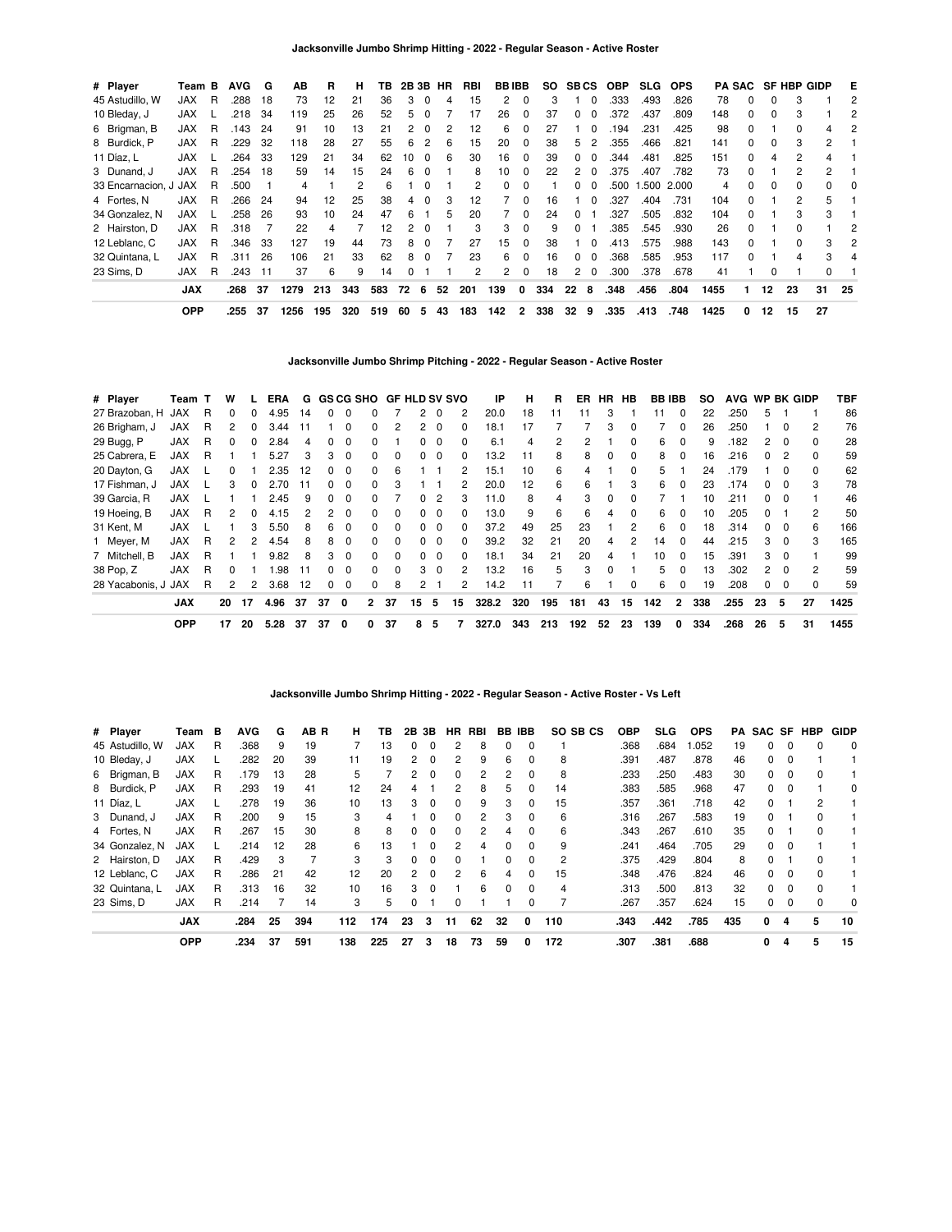## Jacksonville Jumbo Shrimp Hitting - 2022 - Regular Season - Active Roster

| # | Player | Team | B | AVG | G | AB | R | H | TB | 2B | 3B | HR | RBI | BB | IBB | SO | SB | CS | OBP | SLG | OPS | PA | SAC | SF | HBP | GIDP | E |
|---|---|---|---|---|---|---|---|---|---|---|---|---|---|---|---|---|---|---|---|---|---|---|---|---|---|---|---|
| 45 | Astudillo, W | JAX | R | .288 | 18 | 73 | 12 | 21 | 36 | 3 | 0 | 4 | 15 | 2 | 0 | 3 | 1 | 0 | .333 | .493 | .826 | 78 | 0 | 0 | 3 | 1 | 2 |
| 10 | Bleday, J | JAX | L | .218 | 34 | 119 | 25 | 26 | 52 | 5 | 0 | 7 | 17 | 26 | 0 | 37 | 0 | 0 | .372 | .437 | .809 | 148 | 0 | 0 | 3 | 1 | 2 |
| 6 | Brigman, B | JAX | R | .143 | 24 | 91 | 10 | 13 | 21 | 2 | 0 | 2 | 12 | 6 | 0 | 27 | 1 | 0 | .194 | .231 | .425 | 98 | 0 | 1 | 0 | 4 | 2 |
| 8 | Burdick, P | JAX | R | .229 | 32 | 118 | 28 | 27 | 55 | 6 | 2 | 6 | 15 | 20 | 0 | 38 | 5 | 2 | .355 | .466 | .821 | 141 | 0 | 0 | 3 | 2 | 1 |
| 11 | Díaz, L | JAX | L | .264 | 33 | 129 | 21 | 34 | 62 | 10 | 0 | 6 | 30 | 16 | 0 | 39 | 0 | 0 | .344 | .481 | .825 | 151 | 0 | 4 | 2 | 4 | 1 |
| 3 | Dunand, J | JAX | R | .254 | 18 | 59 | 14 | 15 | 24 | 6 | 0 | 1 | 8 | 10 | 0 | 22 | 2 | 0 | .375 | .407 | .782 | 73 | 0 | 1 | 2 | 2 | 1 |
| 33 | Encarnacion, J | JAX | R | .500 | 1 | 4 | 1 | 2 | 6 | 1 | 0 | 1 | 2 | 0 | 0 | 1 | 0 | 0 | .500 | 1.500 | 2.000 | 4 | 0 | 0 | 0 | 0 | 0 |
| 4 | Fortes, N | JAX | R | .266 | 24 | 94 | 12 | 25 | 38 | 4 | 0 | 3 | 12 | 7 | 0 | 16 | 1 | 0 | .327 | .404 | .731 | 104 | 0 | 1 | 2 | 5 | 1 |
| 34 | Gonzalez, N | JAX | L | .258 | 26 | 93 | 10 | 24 | 47 | 6 | 1 | 5 | 20 | 7 | 0 | 24 | 0 | 1 | .327 | .505 | .832 | 104 | 0 | 1 | 3 | 3 | 1 |
| 2 | Hairston, D | JAX | R | .318 | 7 | 22 | 4 | 7 | 12 | 2 | 0 | 1 | 3 | 3 | 0 | 9 | 0 | 1 | .385 | .545 | .930 | 26 | 0 | 1 | 0 | 1 | 2 |
| 12 | Leblanc, C | JAX | R | .346 | 33 | 127 | 19 | 44 | 73 | 8 | 0 | 7 | 27 | 15 | 0 | 38 | 1 | 0 | .413 | .575 | .988 | 143 | 0 | 1 | 0 | 3 | 2 |
| 32 | Quintana, L | JAX | R | .311 | 26 | 106 | 21 | 33 | 62 | 8 | 0 | 7 | 23 | 6 | 0 | 16 | 0 | 0 | .368 | .585 | .953 | 117 | 0 | 1 | 4 | 3 | 4 |
| 23 | Sims, D | JAX | R | .243 | 11 | 37 | 6 | 9 | 14 | 0 | 1 | 1 | 2 | 2 | 0 | 18 | 2 | 0 | .300 | .378 | .678 | 41 | 1 | 0 | 1 | 0 | 1 |
| | **JAX** | | | **.268** | **37** | **1279** | **213** | **343** | **583** | **72** | **6** | **52** | **201** | **139** | **0** | **334** | **22** | **8** | **.348** | **.456** | **.804** | **1455** | **1** | **12** | **23** | **31** | **25** |
| | **OPP** | | | **.255** | **37** | **1256** | **195** | **320** | **519** | **60** | **5** | **43** | **183** | **142** | **2** | **338** | **32** | **9** | **.335** | **.413** | **.748** | **1425** | **0** | **12** | **15** | **27** | |

## Jacksonville Jumbo Shrimp Pitching - 2022 - Regular Season - Active Roster

| # | Player | Team | T | W | L | ERA | G | GS | CG | SHO | GF | HLD | SV | SVO | IP | H | R | ER | HR | HB | BB | IBB | SO | AVG | WP | BK | GIDP | TBF |
|---|---|---|---|---|---|---|---|---|---|---|---|---|---|---|---|---|---|---|---|---|---|---|---|---|---|---|---|---|
| 27 | Brazoban, H | JAX | R | 0 | 0 | 4.95 | 14 | 0 | 0 | 0 | 7 | 2 | 0 | 2 | 20.0 | 18 | 11 | 11 | 3 | 1 | 11 | 0 | 22 | .250 | 5 | 1 | 1 | 86 |
| 26 | Brigham, J | JAX | R | 2 | 0 | 3.44 | 11 | 1 | 0 | 0 | 2 | 2 | 0 | 0 | 18.1 | 17 | 7 | 7 | 3 | 0 | 7 | 0 | 26 | .250 | 1 | 0 | 2 | 76 |
| 29 | Bugg, P | JAX | R | 0 | 0 | 2.84 | 4 | 0 | 0 | 0 | 1 | 0 | 0 | 0 | 6.1 | 4 | 2 | 2 | 1 | 0 | 6 | 0 | 9 | .182 | 2 | 0 | 0 | 28 |
| 25 | Cabrera, E | JAX | R | 1 | 1 | 5.27 | 3 | 3 | 0 | 0 | 0 | 0 | 0 | 0 | 13.2 | 11 | 8 | 8 | 0 | 0 | 8 | 0 | 16 | .216 | 0 | 2 | 0 | 59 |
| 20 | Dayton, G | JAX | L | 0 | 1 | 2.35 | 12 | 0 | 0 | 0 | 6 | 1 | 1 | 2 | 15.1 | 10 | 6 | 4 | 1 | 0 | 5 | 1 | 24 | .179 | 1 | 0 | 0 | 62 |
| 17 | Fishman, J | JAX | L | 3 | 0 | 2.70 | 11 | 0 | 0 | 0 | 3 | 1 | 1 | 2 | 20.0 | 12 | 6 | 6 | 1 | 3 | 6 | 0 | 23 | .174 | 0 | 0 | 3 | 78 |
| 39 | Garcia, R | JAX | L | 1 | 1 | 2.45 | 9 | 0 | 0 | 0 | 7 | 0 | 2 | 3 | 11.0 | 8 | 4 | 3 | 0 | 0 | 7 | 1 | 10 | .211 | 0 | 0 | 1 | 46 |
| 19 | Hoeing, B | JAX | R | 2 | 0 | 4.15 | 2 | 2 | 0 | 0 | 0 | 0 | 0 | 0 | 13.0 | 9 | 6 | 6 | 4 | 0 | 6 | 0 | 10 | .205 | 0 | 1 | 2 | 50 |
| 31 | Kent, M | JAX | L | 1 | 3 | 5.50 | 8 | 6 | 0 | 0 | 0 | 0 | 0 | 0 | 37.2 | 49 | 25 | 23 | 1 | 2 | 6 | 0 | 18 | .314 | 0 | 0 | 6 | 166 |
| 1 | Meyer, M | JAX | R | 2 | 2 | 4.54 | 8 | 8 | 0 | 0 | 0 | 0 | 0 | 0 | 39.2 | 32 | 21 | 20 | 4 | 2 | 14 | 0 | 44 | .215 | 3 | 0 | 3 | 165 |
| 7 | Mitchell, B | JAX | R | 1 | 1 | 9.82 | 8 | 3 | 0 | 0 | 0 | 0 | 0 | 0 | 18.1 | 34 | 21 | 20 | 4 | 1 | 10 | 0 | 15 | .391 | 3 | 0 | 1 | 99 |
| 38 | Pop, Z | JAX | R | 0 | 1 | 1.98 | 11 | 0 | 0 | 0 | 0 | 3 | 0 | 2 | 13.2 | 16 | 5 | 3 | 0 | 1 | 5 | 0 | 13 | .302 | 2 | 0 | 2 | 59 |
| 28 | Yacabonis, J | JAX | R | 2 | 2 | 3.68 | 12 | 0 | 0 | 0 | 8 | 2 | 1 | 2 | 14.2 | 11 | 7 | 6 | 1 | 0 | 6 | 0 | 19 | .208 | 0 | 0 | 0 | 59 |
| | **JAX** | | | **20** | **17** | **4.96** | **37** | **37** | **0** | **2** | **37** | **15** | **5** | **15** | **328.2** | **320** | **195** | **181** | **43** | **15** | **142** | **2** | **338** | **.255** | **23** | **5** | **27** | **1425** |
| | **OPP** | | | **17** | **20** | **5.28** | **37** | **37** | **0** | **0** | **37** | **8** | **5** | **7** | **327.0** | **343** | **213** | **192** | **52** | **23** | **139** | **0** | **334** | **.268** | **26** | **5** | **31** | **1455** |

## Jacksonville Jumbo Shrimp Hitting - 2022 - Regular Season - Active Roster - Vs Left

| # | Player | Team | B | AVG | G | AB | R | H | TB | 2B | 3B | HR | RBI | BB | IBB | SO | SB | CS | OBP | SLG | OPS | PA | SAC | SF | HBP | GIDP |
|---|---|---|---|---|---|---|---|---|---|---|---|---|---|---|---|---|---|---|---|---|---|---|---|---|---|---|
| 45 | Astudillo, W | JAX | R | .368 | 9 | 19 | | 7 | 13 | 0 | 0 | 2 | 8 | 0 | 0 | 1 | | | .368 | .684 | 1.052 | 19 | 0 | 0 | 0 | 0 |
| 10 | Bleday, J | JAX | L | .282 | 20 | 39 | | 11 | 19 | 2 | 0 | 2 | 9 | 6 | 0 | 8 | | | .391 | .487 | .878 | 46 | 0 | 0 | 1 | 1 |
| 6 | Brigman, B | JAX | R | .179 | 13 | 28 | | 5 | 7 | 2 | 0 | 0 | 2 | 2 | 0 | 8 | | | .233 | .250 | .483 | 30 | 0 | 0 | 0 | 1 |
| 8 | Burdick, P | JAX | R | .293 | 19 | 41 | | 12 | 24 | 4 | 1 | 2 | 8 | 5 | 0 | 14 | | | .383 | .585 | .968 | 47 | 0 | 0 | 1 | 0 |
| 11 | Díaz, L | JAX | L | .278 | 19 | 36 | | 10 | 13 | 3 | 0 | 0 | 9 | 3 | 0 | 15 | | | .357 | .361 | .718 | 42 | 0 | 1 | 2 | 1 |
| 3 | Dunand, J | JAX | R | .200 | 9 | 15 | | 3 | 4 | 1 | 0 | 0 | 2 | 3 | 0 | 6 | | | .316 | .267 | .583 | 19 | 0 | 1 | 0 | 1 |
| 4 | Fortes, N | JAX | R | .267 | 15 | 30 | | 8 | 8 | 0 | 0 | 0 | 2 | 4 | 0 | 6 | | | .343 | .267 | .610 | 35 | 0 | 1 | 0 | 1 |
| 34 | Gonzalez, N | JAX | L | .214 | 12 | 28 | | 6 | 13 | 1 | 0 | 2 | 4 | 0 | 0 | 9 | | | .241 | .464 | .705 | 29 | 0 | 0 | 1 | 1 |
| 2 | Hairston, D | JAX | R | .429 | 3 | 7 | | 3 | 3 | 0 | 0 | 0 | 1 | 0 | 0 | 2 | | | .375 | .429 | .804 | 8 | 0 | 1 | 0 | 1 |
| 12 | Leblanc, C | JAX | R | .286 | 21 | 42 | | 12 | 20 | 2 | 0 | 2 | 6 | 4 | 0 | 15 | | | .348 | .476 | .824 | 46 | 0 | 0 | 0 | 1 |
| 32 | Quintana, L | JAX | R | .313 | 16 | 32 | | 10 | 16 | 3 | 0 | 1 | 6 | 0 | 0 | 4 | | | .313 | .500 | .813 | 32 | 0 | 0 | 0 | 1 |
| 23 | Sims, D | JAX | R | .214 | 7 | 14 | | 3 | 5 | 0 | 1 | 0 | 1 | 1 | 0 | 7 | | | .267 | .357 | .624 | 15 | 0 | 0 | 0 | 0 |
| | **JAX** | | | **.284** | **25** | **394** | | **112** | **174** | **23** | **3** | **11** | **62** | **32** | **0** | **110** | | | **.343** | **.442** | **.785** | **435** | **0** | **4** | **5** | **10** |
| | **OPP** | | | **.234** | **37** | **591** | | **138** | **225** | **27** | **3** | **18** | **73** | **59** | **0** | **172** | | | **.307** | **.381** | **.688** | | **0** | **4** | **5** | **15** |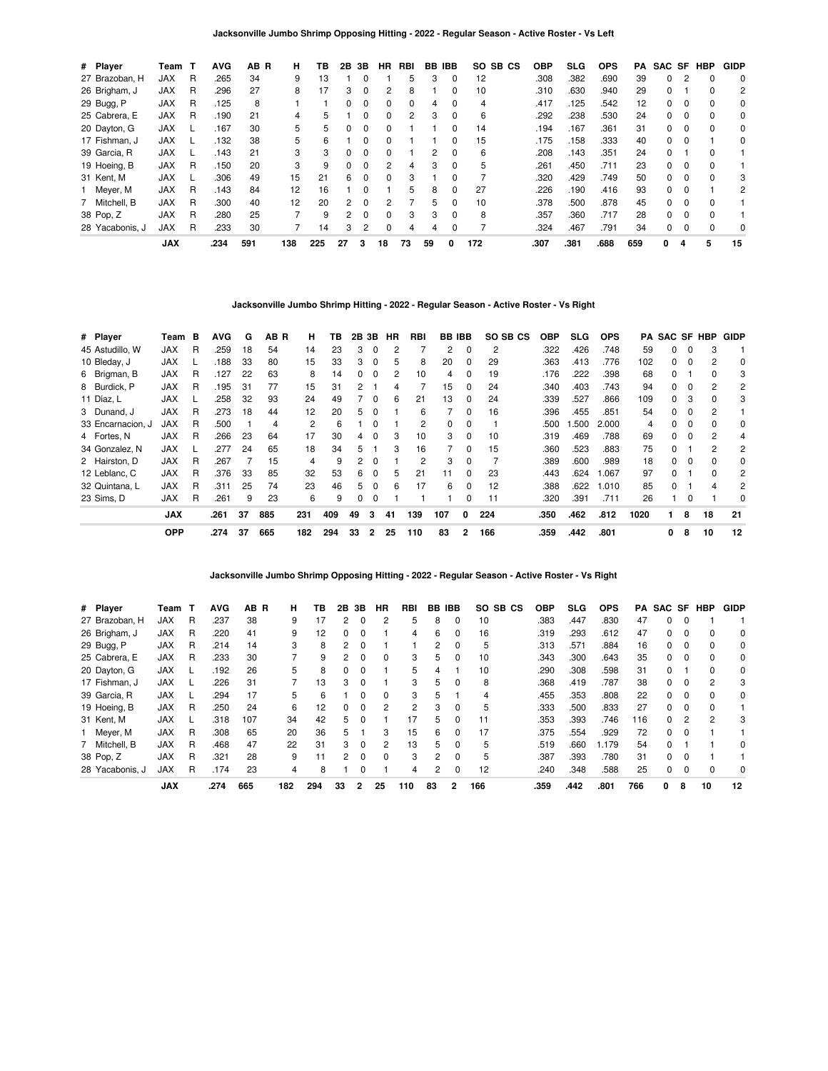### Jacksonville Jumbo Shrimp Opposing Hitting - 2022 - Regular Season - Active Roster - Vs Left

| # | Player | Team | T | AVG | AB | R | H | TB | 2B | 3B | HR | RBI | BB | IBB | SO | SB | CS | OBP | SLG | OPS | PA | SAC | SF | HBP | GIDP |
|---|---|---|---|---|---|---|---|---|---|---|---|---|---|---|---|---|---|---|---|---|---|---|---|---|---|
| 27 | Brazoban, H | JAX | R | .265 | 34 | | 9 | 13 | 1 | 0 | 1 | 5 | 3 | 0 | 12 | | | .308 | .382 | .690 | 39 | 0 | 2 | 0 | 0 |
| 26 | Brigham, J | JAX | R | .296 | 27 | | 8 | 17 | 3 | 0 | 2 | 8 | 1 | 0 | 10 | | | .310 | .630 | .940 | 29 | 0 | 1 | 0 | 2 |
| 29 | Bugg, P | JAX | R | .125 | 8 | | 1 | 1 | 0 | 0 | 0 | 0 | 4 | 0 | 4 | | | .417 | .125 | .542 | 12 | 0 | 0 | 0 | 0 |
| 25 | Cabrera, E | JAX | R | .190 | 21 | | 4 | 5 | 1 | 0 | 0 | 2 | 3 | 0 | 6 | | | .292 | .238 | .530 | 24 | 0 | 0 | 0 | 0 |
| 20 | Dayton, G | JAX | L | .167 | 30 | | 5 | 5 | 0 | 0 | 0 | 1 | 1 | 0 | 14 | | | .194 | .167 | .361 | 31 | 0 | 0 | 0 | 0 |
| 17 | Fishman, J | JAX | L | .132 | 38 | | 5 | 6 | 1 | 0 | 0 | 1 | 1 | 0 | 15 | | | .175 | .158 | .333 | 40 | 0 | 0 | 1 | 0 |
| 39 | Garcia, R | JAX | L | .143 | 21 | | 3 | 3 | 0 | 0 | 0 | 1 | 2 | 0 | 6 | | | .208 | .143 | .351 | 24 | 0 | 1 | 0 | 1 |
| 19 | Hoeing, B | JAX | R | .150 | 20 | | 3 | 9 | 0 | 0 | 2 | 4 | 3 | 0 | 5 | | | .261 | .450 | .711 | 23 | 0 | 0 | 0 | 1 |
| 31 | Kent, M | JAX | L | .306 | 49 | | 15 | 21 | 6 | 0 | 0 | 3 | 1 | 0 | 7 | | | .320 | .429 | .749 | 50 | 0 | 0 | 0 | 3 |
| 1 | Meyer, M | JAX | R | .143 | 84 | | 12 | 16 | 1 | 0 | 1 | 5 | 8 | 0 | 27 | | | .226 | .190 | .416 | 93 | 0 | 0 | 1 | 2 |
| 7 | Mitchell, B | JAX | R | .300 | 40 | | 12 | 20 | 2 | 0 | 2 | 7 | 5 | 0 | 10 | | | .378 | .500 | .878 | 45 | 0 | 0 | 0 | 1 |
| 38 | Pop, Z | JAX | R | .280 | 25 | | 7 | 9 | 2 | 0 | 0 | 3 | 3 | 0 | 8 | | | .357 | .360 | .717 | 28 | 0 | 0 | 0 | 1 |
| 28 | Yacabonis, J | JAX | R | .233 | 30 | | 7 | 14 | 3 | 2 | 0 | 4 | 4 | 0 | 7 | | | .324 | .467 | .791 | 34 | 0 | 0 | 0 | 0 |
| | **JAX** | | | **.234** | **591** | | **138** | **225** | **27** | **3** | **18** | **73** | **59** | **0** | **172** | | | **.307** | **.381** | **.688** | **659** | **0** | **4** | **5** | **15** |

### Jacksonville Jumbo Shrimp Hitting - 2022 - Regular Season - Active Roster - Vs Right

| # | Player | Team | B | AVG | G | AB | R | H | TB | 2B | 3B | HR | RBI | BB | IBB | SO | SB | CS | OBP | SLG | OPS | PA | SAC | SF | HBP | GIDP |
|---|---|---|---|---|---|---|---|---|---|---|---|---|---|---|---|---|---|---|---|---|---|---|---|---|---|---|
| 45 | Astudillo, W | JAX | R | .259 | 18 | 54 | | 14 | 23 | 3 | 0 | 2 | 7 | 2 | 0 | 2 | | | .322 | .426 | .748 | 59 | 0 | 0 | 3 | 1 |
| 10 | Bleday, J | JAX | L | .188 | 33 | 80 | | 15 | 33 | 3 | 0 | 5 | 8 | 20 | 0 | 29 | | | .363 | .413 | .776 | 102 | 0 | 0 | 2 | 0 |
| 6 | Brigman, B | JAX | R | .127 | 22 | 63 | | 8 | 14 | 0 | 0 | 2 | 10 | 4 | 0 | 19 | | | .176 | .222 | .398 | 68 | 0 | 1 | 0 | 3 |
| 8 | Burdick, P | JAX | R | .195 | 31 | 77 | | 15 | 31 | 2 | 1 | 4 | 7 | 15 | 0 | 24 | | | .340 | .403 | .743 | 94 | 0 | 0 | 2 | 2 |
| 11 | Díaz, L | JAX | L | .258 | 32 | 93 | | 24 | 49 | 7 | 0 | 6 | 21 | 13 | 0 | 24 | | | .339 | .527 | .866 | 109 | 0 | 3 | 0 | 3 |
| 3 | Dunand, J | JAX | R | .273 | 18 | 44 | | 12 | 20 | 5 | 0 | 1 | 6 | 7 | 0 | 16 | | | .396 | .455 | .851 | 54 | 0 | 0 | 2 | 1 |
| 33 | Encarnacion, J | JAX | R | .500 | 1 | 4 | | 2 | 6 | 1 | 0 | 1 | 2 | 0 | 0 | 1 | | | .500 | 1.500 | 2.000 | 4 | 0 | 0 | 0 | 0 |
| 4 | Fortes, N | JAX | R | .266 | 23 | 64 | | 17 | 30 | 4 | 0 | 3 | 10 | 3 | 0 | 10 | | | .319 | .469 | .788 | 69 | 0 | 0 | 2 | 4 |
| 34 | Gonzalez, N | JAX | L | .277 | 24 | 65 | | 18 | 34 | 5 | 1 | 3 | 16 | 7 | 0 | 15 | | | .360 | .523 | .883 | 75 | 0 | 1 | 2 | 2 |
| 2 | Hairston, D | JAX | R | .267 | 7 | 15 | | 4 | 9 | 2 | 0 | 1 | 2 | 3 | 0 | 7 | | | .389 | .600 | .989 | 18 | 0 | 0 | 0 | 0 |
| 12 | Leblanc, C | JAX | R | .376 | 33 | 85 | | 32 | 53 | 6 | 0 | 5 | 21 | 11 | 0 | 23 | | | .443 | .624 | 1.067 | 97 | 0 | 1 | 0 | 2 |
| 32 | Quintana, L | JAX | R | .311 | 25 | 74 | | 23 | 46 | 5 | 0 | 6 | 17 | 6 | 0 | 12 | | | .388 | .622 | 1.010 | 85 | 0 | 1 | 4 | 2 |
| 23 | Sims, D | JAX | R | .261 | 9 | 23 | | 6 | 9 | 0 | 0 | 1 | 1 | 1 | 0 | 11 | | | .320 | .391 | .711 | 26 | 1 | 0 | 1 | 0 |
| | **JAX** | | | **.261** | **37** | **885** | | **231** | **409** | **49** | **3** | **41** | **139** | **107** | **0** | **224** | | | **.350** | **.462** | **.812** | **1020** | **1** | **8** | **18** | **21** |
| | **OPP** | | | **.274** | **37** | **665** | | **182** | **294** | **33** | **2** | **25** | **110** | **83** | **2** | **166** | | | **.359** | **.442** | **.801** | | **0** | **8** | **10** | **12** |

### Jacksonville Jumbo Shrimp Opposing Hitting - 2022 - Regular Season - Active Roster - Vs Right

| # | Player | Team | T | AVG | AB | R | H | TB | 2B | 3B | HR | RBI | BB | IBB | SO | SB | CS | OBP | SLG | OPS | PA | SAC | SF | HBP | GIDP |
|---|---|---|---|---|---|---|---|---|---|---|---|---|---|---|---|---|---|---|---|---|---|---|---|---|---|
| 27 | Brazoban, H | JAX | R | .237 | 38 | | 9 | 17 | 2 | 0 | 2 | 5 | 8 | 0 | 10 | | | .383 | .447 | .830 | 47 | 0 | 0 | 1 | 1 |
| 26 | Brigham, J | JAX | R | .220 | 41 | | 9 | 12 | 0 | 0 | 1 | 4 | 6 | 0 | 16 | | | .319 | .293 | .612 | 47 | 0 | 0 | 0 | 0 |
| 29 | Bugg, P | JAX | R | .214 | 14 | | 3 | 8 | 2 | 0 | 1 | 1 | 2 | 0 | 5 | | | .313 | .571 | .884 | 16 | 0 | 0 | 0 | 0 |
| 25 | Cabrera, E | JAX | R | .233 | 30 | | 7 | 9 | 2 | 0 | 0 | 3 | 5 | 0 | 10 | | | .343 | .300 | .643 | 35 | 0 | 0 | 0 | 0 |
| 20 | Dayton, G | JAX | L | .192 | 26 | | 5 | 8 | 0 | 0 | 1 | 5 | 4 | 1 | 10 | | | .290 | .308 | .598 | 31 | 0 | 1 | 0 | 0 |
| 17 | Fishman, J | JAX | L | .226 | 31 | | 7 | 13 | 3 | 0 | 1 | 3 | 5 | 0 | 8 | | | .368 | .419 | .787 | 38 | 0 | 0 | 2 | 3 |
| 39 | Garcia, R | JAX | L | .294 | 17 | | 5 | 6 | 1 | 0 | 0 | 3 | 5 | 0 | 4 | | | .455 | .353 | .808 | 22 | 0 | 0 | 0 | 0 |
| 19 | Hoeing, B | JAX | R | .250 | 24 | | 6 | 12 | 0 | 0 | 2 | 2 | 3 | 0 | 5 | | | .333 | .500 | .833 | 27 | 0 | 0 | 0 | 1 |
| 31 | Kent, M | JAX | L | .318 | 107 | | 34 | 42 | 5 | 0 | 1 | 17 | 5 | 0 | 11 | | | .353 | .393 | .746 | 116 | 0 | 2 | 2 | 3 |
| 1 | Meyer, M | JAX | R | .308 | 65 | | 20 | 36 | 5 | 1 | 3 | 15 | 6 | 0 | 17 | | | .375 | .554 | .929 | 72 | 0 | 0 | 1 | 1 |
| 7 | Mitchell, B | JAX | R | .468 | 47 | | 22 | 31 | 3 | 0 | 2 | 13 | 5 | 0 | 5 | | | .519 | .660 | 1.179 | 54 | 0 | 1 | 1 | 0 |
| 38 | Pop, Z | JAX | R | .321 | 28 | | 9 | 11 | 2 | 0 | 0 | 3 | 2 | 0 | 5 | | | .387 | .393 | .780 | 31 | 0 | 0 | 1 | 1 |
| 28 | Yacabonis, J | JAX | R | .174 | 23 | | 4 | 8 | 1 | 0 | 1 | 4 | 2 | 0 | 12 | | | .240 | .348 | .588 | 25 | 0 | 0 | 0 | 0 |
| | **JAX** | | | **.274** | **665** | | **182** | **294** | **33** | **2** | **25** | **110** | **83** | **2** | **166** | | | **.359** | **.442** | **.801** | **766** | **0** | **8** | **10** | **12** |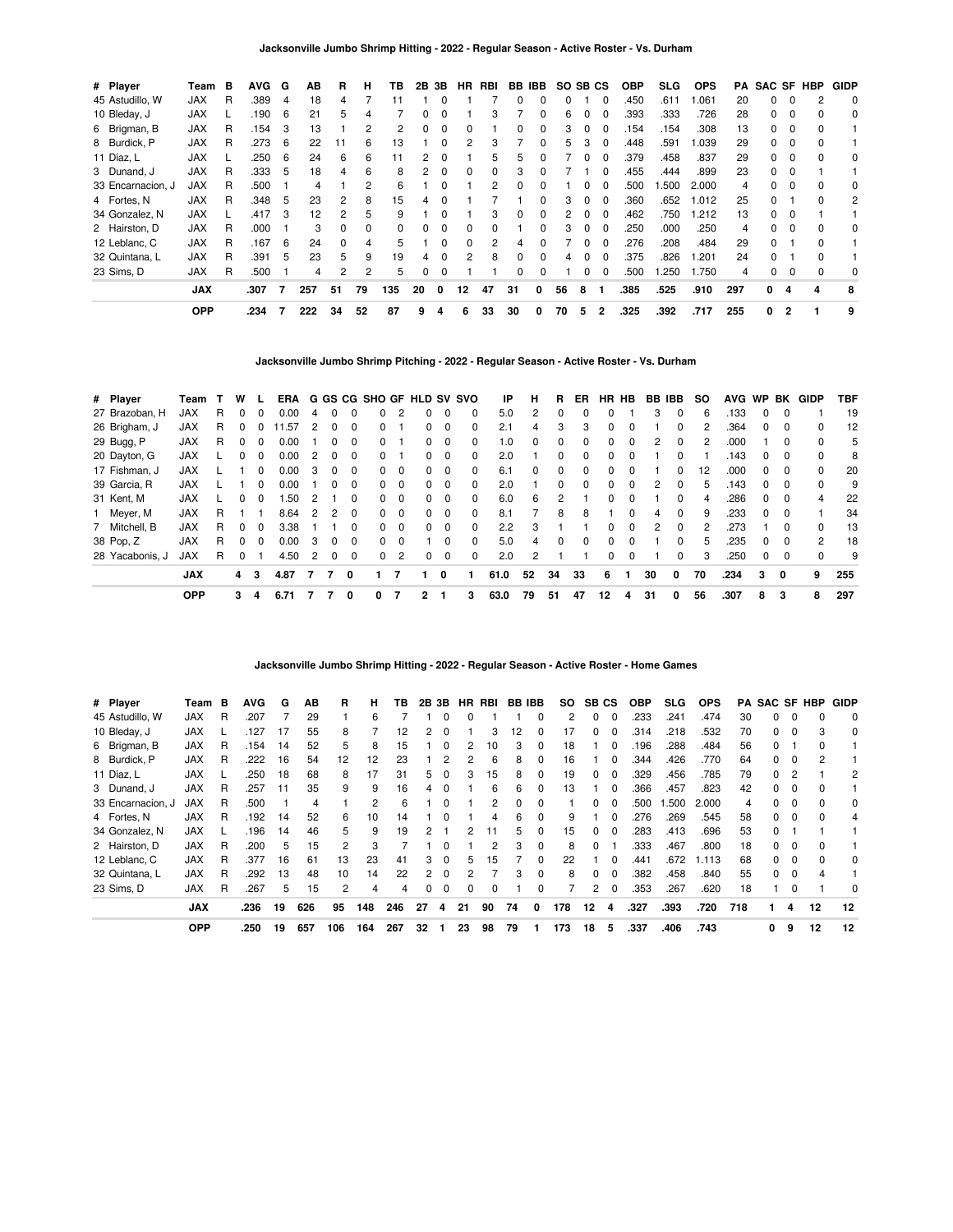### Jacksonville Jumbo Shrimp Hitting - 2022 - Regular Season - Active Roster - Vs. Durham

| # | Player | Team | B | AVG | G | AB | R | H | TB | 2B | 3B | HR | RBI | BB | IBB | SO | SB | CS | OBP | SLG | OPS | PA | SAC | SF | HBP | GIDP |
|---|---|---|---|---|---|---|---|---|---|---|---|---|---|---|---|---|---|---|---|---|---|---|---|---|---|---|
| 45 | Astudillo, W | JAX | R | .389 | 4 | 18 | 4 | 7 | 11 | 1 | 0 | 1 | 7 | 0 | 0 | 0 | 1 | 0 | .450 | .611 | 1.061 | 20 | 0 | 0 | 2 | 0 |
| 10 | Bleday, J | JAX | L | .190 | 6 | 21 | 5 | 4 | 7 | 0 | 0 | 1 | 3 | 7 | 0 | 6 | 0 | 0 | .393 | .333 | .726 | 28 | 0 | 0 | 0 | 0 |
| 6 | Brigman, B | JAX | R | .154 | 3 | 13 | 1 | 2 | 2 | 0 | 0 | 0 | 1 | 0 | 0 | 3 | 0 | 0 | .154 | .154 | .308 | 13 | 0 | 0 | 0 | 1 |
| 8 | Burdick, P | JAX | R | .273 | 6 | 22 | 11 | 6 | 13 | 1 | 0 | 2 | 3 | 7 | 0 | 5 | 3 | 0 | .448 | .591 | 1.039 | 29 | 0 | 0 | 0 | 1 |
| 11 | Diaz, L | JAX | L | .250 | 6 | 24 | 6 | 6 | 11 | 2 | 0 | 1 | 5 | 5 | 0 | 7 | 0 | 0 | .379 | .458 | .837 | 29 | 0 | 0 | 0 | 0 |
| 3 | Dunand, J | JAX | R | .333 | 5 | 18 | 4 | 6 | 8 | 2 | 0 | 0 | 0 | 3 | 0 | 7 | 1 | 0 | .455 | .444 | .899 | 23 | 0 | 0 | 1 | 1 |
| 33 | Encarnacion, J | JAX | R | .500 | 1 | 4 | 1 | 2 | 6 | 1 | 0 | 1 | 2 | 0 | 0 | 1 | 0 | 0 | .500 | 1.500 | 2.000 | 4 | 0 | 0 | 0 | 0 |
| 4 | Fortes, N | JAX | R | .348 | 5 | 23 | 2 | 8 | 15 | 4 | 0 | 1 | 7 | 1 | 0 | 3 | 0 | 0 | .360 | .652 | 1.012 | 25 | 0 | 1 | 0 | 2 |
| 34 | Gonzalez, N | JAX | L | .417 | 3 | 12 | 2 | 5 | 9 | 1 | 0 | 1 | 3 | 0 | 0 | 2 | 0 | 0 | .462 | .750 | 1.212 | 13 | 0 | 0 | 1 | 1 |
| 2 | Hairston, D | JAX | R | .000 | 1 | 3 | 0 | 0 | 0 | 0 | 0 | 0 | 0 | 1 | 0 | 3 | 0 | 0 | .250 | .000 | .250 | 4 | 0 | 0 | 0 | 0 |
| 12 | Leblanc, C | JAX | R | .167 | 6 | 24 | 0 | 4 | 5 | 1 | 0 | 0 | 2 | 4 | 0 | 7 | 0 | 0 | .276 | .208 | .484 | 29 | 0 | 1 | 0 | 1 |
| 32 | Quintana, L | JAX | R | .391 | 5 | 23 | 5 | 9 | 19 | 4 | 0 | 2 | 8 | 0 | 0 | 4 | 0 | 0 | .375 | .826 | 1.201 | 24 | 0 | 1 | 0 | 1 |
| 23 | Sims, D | JAX | R | .500 | 1 | 4 | 2 | 2 | 5 | 0 | 0 | 1 | 1 | 0 | 0 | 1 | 0 | 0 | .500 | 1.250 | 1.750 | 4 | 0 | 0 | 0 | 0 |
| | | **JAX** | | **.307** | **7** | **257** | **51** | **79** | **135** | **20** | **0** | **12** | **47** | **31** | **0** | **56** | **8** | **1** | **.385** | **.525** | **.910** | **297** | **0** | **4** | **4** | **8** |
| | | **OPP** | | **.234** | **7** | **222** | **34** | **52** | **87** | **9** | **4** | **6** | **33** | **30** | **0** | **70** | **5** | **2** | **.325** | **.392** | **.717** | **255** | **0** | **2** | **1** | **9** |

### Jacksonville Jumbo Shrimp Pitching - 2022 - Regular Season - Active Roster - Vs. Durham

| # | Player | Team | T | W | L | ERA | G | GS | CG | SHO | GF | HLD | SV | SVO | IP | H | R | ER | HR | HB | BB | IBB | SO | AVG | WP | BK | GIDP | TBF |
|---|---|---|---|---|---|---|---|---|---|---|---|---|---|---|---|---|---|---|---|---|---|---|---|---|---|---|---|---|
| 27 | Brazoban, H | JAX | R | 0 | 0 | 0.00 | 4 | 0 | 0 | 0 | 2 | 0 | 0 | 0 | 5.0 | 2 | 0 | 0 | 0 | 1 | 3 | 0 | 6 | .133 | 0 | 0 | 1 | 19 |
| 26 | Brigham, J | JAX | R | 0 | 0 | 11.57 | 2 | 0 | 0 | 0 | 1 | 0 | 0 | 0 | 2.1 | 4 | 3 | 3 | 0 | 0 | 1 | 0 | 2 | .364 | 0 | 0 | 0 | 12 |
| 29 | Bugg, P | JAX | R | 0 | 0 | 0.00 | 1 | 0 | 0 | 0 | 1 | 0 | 0 | 0 | 1.0 | 0 | 0 | 0 | 0 | 0 | 2 | 0 | 2 | .000 | 1 | 0 | 0 | 5 |
| 20 | Dayton, G | JAX | L | 0 | 0 | 0.00 | 2 | 0 | 0 | 0 | 1 | 0 | 0 | 0 | 2.0 | 1 | 0 | 0 | 0 | 0 | 1 | 0 | 1 | .143 | 0 | 0 | 0 | 8 |
| 17 | Fishman, J | JAX | L | 1 | 0 | 0.00 | 3 | 0 | 0 | 0 | 0 | 0 | 0 | 0 | 6.1 | 0 | 0 | 0 | 0 | 0 | 1 | 0 | 12 | .000 | 0 | 0 | 0 | 20 |
| 39 | Garcia, R | JAX | L | 1 | 0 | 0.00 | 1 | 0 | 0 | 0 | 0 | 0 | 0 | 0 | 2.0 | 1 | 0 | 0 | 0 | 0 | 2 | 0 | 5 | .143 | 0 | 0 | 0 | 9 |
| 31 | Kent, M | JAX | L | 0 | 0 | 1.50 | 2 | 1 | 0 | 0 | 0 | 0 | 0 | 0 | 6.0 | 6 | 2 | 1 | 0 | 0 | 1 | 0 | 4 | .286 | 0 | 0 | 4 | 22 |
| 1 | Meyer, M | JAX | R | 1 | 1 | 8.64 | 2 | 2 | 0 | 0 | 0 | 0 | 0 | 0 | 8.1 | 7 | 8 | 8 | 1 | 0 | 4 | 0 | 9 | .233 | 0 | 0 | 1 | 34 |
| 7 | Mitchell, B | JAX | R | 0 | 0 | 3.38 | 1 | 1 | 0 | 0 | 0 | 0 | 0 | 0 | 2.2 | 3 | 1 | 1 | 0 | 0 | 2 | 0 | 2 | .273 | 1 | 0 | 0 | 13 |
| 38 | Pop, Z | JAX | R | 0 | 0 | 0.00 | 3 | 0 | 0 | 0 | 0 | 1 | 0 | 0 | 5.0 | 4 | 0 | 0 | 0 | 0 | 1 | 0 | 5 | .235 | 0 | 0 | 2 | 18 |
| 28 | Yacabonis, J | JAX | R | 0 | 1 | 4.50 | 2 | 0 | 0 | 0 | 2 | 0 | 0 | 0 | 2.0 | 2 | 1 | 1 | 0 | 0 | 1 | 0 | 3 | .250 | 0 | 0 | 0 | 9 |
| | | **JAX** | | **4** | **3** | **4.87** | **7** | **7** | **0** | **1** | **7** | **1** | **0** | **1** | **61.0** | **52** | **34** | **33** | **6** | **1** | **30** | **0** | **70** | **.234** | **3** | **0** | **9** | **255** |
| | | **OPP** | | **3** | **4** | **6.71** | **7** | **7** | **0** | **0** | **7** | **2** | **1** | **3** | **63.0** | **79** | **51** | **47** | **12** | **4** | **31** | **0** | **56** | **.307** | **8** | **3** | **8** | **297** |

### Jacksonville Jumbo Shrimp Hitting - 2022 - Regular Season - Active Roster - Home Games

| # | Player | Team | B | AVG | G | AB | R | H | TB | 2B | 3B | HR | RBI | BB | IBB | SO | SB | CS | OBP | SLG | OPS | PA | SAC | SF | HBP | GIDP |
|---|---|---|---|---|---|---|---|---|---|---|---|---|---|---|---|---|---|---|---|---|---|---|---|---|---|---|
| 45 | Astudillo, W | JAX | R | .207 | 7 | 29 | 1 | 6 | 7 | 1 | 0 | 0 | 1 | 1 | 0 | 2 | 0 | 0 | .233 | .241 | .474 | 30 | 0 | 0 | 0 | 0 |
| 10 | Bleday, J | JAX | L | .127 | 17 | 55 | 8 | 7 | 12 | 2 | 0 | 1 | 3 | 12 | 0 | 17 | 0 | 0 | .314 | .218 | .532 | 70 | 0 | 0 | 3 | 0 |
| 6 | Brigman, B | JAX | R | .154 | 14 | 52 | 5 | 8 | 15 | 1 | 0 | 2 | 10 | 3 | 0 | 18 | 1 | 0 | .196 | .288 | .484 | 56 | 0 | 1 | 0 | 1 |
| 8 | Burdick, P | JAX | R | .222 | 16 | 54 | 12 | 12 | 23 | 1 | 2 | 2 | 6 | 8 | 0 | 16 | 1 | 0 | .344 | .426 | .770 | 64 | 0 | 0 | 2 | 1 |
| 11 | Diaz, L | JAX | L | .250 | 18 | 68 | 8 | 17 | 31 | 5 | 0 | 3 | 15 | 8 | 0 | 19 | 0 | 0 | .329 | .456 | .785 | 79 | 0 | 2 | 1 | 2 |
| 3 | Dunand, J | JAX | R | .257 | 11 | 35 | 9 | 9 | 16 | 4 | 0 | 1 | 6 | 6 | 0 | 13 | 1 | 0 | .366 | .457 | .823 | 42 | 0 | 0 | 0 | 1 |
| 33 | Encarnacion, J | JAX | R | .500 | 1 | 4 | 1 | 2 | 6 | 1 | 0 | 1 | 2 | 0 | 0 | 1 | 0 | 0 | .500 | 1.500 | 2.000 | 4 | 0 | 0 | 0 | 0 |
| 4 | Fortes, N | JAX | R | .192 | 14 | 52 | 6 | 10 | 14 | 1 | 0 | 1 | 4 | 6 | 0 | 9 | 1 | 0 | .276 | .269 | .545 | 58 | 0 | 0 | 0 | 4 |
| 34 | Gonzalez, N | JAX | L | .196 | 14 | 46 | 5 | 9 | 19 | 2 | 1 | 2 | 11 | 5 | 0 | 15 | 0 | 0 | .283 | .413 | .696 | 53 | 0 | 1 | 1 | 1 |
| 2 | Hairston, D | JAX | R | .200 | 5 | 15 | 2 | 3 | 7 | 1 | 0 | 1 | 2 | 3 | 0 | 8 | 0 | 1 | .333 | .467 | .800 | 18 | 0 | 0 | 0 | 1 |
| 12 | Leblanc, C | JAX | R | .377 | 16 | 61 | 13 | 23 | 41 | 3 | 0 | 5 | 15 | 7 | 0 | 22 | 1 | 0 | .441 | .672 | 1.113 | 68 | 0 | 0 | 0 | 0 |
| 32 | Quintana, L | JAX | R | .292 | 13 | 48 | 10 | 14 | 22 | 2 | 0 | 2 | 7 | 3 | 0 | 8 | 0 | 0 | .382 | .458 | .840 | 55 | 0 | 0 | 4 | 1 |
| 23 | Sims, D | JAX | R | .267 | 5 | 15 | 2 | 4 | 4 | 0 | 0 | 0 | 0 | 1 | 0 | 7 | 2 | 0 | .353 | .267 | .620 | 18 | 1 | 0 | 1 | 0 |
| | | **JAX** | | **.236** | **19** | **626** | **95** | **148** | **246** | **27** | **4** | **21** | **90** | **74** | **0** | **178** | **12** | **4** | **.327** | **.393** | **.720** | **718** | **1** | **4** | **12** | **12** |
| | | **OPP** | | **.250** | **19** | **657** | **106** | **164** | **267** | **32** | **1** | **23** | **98** | **79** | **1** | **173** | **18** | **5** | **.337** | **.406** | **.743** | | **0** | **9** | **12** | **12** |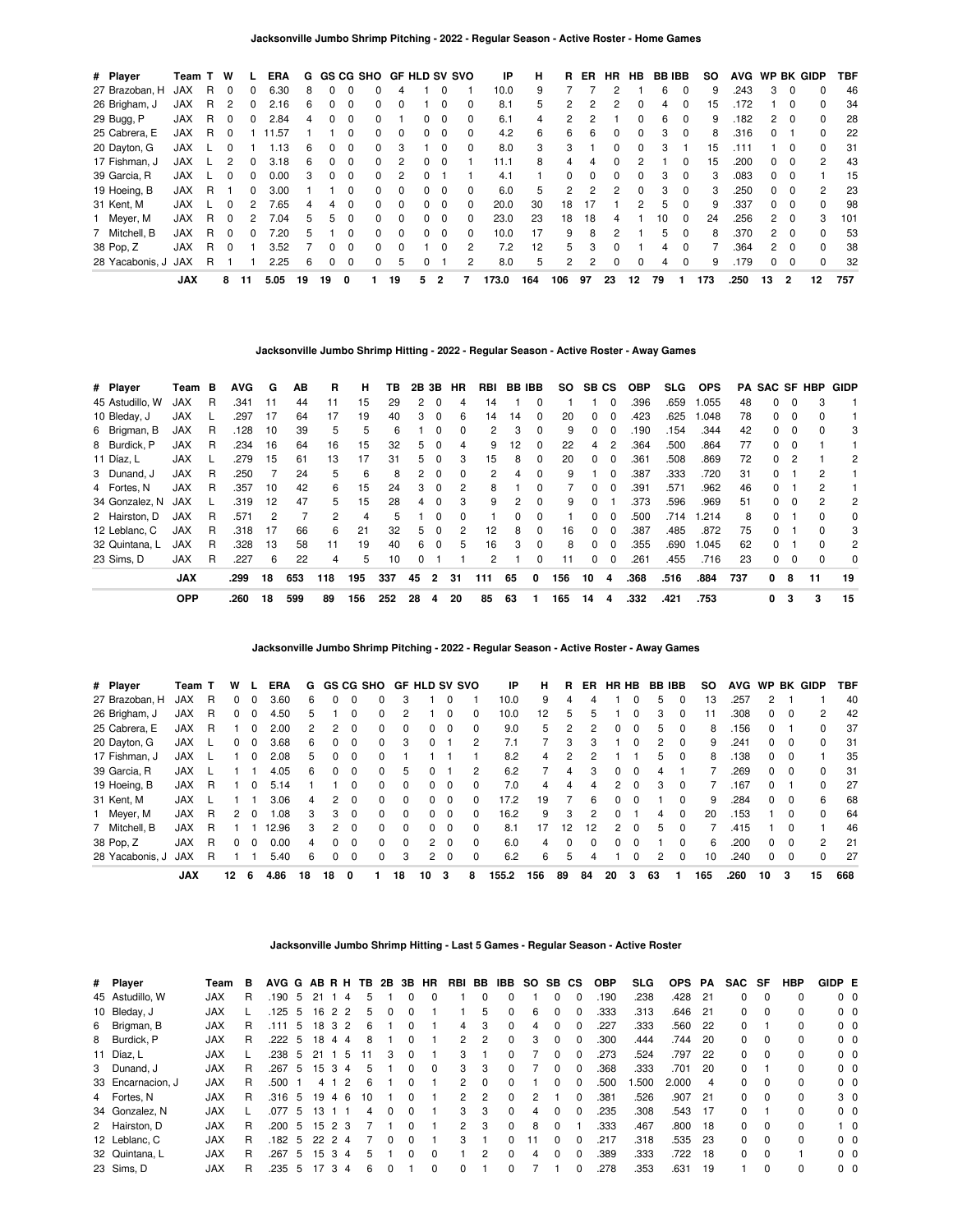## Jacksonville Jumbo Shrimp Pitching - 2022 - Regular Season - Active Roster - Home Games

| # | Player | Team | T | W | L | ERA | G | GS | CG | SHO | GF | HLD | SV | SVO | IP | H | R | ER | HR | HB | BB | IBB | SO | AVG | WP | BK | GIDP | TBF |
|---|---|---|---|---|---|---|---|---|---|---|---|---|---|---|---|---|---|---|---|---|---|---|---|---|---|---|---|---|
| 27 | Brazoban, H | JAX | R | 0 | 0 | 6.30 | 8 | 0 | 0 | 0 | 4 | 1 | 0 | 1 | 10.0 | 9 | 7 | 7 | 2 | 1 | 6 | 0 | 9 | .243 | 3 | 0 | 0 | 46 |
| 26 | Brigham, J | JAX | R | 2 | 0 | 2.16 | 6 | 0 | 0 | 0 | 0 | 1 | 0 | 0 | 8.1 | 5 | 2 | 2 | 2 | 0 | 4 | 0 | 15 | .172 | 1 | 0 | 0 | 34 |
| 29 | Bugg, P | JAX | R | 0 | 0 | 2.84 | 4 | 0 | 0 | 0 | 1 | 0 | 0 | 0 | 6.1 | 4 | 2 | 2 | 1 | 0 | 6 | 0 | 9 | .182 | 2 | 0 | 0 | 28 |
| 25 | Cabrera, E | JAX | R | 0 | 1 | 11.57 | 1 | 1 | 0 | 0 | 0 | 0 | 0 | 0 | 4.2 | 6 | 6 | 6 | 0 | 0 | 3 | 0 | 8 | .316 | 0 | 1 | 0 | 22 |
| 20 | Dayton, G | JAX | L | 0 | 1 | 1.13 | 6 | 0 | 0 | 0 | 3 | 1 | 0 | 0 | 8.0 | 3 | 3 | 1 | 0 | 0 | 3 | 1 | 15 | .111 | 1 | 0 | 0 | 31 |
| 17 | Fishman, J | JAX | L | 2 | 0 | 3.18 | 6 | 0 | 0 | 0 | 2 | 0 | 0 | 1 | 11.1 | 8 | 4 | 4 | 0 | 2 | 1 | 0 | 15 | .200 | 0 | 0 | 2 | 43 |
| 39 | Garcia, R | JAX | L | 0 | 0 | 0.00 | 3 | 0 | 0 | 0 | 2 | 0 | 1 | 1 | 4.1 | 1 | 0 | 0 | 0 | 0 | 3 | 0 | 3 | .083 | 0 | 0 | 1 | 15 |
| 19 | Hoeing, B | JAX | R | 1 | 0 | 3.00 | 1 | 1 | 0 | 0 | 0 | 0 | 0 | 0 | 6.0 | 5 | 2 | 2 | 2 | 0 | 3 | 0 | 3 | .250 | 0 | 0 | 2 | 23 |
| 31 | Kent, M | JAX | L | 0 | 2 | 7.65 | 4 | 4 | 0 | 0 | 0 | 0 | 0 | 0 | 20.0 | 30 | 18 | 17 | 1 | 2 | 5 | 0 | 9 | .337 | 0 | 0 | 0 | 98 |
| 1 | Meyer, M | JAX | R | 0 | 2 | 7.04 | 5 | 5 | 0 | 0 | 0 | 0 | 0 | 0 | 23.0 | 23 | 18 | 18 | 4 | 1 | 10 | 0 | 24 | .256 | 2 | 0 | 3 | 101 |
| 7 | Mitchell, B | JAX | R | 0 | 0 | 7.20 | 5 | 1 | 0 | 0 | 0 | 0 | 0 | 0 | 10.0 | 17 | 9 | 8 | 2 | 1 | 5 | 0 | 8 | .370 | 2 | 0 | 0 | 53 |
| 38 | Pop, Z | JAX | R | 0 | 1 | 3.52 | 7 | 0 | 0 | 0 | 0 | 1 | 0 | 2 | 7.2 | 12 | 5 | 3 | 0 | 1 | 4 | 0 | 7 | .364 | 2 | 0 | 0 | 38 |
| 28 | Yacabonis, J | JAX | R | 1 | 1 | 2.25 | 6 | 0 | 0 | 0 | 5 | 0 | 1 | 2 | 8.0 | 5 | 2 | 2 | 0 | 0 | 4 | 0 | 9 | .179 | 0 | 0 | 0 | 32 |
| | | **JAX** | | **8** | **11** | **5.05** | **19** | **19** | **0** | **1** | **19** | **5** | **2** | **7** | **173.0** | **164** | **106** | **97** | **23** | **12** | **79** | **1** | **173** | **.250** | **13** | **2** | **12** | **757** |

## Jacksonville Jumbo Shrimp Hitting - 2022 - Regular Season - Active Roster - Away Games

| # | Player | Team | B | AVG | G | AB | R | H | TB | 2B | 3B | HR | RBI | BB | IBB | SO | SB | CS | OBP | SLG | OPS | PA | SAC | SF | HBP | GIDP |
|---|---|---|---|---|---|---|---|---|---|---|---|---|---|---|---|---|---|---|---|---|---|---|---|---|---|---|
| 45 | Astudillo, W | JAX | R | .341 | 11 | 44 | 11 | 15 | 29 | 2 | 0 | 4 | 14 | 1 | 0 | 1 | 1 | 0 | .396 | .659 | 1.055 | 48 | 0 | 0 | 3 | 1 |
| 10 | Bleday, J | JAX | L | .297 | 17 | 64 | 17 | 19 | 40 | 3 | 0 | 6 | 14 | 14 | 0 | 20 | 0 | 0 | .423 | .625 | 1.048 | 78 | 0 | 0 | 0 | 1 |
| 6 | Brigman, B | JAX | R | .128 | 10 | 39 | 5 | 5 | 6 | 1 | 0 | 0 | 2 | 3 | 0 | 9 | 0 | 0 | .190 | .154 | .344 | 42 | 0 | 0 | 0 | 3 |
| 8 | Burdick, P | JAX | R | .234 | 16 | 64 | 16 | 15 | 32 | 5 | 0 | 4 | 9 | 12 | 0 | 22 | 4 | 2 | .364 | .500 | .864 | 77 | 0 | 0 | 1 | 1 |
| 11 | Díaz, L | JAX | L | .279 | 15 | 61 | 13 | 17 | 31 | 5 | 0 | 3 | 15 | 8 | 0 | 20 | 0 | 0 | .361 | .508 | .869 | 72 | 0 | 2 | 1 | 2 |
| 3 | Dunand, J | JAX | R | .250 | 7 | 24 | 5 | 6 | 8 | 2 | 0 | 0 | 2 | 4 | 0 | 9 | 1 | 0 | .387 | .333 | .720 | 31 | 0 | 1 | 2 | 1 |
| 4 | Fortes, N | JAX | R | .357 | 10 | 42 | 6 | 15 | 24 | 3 | 0 | 2 | 8 | 1 | 0 | 7 | 0 | 0 | .391 | .571 | .962 | 46 | 0 | 1 | 2 | 1 |
| 34 | Gonzalez, N | JAX | L | .319 | 12 | 47 | 5 | 15 | 28 | 4 | 0 | 3 | 9 | 2 | 0 | 9 | 0 | 1 | .373 | .596 | .969 | 51 | 0 | 0 | 2 | 2 |
| 2 | Hairston, D | JAX | R | .571 | 2 | 7 | 2 | 4 | 5 | 1 | 0 | 0 | 1 | 0 | 0 | 1 | 0 | 0 | .500 | .714 | 1.214 | 8 | 0 | 1 | 0 | 0 |
| 12 | Leblanc, C | JAX | R | .318 | 17 | 66 | 6 | 21 | 32 | 5 | 0 | 2 | 12 | 8 | 0 | 16 | 0 | 0 | .387 | .485 | .872 | 75 | 0 | 1 | 0 | 3 |
| 32 | Quintana, L | JAX | R | .328 | 13 | 58 | 11 | 19 | 40 | 6 | 0 | 5 | 16 | 3 | 0 | 8 | 0 | 0 | .355 | .690 | 1.045 | 62 | 0 | 1 | 0 | 2 |
| 23 | Sims, D | JAX | R | .227 | 6 | 22 | 4 | 5 | 10 | 0 | 1 | 1 | 2 | 1 | 0 | 11 | 0 | 0 | .261 | .455 | .716 | 23 | 0 | 0 | 0 | 0 |
| | | **JAX** | | **.299** | **18** | **653** | **118** | **195** | **337** | **45** | **2** | **31** | **111** | **65** | **0** | **156** | **10** | **4** | **.368** | **.516** | **.884** | **737** | **0** | **8** | **11** | **19** |
| | | **OPP** | | **.260** | **18** | **599** | **89** | **156** | **252** | **28** | **4** | **20** | **85** | **63** | **1** | **165** | **14** | **4** | **.332** | **.421** | **.753** | | **0** | **3** | **3** | **15** |

## Jacksonville Jumbo Shrimp Pitching - 2022 - Regular Season - Active Roster - Away Games

| # | Player | Team | T | W | L | ERA | G | GS | CG | SHO | GF | HLD | SV | SVO | IP | H | R | ER | HR | HB | BB | IBB | SO | AVG | WP | BK | GIDP | TBF |
|---|---|---|---|---|---|---|---|---|---|---|---|---|---|---|---|---|---|---|---|---|---|---|---|---|---|---|---|---|
| 27 | Brazoban, H | JAX | R | 0 | 0 | 3.60 | 6 | 0 | 0 | 0 | 3 | 1 | 0 | 1 | 10.0 | 9 | 4 | 4 | 1 | 0 | 5 | 0 | 13 | .257 | 2 | 1 | 1 | 40 |
| 26 | Brigham, J | JAX | R | 0 | 0 | 4.50 | 5 | 1 | 0 | 0 | 2 | 1 | 0 | 0 | 10.0 | 12 | 5 | 5 | 1 | 0 | 3 | 0 | 11 | .308 | 0 | 0 | 2 | 42 |
| 25 | Cabrera, E | JAX | R | 1 | 0 | 2.00 | 2 | 2 | 0 | 0 | 0 | 0 | 0 | 0 | 9.0 | 5 | 2 | 2 | 0 | 0 | 5 | 0 | 8 | .156 | 0 | 1 | 0 | 37 |
| 20 | Dayton, G | JAX | L | 0 | 0 | 3.68 | 6 | 0 | 0 | 0 | 3 | 0 | 1 | 2 | 7.1 | 7 | 3 | 3 | 1 | 0 | 2 | 0 | 9 | .241 | 0 | 0 | 0 | 31 |
| 17 | Fishman, J | JAX | L | 1 | 0 | 2.08 | 5 | 0 | 0 | 0 | 1 | 1 | 1 | 1 | 8.2 | 4 | 2 | 2 | 1 | 1 | 5 | 0 | 8 | .138 | 0 | 0 | 1 | 35 |
| 39 | Garcia, R | JAX | L | 1 | 1 | 4.05 | 6 | 0 | 0 | 0 | 5 | 0 | 1 | 2 | 6.2 | 7 | 4 | 3 | 0 | 0 | 4 | 1 | 7 | .269 | 0 | 0 | 0 | 31 |
| 19 | Hoeing, B | JAX | R | 1 | 0 | 5.14 | 1 | 1 | 0 | 0 | 0 | 0 | 0 | 0 | 7.0 | 4 | 4 | 4 | 2 | 0 | 3 | 0 | 7 | .167 | 0 | 1 | 0 | 27 |
| 31 | Kent, M | JAX | L | 1 | 1 | 3.06 | 4 | 2 | 0 | 0 | 0 | 0 | 0 | 0 | 17.2 | 19 | 7 | 6 | 0 | 0 | 1 | 0 | 9 | .284 | 0 | 0 | 6 | 68 |
| 1 | Meyer, M | JAX | R | 2 | 0 | 1.08 | 3 | 3 | 0 | 0 | 0 | 0 | 0 | 0 | 16.2 | 9 | 3 | 2 | 0 | 1 | 4 | 0 | 20 | .153 | 1 | 0 | 0 | 64 |
| 7 | Mitchell, B | JAX | R | 1 | 1 | 12.96 | 3 | 2 | 0 | 0 | 0 | 0 | 0 | 0 | 8.1 | 17 | 12 | 12 | 2 | 0 | 5 | 0 | 7 | .415 | 1 | 0 | 1 | 46 |
| 38 | Pop, Z | JAX | R | 0 | 0 | 0.00 | 4 | 0 | 0 | 0 | 0 | 2 | 0 | 0 | 6.0 | 4 | 0 | 0 | 0 | 0 | 1 | 0 | 6 | .200 | 0 | 0 | 2 | 21 |
| 28 | Yacabonis, J | JAX | R | 1 | 1 | 5.40 | 6 | 0 | 0 | 0 | 3 | 2 | 0 | 0 | 6.2 | 6 | 5 | 4 | 1 | 0 | 2 | 0 | 10 | .240 | 0 | 0 | 0 | 27 |
| | | **JAX** | | **12** | **6** | **4.86** | **18** | **18** | **0** | **1** | **18** | **10** | **3** | **8** | **155.2** | **156** | **89** | **84** | **20** | **3** | **63** | **1** | **165** | **.260** | **10** | **3** | **15** | **668** |

## Jacksonville Jumbo Shrimp Hitting - Last 5 Games - Regular Season - Active Roster

| # | Player | Team | B | AVG | G | AB | R | H | TB | 2B | 3B | HR | RBI | BB | IBB | SO | SB | CS | OBP | SLG | OPS | PA | SAC | SF | HBP | GIDP | E |
|---|---|---|---|---|---|---|---|---|---|---|---|---|---|---|---|---|---|---|---|---|---|---|---|---|---|---|---|
| 45 | Astudillo, W | JAX | R | .190 | 5 | 21 | 1 | 4 | 5 | 1 | 0 | 0 | 1 | 0 | 0 | 1 | 0 | 0 | .190 | .238 | .428 | 21 | 0 | 0 | 0 | 0 | 0 |
| 10 | Bleday, J | JAX | L | .125 | 5 | 16 | 2 | 2 | 5 | 0 | 0 | 1 | 1 | 5 | 0 | 6 | 0 | 0 | .333 | .313 | .646 | 21 | 0 | 0 | 0 | 0 | 0 |
| 6 | Brigman, B | JAX | R | .111 | 5 | 18 | 3 | 2 | 6 | 1 | 0 | 1 | 4 | 3 | 0 | 4 | 0 | 0 | .227 | .333 | .560 | 22 | 0 | 1 | 0 | 0 | 0 |
| 8 | Burdick, P | JAX | R | .222 | 5 | 18 | 4 | 4 | 8 | 1 | 0 | 1 | 2 | 2 | 0 | 3 | 0 | 0 | .300 | .444 | .744 | 20 | 0 | 0 | 0 | 0 | 0 |
| 11 | Díaz, L | JAX | L | .238 | 5 | 21 | 1 | 5 | 11 | 3 | 0 | 1 | 3 | 1 | 0 | 7 | 0 | 0 | .273 | .524 | .797 | 22 | 0 | 0 | 0 | 0 | 0 |
| 3 | Dunand, J | JAX | R | .267 | 5 | 15 | 3 | 4 | 5 | 1 | 0 | 0 | 3 | 3 | 0 | 7 | 0 | 0 | .368 | .333 | .701 | 20 | 0 | 1 | 0 | 0 | 0 |
| 33 | Encarnacion, J | JAX | R | .500 | 1 | 4 | 1 | 2 | 6 | 1 | 0 | 1 | 2 | 0 | 0 | 1 | 0 | 0 | .500 | 1.500 | 2.000 | 4 | 0 | 0 | 0 | 0 | 0 |
| 4 | Fortes, N | JAX | R | .316 | 5 | 19 | 4 | 6 | 10 | 1 | 0 | 1 | 2 | 2 | 0 | 2 | 1 | 0 | .381 | .526 | .907 | 21 | 0 | 0 | 0 | 3 | 0 |
| 34 | Gonzalez, N | JAX | L | .077 | 5 | 13 | 1 | 1 | 4 | 0 | 0 | 1 | 3 | 3 | 0 | 4 | 0 | 0 | .235 | .308 | .543 | 17 | 0 | 1 | 0 | 0 | 0 |
| 2 | Hairston, D | JAX | R | .200 | 5 | 15 | 2 | 3 | 7 | 1 | 0 | 1 | 2 | 3 | 0 | 8 | 0 | 1 | .333 | .467 | .800 | 18 | 0 | 0 | 0 | 1 | 0 |
| 12 | Leblanc, C | JAX | R | .182 | 5 | 22 | 2 | 4 | 7 | 0 | 0 | 1 | 3 | 1 | 0 | 11 | 0 | 0 | .217 | .318 | .535 | 23 | 0 | 0 | 0 | 0 | 0 |
| 32 | Quintana, L | JAX | R | .267 | 5 | 15 | 3 | 4 | 5 | 1 | 0 | 0 | 1 | 2 | 0 | 4 | 0 | 0 | .389 | .333 | .722 | 18 | 0 | 0 | 1 | 0 | 0 |
| 23 | Sims, D | JAX | R | .235 | 5 | 17 | 3 | 4 | 6 | 0 | 1 | 0 | 0 | 1 | 0 | 7 | 1 | 0 | .278 | .353 | .631 | 19 | 1 | 0 | 0 | 0 | 0 |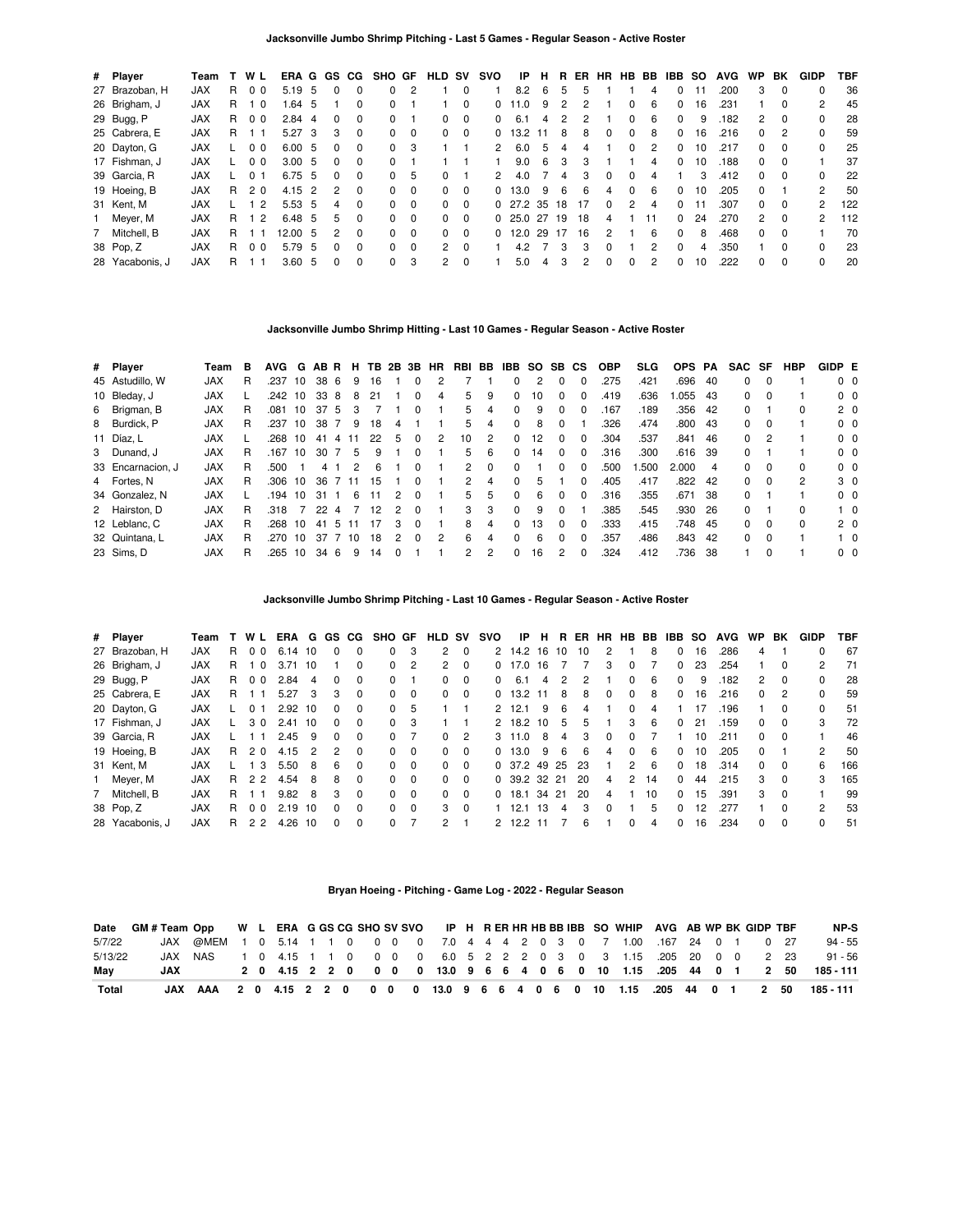### Jacksonville Jumbo Shrimp Pitching - Last 5 Games - Regular Season - Active Roster

| # | Player | Team | T | W | L | ERA | G | GS | CG | SHO | GF | HLD | SV | SVO | IP | H | R | ER | HR | HB | BB | IBB | SO | AVG | WP | BK | GIDP | TBF |
|---|---|---|---|---|---|---|---|---|---|---|---|---|---|---|---|---|---|---|---|---|---|---|---|---|---|---|---|---|
| 27 | Brazoban, H | JAX | R | 0 | 0 | 5.19 | 5 | 0 | 0 | 0 | 2 | 1 | 0 | 1 | 8.2 | 6 | 5 | 5 | 1 | 1 | 4 | 0 | 11 | .200 | 3 | 0 | 0 | 36 |
| 26 | Brigham, J | JAX | R | 1 | 0 | 1.64 | 5 | 1 | 0 | 0 | 1 | 1 | 0 | 0 | 11.0 | 9 | 2 | 2 | 1 | 0 | 6 | 0 | 16 | .231 | 1 | 0 | 2 | 45 |
| 29 | Bugg, P | JAX | R | 0 | 0 | 2.84 | 4 | 0 | 0 | 0 | 1 | 0 | 0 | 0 | 6.1 | 4 | 2 | 2 | 1 | 0 | 6 | 0 | 9 | .182 | 2 | 0 | 0 | 28 |
| 25 | Cabrera, E | JAX | R | 1 | 1 | 5.27 | 3 | 3 | 0 | 0 | 0 | 0 | 0 | 0 | 13.2 | 11 | 8 | 8 | 0 | 0 | 8 | 0 | 16 | .216 | 0 | 2 | 0 | 59 |
| 20 | Dayton, G | JAX | L | 0 | 0 | 6.00 | 5 | 0 | 0 | 0 | 3 | 1 | 1 | 2 | 6.0 | 5 | 4 | 4 | 1 | 0 | 2 | 0 | 10 | .217 | 0 | 0 | 0 | 25 |
| 17 | Fishman, J | JAX | L | 0 | 0 | 3.00 | 5 | 0 | 0 | 0 | 1 | 1 | 1 | 1 | 9.0 | 6 | 3 | 3 | 1 | 1 | 4 | 0 | 10 | .188 | 0 | 0 | 1 | 37 |
| 39 | Garcia, R | JAX | L | 0 | 1 | 6.75 | 5 | 0 | 0 | 0 | 5 | 0 | 1 | 2 | 4.0 | 7 | 4 | 3 | 0 | 0 | 4 | 1 | 3 | .412 | 0 | 0 | 0 | 22 |
| 19 | Hoeing, B | JAX | R | 2 | 0 | 4.15 | 2 | 2 | 0 | 0 | 0 | 0 | 0 | 0 | 13.0 | 9 | 6 | 6 | 4 | 0 | 6 | 0 | 10 | .205 | 0 | 1 | 2 | 50 |
| 31 | Kent, M | JAX | L | 1 | 2 | 5.53 | 5 | 4 | 0 | 0 | 0 | 0 | 0 | 0 | 27.2 | 35 | 18 | 17 | 0 | 2 | 4 | 0 | 11 | .307 | 0 | 0 | 2 | 122 |
| 1 | Meyer, M | JAX | R | 1 | 2 | 6.48 | 5 | 5 | 0 | 0 | 0 | 0 | 0 | 0 | 25.0 | 27 | 19 | 18 | 4 | 1 | 11 | 0 | 24 | .270 | 2 | 0 | 2 | 112 |
| 7 | Mitchell, B | JAX | R | 1 | 1 | 12.00 | 5 | 2 | 0 | 0 | 0 | 0 | 0 | 0 | 12.0 | 29 | 17 | 16 | 2 | 1 | 6 | 0 | 8 | .468 | 0 | 0 | 1 | 70 |
| 38 | Pop, Z | JAX | R | 0 | 0 | 5.79 | 5 | 0 | 0 | 0 | 0 | 2 | 0 | 1 | 4.2 | 7 | 3 | 3 | 0 | 1 | 2 | 0 | 4 | .350 | 1 | 0 | 0 | 23 |
| 28 | Yacabonis, J | JAX | R | 1 | 1 | 3.60 | 5 | 0 | 0 | 0 | 3 | 2 | 0 | 1 | 5.0 | 4 | 3 | 2 | 0 | 0 | 2 | 0 | 10 | .222 | 0 | 0 | 0 | 20 |

### Jacksonville Jumbo Shrimp Hitting - Last 10 Games - Regular Season - Active Roster

| # | Player | Team | B | AVG | G | AB | R | H | TB | 2B | 3B | HR | RBI | BB | IBB | SO | SB | CS | OBP | SLG | OPS | PA | SAC | SF | HBP | GIDP | E |
|---|---|---|---|---|---|---|---|---|---|---|---|---|---|---|---|---|---|---|---|---|---|---|---|---|---|---|---|
| 45 | Astudillo, W | JAX | R | .237 | 10 | 38 | 6 | 9 | 16 | 1 | 0 | 2 | 7 | 1 | 0 | 2 | 0 | 0 | .275 | .421 | .696 | 40 | 0 | 0 | 1 | 0 | 0 |
| 10 | Bleday, J | JAX | L | .242 | 10 | 33 | 8 | 8 | 21 | 1 | 0 | 4 | 5 | 9 | 0 | 10 | 0 | 0 | .419 | .636 | 1.055 | 43 | 0 | 0 | 1 | 0 | 0 |
| 6 | Brigman, B | JAX | R | .081 | 10 | 37 | 5 | 3 | 7 | 1 | 0 | 1 | 5 | 4 | 0 | 9 | 0 | 0 | .167 | .189 | .356 | 42 | 0 | 1 | 0 | 2 | 0 |
| 8 | Burdick, P | JAX | R | .237 | 10 | 38 | 7 | 9 | 18 | 4 | 1 | 1 | 5 | 4 | 0 | 8 | 0 | 1 | .326 | .474 | .800 | 43 | 0 | 0 | 1 | 0 | 0 |
| 11 | Díaz, L | JAX | L | .268 | 10 | 41 | 4 | 11 | 22 | 5 | 0 | 2 | 10 | 2 | 0 | 12 | 0 | 0 | .304 | .537 | .841 | 46 | 0 | 2 | 1 | 0 | 0 |
| 3 | Dunand, J | JAX | R | .167 | 10 | 30 | 7 | 5 | 9 | 1 | 0 | 1 | 5 | 6 | 0 | 14 | 0 | 0 | .316 | .300 | .616 | 39 | 0 | 1 | 1 | 0 | 0 |
| 33 | Encarnacion, J | JAX | R | .500 | 1 | 4 | 1 | 2 | 6 | 1 | 0 | 1 | 2 | 0 | 0 | 1 | 0 | 0 | .500 | 1.500 | 2.000 | 4 | 0 | 0 | 0 | 0 | 0 |
| 4 | Fortes, N | JAX | R | .306 | 10 | 36 | 7 | 11 | 15 | 1 | 0 | 1 | 2 | 4 | 0 | 5 | 1 | 0 | .405 | .417 | .822 | 42 | 0 | 0 | 2 | 3 | 0 |
| 34 | Gonzalez, N | JAX | L | .194 | 10 | 31 | 1 | 6 | 11 | 2 | 0 | 1 | 5 | 5 | 0 | 6 | 0 | 0 | .316 | .355 | .671 | 38 | 0 | 1 | 1 | 0 | 0 |
| 2 | Hairston, D | JAX | R | .318 | 7 | 22 | 4 | 7 | 12 | 2 | 0 | 1 | 3 | 3 | 0 | 9 | 0 | 1 | .385 | .545 | .930 | 26 | 0 | 1 | 0 | 1 | 0 |
| 12 | Leblanc, C | JAX | R | .268 | 10 | 41 | 5 | 11 | 17 | 3 | 0 | 1 | 8 | 4 | 0 | 13 | 0 | 0 | .333 | .415 | .748 | 45 | 0 | 0 | 0 | 2 | 0 |
| 32 | Quintana, L | JAX | R | .270 | 10 | 37 | 7 | 10 | 18 | 2 | 0 | 2 | 6 | 4 | 0 | 6 | 0 | 0 | .357 | .486 | .843 | 42 | 0 | 0 | 1 | 1 | 0 |
| 23 | Sims, D | JAX | R | .265 | 10 | 34 | 6 | 9 | 14 | 0 | 1 | 1 | 2 | 2 | 0 | 16 | 2 | 0 | .324 | .412 | .736 | 38 | 1 | 0 | 1 | 0 | 0 |

### Jacksonville Jumbo Shrimp Pitching - Last 10 Games - Regular Season - Active Roster

| # | Player | Team | T | W | L | ERA | G | GS | CG | SHO | GF | HLD | SV | SVO | IP | H | R | ER | HR | HB | BB | IBB | SO | AVG | WP | BK | GIDP | TBF |
|---|---|---|---|---|---|---|---|---|---|---|---|---|---|---|---|---|---|---|---|---|---|---|---|---|---|---|---|---|
| 27 | Brazoban, H | JAX | R | 0 | 0 | 6.14 | 10 | 0 | 0 | 0 | 3 | 2 | 0 | 2 | 14.2 | 16 | 10 | 10 | 2 | 1 | 8 | 0 | 16 | .286 | 4 | 1 | 0 | 67 |
| 26 | Brigham, J | JAX | R | 1 | 0 | 3.71 | 10 | 1 | 0 | 0 | 2 | 2 | 0 | 0 | 17.0 | 16 | 7 | 7 | 3 | 0 | 7 | 0 | 23 | .254 | 1 | 0 | 2 | 71 |
| 29 | Bugg, P | JAX | R | 0 | 0 | 2.84 | 4 | 0 | 0 | 0 | 1 | 0 | 0 | 0 | 6.1 | 4 | 2 | 2 | 1 | 0 | 6 | 0 | 9 | .182 | 2 | 0 | 0 | 28 |
| 25 | Cabrera, E | JAX | R | 1 | 1 | 5.27 | 3 | 3 | 0 | 0 | 0 | 0 | 0 | 0 | 13.2 | 11 | 8 | 8 | 0 | 0 | 8 | 0 | 16 | .216 | 0 | 2 | 0 | 59 |
| 20 | Dayton, G | JAX | L | 0 | 1 | 2.92 | 10 | 0 | 0 | 0 | 5 | 1 | 1 | 2 | 12.1 | 9 | 6 | 4 | 1 | 0 | 4 | 1 | 17 | .196 | 1 | 0 | 0 | 51 |
| 17 | Fishman, J | JAX | L | 3 | 0 | 2.41 | 10 | 0 | 0 | 0 | 3 | 1 | 1 | 2 | 18.2 | 10 | 5 | 5 | 1 | 3 | 6 | 0 | 21 | .159 | 0 | 0 | 3 | 72 |
| 39 | Garcia, R | JAX | L | 1 | 1 | 2.45 | 9 | 0 | 0 | 0 | 7 | 0 | 2 | 3 | 11.0 | 8 | 4 | 3 | 0 | 0 | 7 | 1 | 10 | .211 | 0 | 0 | 1 | 46 |
| 19 | Hoeing, B | JAX | R | 2 | 0 | 4.15 | 2 | 2 | 0 | 0 | 0 | 0 | 0 | 0 | 13.0 | 9 | 6 | 6 | 4 | 0 | 6 | 0 | 10 | .205 | 0 | 1 | 2 | 50 |
| 31 | Kent, M | JAX | L | 1 | 3 | 5.50 | 8 | 6 | 0 | 0 | 0 | 0 | 0 | 0 | 37.2 | 49 | 25 | 23 | 1 | 2 | 6 | 0 | 18 | .314 | 0 | 0 | 6 | 166 |
| 1 | Meyer, M | JAX | R | 2 | 2 | 4.54 | 8 | 8 | 0 | 0 | 0 | 0 | 0 | 0 | 39.2 | 32 | 21 | 20 | 4 | 2 | 14 | 0 | 44 | .215 | 3 | 0 | 3 | 165 |
| 7 | Mitchell, B | JAX | R | 1 | 1 | 9.82 | 8 | 3 | 0 | 0 | 0 | 0 | 0 | 0 | 18.1 | 34 | 21 | 20 | 4 | 1 | 10 | 0 | 15 | .391 | 3 | 0 | 1 | 99 |
| 38 | Pop, Z | JAX | R | 0 | 0 | 2.19 | 10 | 0 | 0 | 0 | 0 | 3 | 0 | 1 | 12.1 | 13 | 4 | 3 | 0 | 1 | 5 | 0 | 12 | .277 | 1 | 0 | 2 | 53 |
| 28 | Yacabonis, J | JAX | R | 2 | 2 | 4.26 | 10 | 0 | 0 | 0 | 7 | 2 | 1 | 2 | 12.2 | 11 | 7 | 6 | 1 | 0 | 4 | 0 | 16 | .234 | 0 | 0 | 0 | 51 |

### Bryan Hoeing - Pitching - Game Log - 2022 - Regular Season

| Date | GM # | Team | Opp | W | L | ERA | G | GS | CG | SHO | SV | SVO | IP | H | R | ER | HR | HB | BB | IBB | SO | WHIP | AVG | AB | WP | BK | GIDP | TBF | NP-S |
|---|---|---|---|---|---|---|---|---|---|---|---|---|---|---|---|---|---|---|---|---|---|---|---|---|---|---|---|---|---|
| 5/7/22 | | JAX | @MEM | 1 | 0 | 5.14 | 1 | 1 | 0 | 0 | 0 | 0 | 7.0 | 4 | 4 | 4 | 2 | 0 | 3 | 0 | 7 | 1.00 | .167 | 24 | 0 | 1 | 0 | 27 | 94 - 55 |
| 5/13/22 | | JAX | NAS | 1 | 0 | 4.15 | 1 | 1 | 0 | 0 | 0 | 0 | 6.0 | 5 | 2 | 2 | 2 | 0 | 3 | 0 | 3 | 1.15 | .205 | 20 | 0 | 0 | 2 | 23 | 91 - 56 |
| **May** | | **JAX** | | **2** | **0** | **4.15** | **2** | **2** | **0** | **0** | **0** | **0** | **13.0** | **9** | **6** | **6** | **4** | **0** | **6** | **0** | **10** | **1.15** | **.205** | **44** | **0** | **1** | **2** | **50** | **185 - 111** |
| **Total** | | **JAX** | **AAA** | **2** | **0** | **4.15** | **2** | **2** | **0** | **0** | **0** | **0** | **13.0** | **9** | **6** | **6** | **4** | **0** | **6** | **0** | **10** | **1.15** | **.205** | **44** | **0** | **1** | **2** | **50** | **185 - 111** |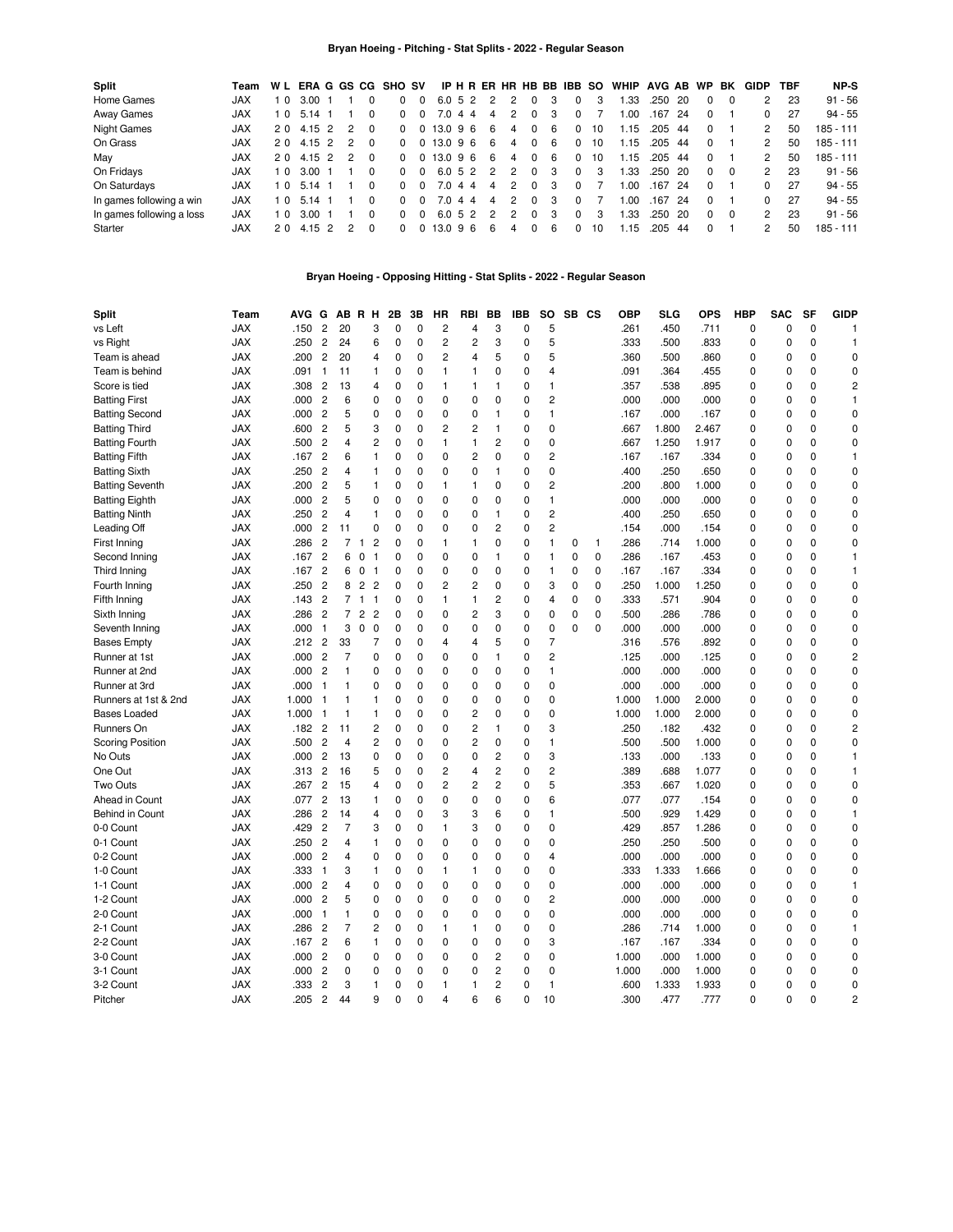## Bryan Hoeing - Pitching - Stat Splits - 2022 - Regular Season

| Split | Team | W | L | ERA | G | GS | CG | SHO | SV | IP | H | R | ER | HR | HB | BB | IBB | SO | WHIP | AVG | AB | WP | BK | GIDP | TBF | NP-S |
|---|---|---|---|---|---|---|---|---|---|---|---|---|---|---|---|---|---|---|---|---|---|---|---|---|---|---|
| Home Games | JAX | 1 | 0 | 3.00 | 1 | 1 | 0 | 0 | 0 | 6.0 | 5 | 2 | 2 | 2 | 0 | 3 | 0 | 3 | 1.33 | .250 | 20 | 0 | 0 | 2 | 23 | 91 - 56 |
| Away Games | JAX | 1 | 0 | 5.14 | 1 | 1 | 0 | 0 | 0 | 7.0 | 4 | 4 | 4 | 2 | 0 | 3 | 0 | 7 | 1.00 | .167 | 24 | 0 | 1 | 0 | 27 | 94 - 55 |
| Night Games | JAX | 2 | 0 | 4.15 | 2 | 2 | 0 | 0 | 0 | 13.0 | 9 | 6 | 6 | 4 | 0 | 6 | 0 | 10 | 1.15 | .205 | 44 | 0 | 1 | 2 | 50 | 185 - 111 |
| On Grass | JAX | 2 | 0 | 4.15 | 2 | 2 | 0 | 0 | 0 | 13.0 | 9 | 6 | 6 | 4 | 0 | 6 | 0 | 10 | 1.15 | .205 | 44 | 0 | 1 | 2 | 50 | 185 - 111 |
| May | JAX | 2 | 0 | 4.15 | 2 | 2 | 0 | 0 | 0 | 13.0 | 9 | 6 | 6 | 4 | 0 | 6 | 0 | 10 | 1.15 | .205 | 44 | 0 | 1 | 2 | 50 | 185 - 111 |
| On Fridays | JAX | 1 | 0 | 3.00 | 1 | 1 | 0 | 0 | 0 | 6.0 | 5 | 2 | 2 | 2 | 0 | 3 | 0 | 3 | 1.33 | .250 | 20 | 0 | 0 | 2 | 23 | 91 - 56 |
| On Saturdays | JAX | 1 | 0 | 5.14 | 1 | 1 | 0 | 0 | 0 | 7.0 | 4 | 4 | 4 | 2 | 0 | 3 | 0 | 7 | 1.00 | .167 | 24 | 0 | 1 | 0 | 27 | 94 - 55 |
| In games following a win | JAX | 1 | 0 | 5.14 | 1 | 1 | 0 | 0 | 0 | 7.0 | 4 | 4 | 4 | 2 | 0 | 3 | 0 | 7 | 1.00 | .167 | 24 | 0 | 1 | 0 | 27 | 94 - 55 |
| In games following a loss | JAX | 1 | 0 | 3.00 | 1 | 1 | 0 | 0 | 0 | 6.0 | 5 | 2 | 2 | 2 | 0 | 3 | 0 | 3 | 1.33 | .250 | 20 | 0 | 0 | 2 | 23 | 91 - 56 |
| Starter | JAX | 2 | 0 | 4.15 | 2 | 2 | 0 | 0 | 0 | 13.0 | 9 | 6 | 6 | 4 | 0 | 6 | 0 | 10 | 1.15 | .205 | 44 | 0 | 1 | 2 | 50 | 185 - 111 |

## Bryan Hoeing - Opposing Hitting - Stat Splits - 2022 - Regular Season

| Split | Team | AVG | G | AB | R | H | 2B | 3B | HR | RBI | BB | IBB | SO | SB | CS | OBP | SLG | OPS | HBP | SAC | SF | GIDP |
|---|---|---|---|---|---|---|---|---|---|---|---|---|---|---|---|---|---|---|---|---|---|---|
| vs Left | JAX | .150 | 2 | 20 | | 3 | 0 | 0 | 2 | 4 | 3 | 0 | 5 | | | .261 | .450 | .711 | 0 | 0 | 0 | 1 |
| vs Right | JAX | .250 | 2 | 24 | | 6 | 0 | 0 | 2 | 2 | 3 | 0 | 5 | | | .333 | .500 | .833 | 0 | 0 | 0 | 1 |
| Team is ahead | JAX | .200 | 2 | 20 | | 4 | 0 | 0 | 2 | 4 | 5 | 0 | 5 | | | .360 | .500 | .860 | 0 | 0 | 0 | 0 |
| Team is behind | JAX | .091 | 1 | 11 | | 1 | 0 | 0 | 1 | 1 | 0 | 0 | 4 | | | .091 | .364 | .455 | 0 | 0 | 0 | 0 |
| Score is tied | JAX | .308 | 2 | 13 | | 4 | 0 | 0 | 1 | 1 | 1 | 0 | 1 | | | .357 | .538 | .895 | 0 | 0 | 0 | 2 |
| Batting First | JAX | .000 | 2 | 6 | | 0 | 0 | 0 | 0 | 0 | 0 | 0 | 2 | | | .000 | .000 | .000 | 0 | 0 | 0 | 1 |
| Batting Second | JAX | .000 | 2 | 5 | | 0 | 0 | 0 | 0 | 0 | 1 | 0 | 1 | | | .167 | .000 | .167 | 0 | 0 | 0 | 0 |
| Batting Third | JAX | .600 | 2 | 5 | | 3 | 0 | 0 | 2 | 2 | 1 | 0 | 0 | | | .667 | 1.800 | 2.467 | 0 | 0 | 0 | 0 |
| Batting Fourth | JAX | .500 | 2 | 4 | | 2 | 0 | 0 | 1 | 1 | 2 | 0 | 0 | | | .667 | 1.250 | 1.917 | 0 | 0 | 0 | 0 |
| Batting Fifth | JAX | .167 | 2 | 6 | | 1 | 0 | 0 | 0 | 2 | 0 | 0 | 2 | | | .167 | .167 | .334 | 0 | 0 | 0 | 1 |
| Batting Sixth | JAX | .250 | 2 | 4 | | 1 | 0 | 0 | 0 | 0 | 1 | 0 | 0 | | | .400 | .250 | .650 | 0 | 0 | 0 | 0 |
| Batting Seventh | JAX | .200 | 2 | 5 | | 1 | 0 | 0 | 1 | 1 | 0 | 0 | 2 | | | .200 | .800 | 1.000 | 0 | 0 | 0 | 0 |
| Batting Eighth | JAX | .000 | 2 | 5 | | 0 | 0 | 0 | 0 | 0 | 0 | 0 | 1 | | | .000 | .000 | .000 | 0 | 0 | 0 | 0 |
| Batting Ninth | JAX | .250 | 2 | 4 | | 1 | 0 | 0 | 0 | 0 | 1 | 0 | 2 | | | .400 | .250 | .650 | 0 | 0 | 0 | 0 |
| Leading Off | JAX | .000 | 2 | 11 | | 0 | 0 | 0 | 0 | 0 | 2 | 0 | 2 | | | .154 | .000 | .154 | 0 | 0 | 0 | 0 |
| First Inning | JAX | .286 | 2 | 7 | 1 | 2 | 0 | 0 | 1 | 1 | 0 | 0 | 1 | 0 | 1 | .286 | .714 | 1.000 | 0 | 0 | 0 | 0 |
| Second Inning | JAX | .167 | 2 | 6 | 0 | 1 | 0 | 0 | 0 | 0 | 1 | 0 | 1 | 0 | 0 | .286 | .167 | .453 | 0 | 0 | 0 | 1 |
| Third Inning | JAX | .167 | 2 | 6 | 0 | 1 | 0 | 0 | 0 | 0 | 0 | 0 | 1 | 0 | 0 | .167 | .167 | .334 | 0 | 0 | 0 | 1 |
| Fourth Inning | JAX | .250 | 2 | 8 | 2 | 2 | 0 | 0 | 2 | 2 | 0 | 0 | 3 | 0 | 0 | .250 | 1.000 | 1.250 | 0 | 0 | 0 | 0 |
| Fifth Inning | JAX | .143 | 2 | 7 | 1 | 1 | 0 | 0 | 1 | 1 | 2 | 0 | 4 | 0 | 0 | .333 | .571 | .904 | 0 | 0 | 0 | 0 |
| Sixth Inning | JAX | .286 | 2 | 7 | 2 | 2 | 0 | 0 | 0 | 2 | 3 | 0 | 0 | 0 | 0 | .500 | .286 | .786 | 0 | 0 | 0 | 0 |
| Seventh Inning | JAX | .000 | 1 | 3 | 0 | 0 | 0 | 0 | 0 | 0 | 0 | 0 | 0 | 0 | 0 | .000 | .000 | .000 | 0 | 0 | 0 | 0 |
| Bases Empty | JAX | .212 | 2 | 33 | | 7 | 0 | 0 | 4 | 4 | 5 | 0 | 7 | | | .316 | .576 | .892 | 0 | 0 | 0 | 0 |
| Runner at 1st | JAX | .000 | 2 | 7 | | 0 | 0 | 0 | 0 | 0 | 1 | 0 | 2 | | | .125 | .000 | .125 | 0 | 0 | 0 | 2 |
| Runner at 2nd | JAX | .000 | 2 | 1 | | 0 | 0 | 0 | 0 | 0 | 0 | 0 | 1 | | | .000 | .000 | .000 | 0 | 0 | 0 | 0 |
| Runner at 3rd | JAX | .000 | 1 | 1 | | 0 | 0 | 0 | 0 | 0 | 0 | 0 | 0 | | | .000 | .000 | .000 | 0 | 0 | 0 | 0 |
| Runners at 1st & 2nd | JAX | 1.000 | 1 | 1 | | 1 | 0 | 0 | 0 | 0 | 0 | 0 | 0 | | | 1.000 | 1.000 | 2.000 | 0 | 0 | 0 | 0 |
| Bases Loaded | JAX | 1.000 | 1 | 1 | | 1 | 0 | 0 | 0 | 2 | 0 | 0 | 0 | | | 1.000 | 1.000 | 2.000 | 0 | 0 | 0 | 0 |
| Runners On | JAX | .182 | 2 | 11 | | 2 | 0 | 0 | 0 | 2 | 1 | 0 | 3 | | | .250 | .182 | .432 | 0 | 0 | 0 | 2 |
| Scoring Position | JAX | .500 | 2 | 4 | | 2 | 0 | 0 | 0 | 2 | 0 | 0 | 1 | | | .500 | .500 | 1.000 | 0 | 0 | 0 | 0 |
| No Outs | JAX | .000 | 2 | 13 | | 0 | 0 | 0 | 0 | 0 | 2 | 0 | 3 | | | .133 | .000 | .133 | 0 | 0 | 0 | 1 |
| One Out | JAX | .313 | 2 | 16 | | 5 | 0 | 0 | 2 | 4 | 2 | 0 | 2 | | | .389 | .688 | 1.077 | 0 | 0 | 0 | 1 |
| Two Outs | JAX | .267 | 2 | 15 | | 4 | 0 | 0 | 2 | 2 | 2 | 0 | 5 | | | .353 | .667 | 1.020 | 0 | 0 | 0 | 0 |
| Ahead in Count | JAX | .077 | 2 | 13 | | 1 | 0 | 0 | 0 | 0 | 0 | 0 | 6 | | | .077 | .077 | .154 | 0 | 0 | 0 | 0 |
| Behind in Count | JAX | .286 | 2 | 14 | | 4 | 0 | 0 | 3 | 3 | 6 | 0 | 1 | | | .500 | .929 | 1.429 | 0 | 0 | 0 | 1 |
| 0-0 Count | JAX | .429 | 2 | 7 | | 3 | 0 | 0 | 1 | 3 | 0 | 0 | 0 | | | .429 | .857 | 1.286 | 0 | 0 | 0 | 0 |
| 0-1 Count | JAX | .250 | 2 | 4 | | 1 | 0 | 0 | 0 | 0 | 0 | 0 | 0 | | | .250 | .250 | .500 | 0 | 0 | 0 | 0 |
| 0-2 Count | JAX | .000 | 2 | 4 | | 0 | 0 | 0 | 0 | 0 | 0 | 0 | 4 | | | .000 | .000 | .000 | 0 | 0 | 0 | 0 |
| 1-0 Count | JAX | .333 | 1 | 3 | | 1 | 0 | 0 | 1 | 1 | 0 | 0 | 0 | | | .333 | 1.333 | 1.666 | 0 | 0 | 0 | 0 |
| 1-1 Count | JAX | .000 | 2 | 4 | | 0 | 0 | 0 | 0 | 0 | 0 | 0 | 0 | | | .000 | .000 | .000 | 0 | 0 | 0 | 1 |
| 1-2 Count | JAX | .000 | 2 | 5 | | 0 | 0 | 0 | 0 | 0 | 0 | 0 | 2 | | | .000 | .000 | .000 | 0 | 0 | 0 | 0 |
| 2-0 Count | JAX | .000 | 1 | 1 | | 0 | 0 | 0 | 0 | 0 | 0 | 0 | 0 | | | .000 | .000 | .000 | 0 | 0 | 0 | 0 |
| 2-1 Count | JAX | .286 | 2 | 7 | | 2 | 0 | 0 | 1 | 1 | 0 | 0 | 0 | | | .286 | .714 | 1.000 | 0 | 0 | 0 | 1 |
| 2-2 Count | JAX | .167 | 2 | 6 | | 1 | 0 | 0 | 0 | 0 | 0 | 0 | 3 | | | .167 | .167 | .334 | 0 | 0 | 0 | 0 |
| 3-0 Count | JAX | .000 | 2 | 0 | | 0 | 0 | 0 | 0 | 0 | 2 | 0 | 0 | | | 1.000 | .000 | 1.000 | 0 | 0 | 0 | 0 |
| 3-1 Count | JAX | .000 | 2 | 0 | | 0 | 0 | 0 | 0 | 0 | 2 | 0 | 0 | | | 1.000 | .000 | 1.000 | 0 | 0 | 0 | 0 |
| 3-2 Count | JAX | .333 | 2 | 3 | | 1 | 0 | 0 | 1 | 1 | 2 | 0 | 1 | | | .600 | 1.333 | 1.933 | 0 | 0 | 0 | 0 |
| Pitcher | JAX | .205 | 2 | 44 | | 9 | 0 | 0 | 4 | 6 | 6 | 0 | 10 | | | .300 | .477 | .777 | 0 | 0 | 0 | 2 |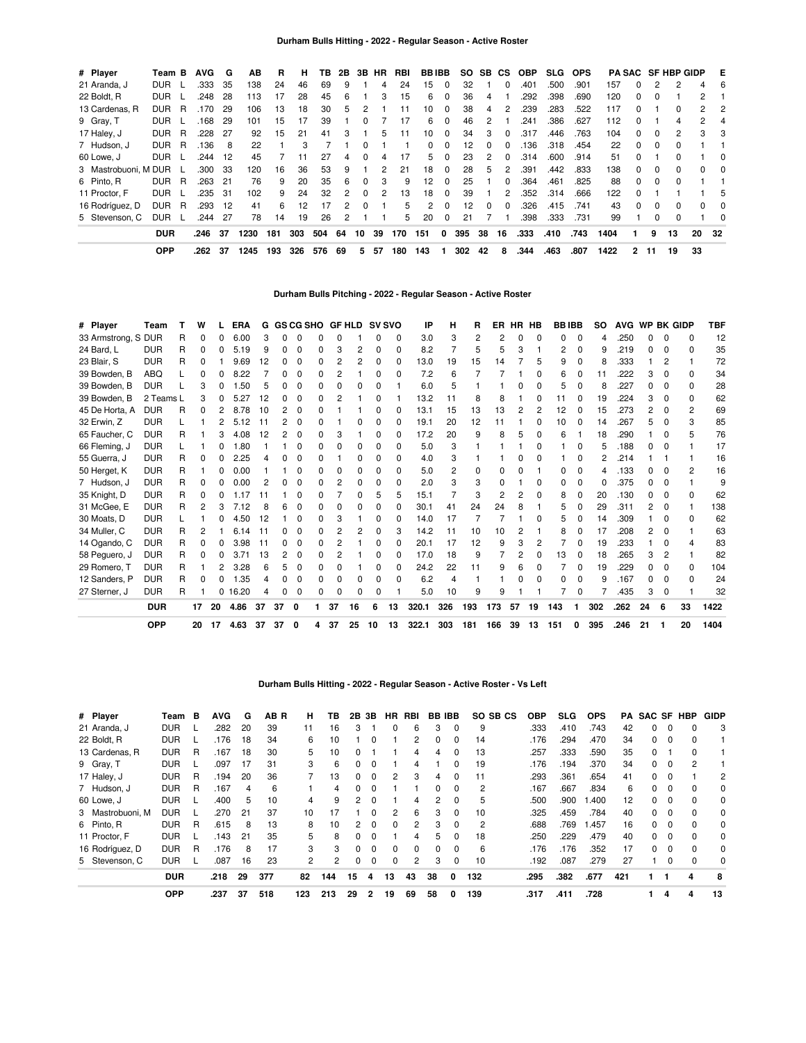**Durham Bulls Hitting - 2022 - Regular Season - Active Roster**

| # | Player | Team | B | AVG | G | AB | R | H | TB | 2B | 3B | HR | RBI | BB | IBB | SO | SB | CS | OBP | SLG | OPS | PA | SAC | SF | HBP | GIDP | E |
|---|---|---|---|---|---|---|---|---|---|---|---|---|---|---|---|---|---|---|---|---|---|---|---|---|---|---|---|
| 21 | Aranda, J | DUR | L | .333 | 35 | 138 | 24 | 46 | 69 | 9 | 1 | 4 | 24 | 15 | 0 | 32 | 1 | 0 | .401 | .500 | .901 | 157 | 0 | 2 | 2 | 4 | 6 |
| 22 | Boldt, R | DUR | L | .248 | 28 | 113 | 17 | 28 | 45 | 6 | 1 | 3 | 15 | 6 | 0 | 36 | 4 | 1 | .292 | .398 | .690 | 120 | 0 | 0 | 1 | 2 | 1 |
| 13 | Cardenas, R | DUR | R | .170 | 29 | 106 | 13 | 18 | 30 | 5 | 2 | 1 | 11 | 10 | 0 | 38 | 4 | 2 | .239 | .283 | .522 | 117 | 0 | 1 | 0 | 2 | 2 |
| 9 | Gray, T | DUR | L | .168 | 29 | 101 | 15 | 17 | 39 | 1 | 0 | 7 | 17 | 6 | 0 | 46 | 2 | 1 | .241 | .386 | .627 | 112 | 0 | 1 | 4 | 2 | 4 |
| 17 | Haley, J | DUR | R | .228 | 27 | 92 | 15 | 21 | 41 | 3 | 1 | 5 | 11 | 10 | 0 | 34 | 3 | 0 | .317 | .446 | .763 | 104 | 0 | 0 | 2 | 3 | 3 |
| 7 | Hudson, J | DUR | R | .136 | 8 | 22 | 1 | 3 | 7 | 1 | 0 | 1 | 1 | 0 | 0 | 12 | 0 | 0 | .136 | .318 | .454 | 22 | 0 | 0 | 0 | 1 | 1 |
| 60 | Lowe, J | DUR | L | .244 | 12 | 45 | 7 | 11 | 27 | 4 | 0 | 4 | 17 | 5 | 0 | 23 | 2 | 0 | .314 | .600 | .914 | 51 | 0 | 1 | 0 | 1 | 0 |
| 3 | Mastrobuoni, M | DUR | L | .300 | 33 | 120 | 16 | 36 | 53 | 9 | 1 | 2 | 21 | 18 | 0 | 28 | 5 | 2 | .391 | .442 | .833 | 138 | 0 | 0 | 0 | 0 | 0 |
| 6 | Pinto, R | DUR | R | .263 | 21 | 76 | 9 | 20 | 35 | 6 | 0 | 3 | 9 | 12 | 0 | 25 | 1 | 0 | .364 | .461 | .825 | 88 | 0 | 0 | 0 | 1 | 1 |
| 11 | Proctor, F | DUR | L | .235 | 31 | 102 | 9 | 24 | 32 | 2 | 0 | 2 | 13 | 18 | 0 | 39 | 1 | 2 | .352 | .314 | .666 | 122 | 0 | 1 | 1 | 1 | 5 |
| 16 | Rodriguez, D | DUR | R | .293 | 12 | 41 | 6 | 12 | 17 | 2 | 0 | 1 | 5 | 2 | 0 | 12 | 0 | 0 | .326 | .415 | .741 | 43 | 0 | 0 | 0 | 0 | 0 |
| 5 | Stevenson, C | DUR | L | .244 | 27 | 78 | 14 | 19 | 26 | 2 | 1 | 1 | 5 | 20 | 0 | 21 | 7 | 1 | .398 | .333 | .731 | 99 | 1 | 0 | 0 | 1 | 0 |
| | | **DUR** | | **.246** | **37** | **1230** | **181** | **303** | **504** | **64** | **10** | **39** | **170** | **151** | **0** | **395** | **38** | **16** | **.333** | **.410** | **.743** | **1404** | **1** | **9** | **13** | **20** | **32** |
| | | **OPP** | | **.262** | **37** | **1245** | **193** | **326** | **576** | **69** | **5** | **57** | **180** | **143** | **1** | **302** | **42** | **8** | **.344** | **.463** | **.807** | **1422** | **2** | **11** | **19** | **33** | |

**Durham Bulls Pitching - 2022 - Regular Season - Active Roster**

| # | Player | Team | T | W | L | ERA | G | GS | CG | SHO | GF | HLD | SV | SVO | IP | H | R | ER | HR | HB | BB | IBB | SO | AVG | WP | BK | GIDP | TBF |
|---|---|---|---|---|---|---|---|---|---|---|---|---|---|---|---|---|---|---|---|---|---|---|---|---|---|---|---|---|
| 33 | Armstrong, S | DUR | R | 0 | 0 | 6.00 | 3 | 0 | 0 | 0 | 0 | 1 | 0 | 0 | 3.0 | 3 | 2 | 2 | 0 | 0 | 0 | 0 | 4 | .250 | 0 | 0 | 0 | 12 |
| 24 | Bard, L | DUR | R | 0 | 0 | 5.19 | 9 | 0 | 0 | 0 | 3 | 2 | 0 | 0 | 8.2 | 7 | 5 | 5 | 3 | 1 | 2 | 0 | 9 | .219 | 0 | 0 | 0 | 35 |
| 23 | Blair, S | DUR | R | 0 | 1 | 9.69 | 12 | 0 | 0 | 0 | 2 | 2 | 0 | 0 | 13.0 | 19 | 15 | 14 | 7 | 5 | 9 | 0 | 8 | .333 | 1 | 2 | 1 | 72 |
| 39 | Bowden, B | ABQ | L | 0 | 0 | 8.22 | 7 | 0 | 0 | 0 | 2 | 1 | 0 | 0 | 7.2 | 6 | 7 | 7 | 1 | 0 | 6 | 0 | 11 | .222 | 3 | 0 | 0 | 34 |
| 39 | Bowden, B | DUR | L | 3 | 0 | 1.50 | 5 | 0 | 0 | 0 | 0 | 0 | 0 | 1 | 6.0 | 5 | 1 | 1 | 0 | 0 | 5 | 0 | 8 | .227 | 0 | 0 | 0 | 28 |
| 39 | Bowden, B | 2 Teams | L | 3 | 0 | 5.27 | 12 | 0 | 0 | 0 | 2 | 1 | 0 | 1 | 13.2 | 11 | 8 | 8 | 1 | 0 | 11 | 0 | 19 | .224 | 3 | 0 | 0 | 62 |
| 45 | De Horta, A | DUR | R | 0 | 2 | 8.78 | 10 | 2 | 0 | 0 | 1 | 1 | 0 | 0 | 13.1 | 15 | 13 | 13 | 2 | 2 | 12 | 0 | 15 | .273 | 2 | 0 | 2 | 69 |
| 32 | Erwin, Z | DUR | L | 1 | 2 | 5.12 | 11 | 2 | 0 | 0 | 1 | 0 | 0 | 0 | 19.1 | 20 | 12 | 11 | 1 | 0 | 10 | 0 | 14 | .267 | 5 | 0 | 3 | 85 |
| 65 | Faucher, C | DUR | R | 1 | 3 | 4.08 | 12 | 2 | 0 | 0 | 3 | 1 | 0 | 0 | 17.2 | 20 | 9 | 8 | 5 | 0 | 6 | 1 | 18 | .290 | 1 | 0 | 5 | 76 |
| 66 | Fleming, J | DUR | L | 1 | 0 | 1.80 | 1 | 1 | 0 | 0 | 0 | 0 | 0 | 0 | 5.0 | 3 | 1 | 1 | 1 | 0 | 1 | 0 | 5 | .188 | 0 | 0 | 1 | 17 |
| 55 | Guerra, J | DUR | R | 0 | 0 | 2.25 | 4 | 0 | 0 | 0 | 1 | 0 | 0 | 0 | 4.0 | 3 | 1 | 1 | 0 | 0 | 1 | 0 | 2 | .214 | 1 | 1 | 1 | 16 |
| 50 | Herget, K | DUR | R | 1 | 0 | 0.00 | 1 | 1 | 0 | 0 | 0 | 0 | 0 | 0 | 5.0 | 2 | 0 | 0 | 0 | 1 | 0 | 0 | 4 | .133 | 0 | 0 | 2 | 16 |
| 7 | Hudson, J | DUR | R | 0 | 0 | 0.00 | 2 | 0 | 0 | 0 | 2 | 0 | 0 | 0 | 2.0 | 3 | 3 | 0 | 1 | 0 | 0 | 0 | 0 | .375 | 0 | 0 | 1 | 9 |
| 35 | Knight, D | DUR | R | 0 | 0 | 1.17 | 11 | 1 | 0 | 0 | 7 | 0 | 5 | 5 | 15.1 | 7 | 3 | 2 | 2 | 0 | 8 | 0 | 20 | .130 | 0 | 0 | 0 | 62 |
| 31 | McGee, E | DUR | R | 2 | 3 | 7.12 | 8 | 6 | 0 | 0 | 0 | 0 | 0 | 0 | 30.1 | 41 | 24 | 24 | 8 | 1 | 5 | 0 | 29 | .311 | 2 | 0 | 1 | 138 |
| 30 | Moats, D | DUR | L | 1 | 0 | 4.50 | 12 | 1 | 0 | 0 | 3 | 1 | 0 | 0 | 14.0 | 17 | 7 | 7 | 1 | 0 | 5 | 0 | 14 | .309 | 1 | 0 | 0 | 62 |
| 34 | Muller, C | DUR | R | 2 | 1 | 6.14 | 11 | 0 | 0 | 0 | 2 | 2 | 0 | 3 | 14.2 | 11 | 10 | 10 | 2 | 1 | 8 | 0 | 17 | .208 | 2 | 0 | 1 | 63 |
| 14 | Ogando, C | DUR | R | 0 | 0 | 3.98 | 11 | 0 | 0 | 0 | 2 | 1 | 0 | 0 | 20.1 | 17 | 12 | 9 | 3 | 2 | 7 | 0 | 19 | .233 | 1 | 0 | 4 | 83 |
| 58 | Peguero, J | DUR | R | 0 | 0 | 3.71 | 13 | 2 | 0 | 0 | 2 | 1 | 0 | 0 | 17.0 | 18 | 9 | 7 | 2 | 0 | 13 | 0 | 18 | .265 | 3 | 2 | 1 | 82 |
| 29 | Romero, T | DUR | R | 1 | 2 | 3.28 | 6 | 5 | 0 | 0 | 0 | 1 | 0 | 0 | 24.2 | 22 | 11 | 9 | 6 | 0 | 7 | 0 | 19 | .229 | 0 | 0 | 0 | 104 |
| 12 | Sanders, P | DUR | R | 0 | 0 | 1.35 | 4 | 0 | 0 | 0 | 0 | 0 | 0 | 0 | 6.2 | 4 | 1 | 1 | 0 | 0 | 0 | 0 | 9 | .167 | 0 | 0 | 0 | 24 |
| 27 | Sterner, J | DUR | R | 1 | 0 | 16.20 | 4 | 0 | 0 | 0 | 0 | 0 | 0 | 1 | 5.0 | 10 | 9 | 9 | 1 | 1 | 7 | 0 | 7 | .435 | 3 | 0 | 1 | 32 |
| | | **DUR** | | **17** | **20** | **4.86** | **37** | **37** | **0** | **1** | **37** | **16** | **6** | **13** | **320.1** | **326** | **193** | **173** | **57** | **19** | **143** | **1** | **302** | **.262** | **24** | **6** | **33** | **1422** |
| | | **OPP** | | **20** | **17** | **4.63** | **37** | **37** | **0** | **4** | **37** | **25** | **10** | **13** | **322.1** | **303** | **181** | **166** | **39** | **13** | **151** | **0** | **395** | **.246** | **21** | **1** | **20** | **1404** |

**Durham Bulls Hitting - 2022 - Regular Season - Active Roster - Vs Left**

| # | Player | Team | B | AVG | G | AB | R | H | TB | 2B | 3B | HR | RBI | BB | IBB | SO | SB | CS | OBP | SLG | OPS | PA | SAC | SF | HBP | GIDP |
|---|---|---|---|---|---|---|---|---|---|---|---|---|---|---|---|---|---|---|---|---|---|---|---|---|---|---|
| 21 | Aranda, J | DUR | L | .282 | 20 | 39 | | 11 | 16 | 3 | 1 | 0 | 6 | 3 | 0 | 9 | | | .333 | .410 | .743 | 42 | 0 | 0 | 0 | 3 |
| 22 | Boldt, R | DUR | L | .176 | 18 | 34 | | 6 | 10 | 1 | 0 | 1 | 2 | 0 | 0 | 14 | | | .176 | .294 | .470 | 34 | 0 | 0 | 0 | 1 |
| 13 | Cardenas, R | DUR | R | .167 | 18 | 30 | | 5 | 10 | 0 | 1 | 1 | 4 | 4 | 0 | 13 | | | .257 | .333 | .590 | 35 | 0 | 1 | 0 | 1 |
| 9 | Gray, T | DUR | L | .097 | 17 | 31 | | 3 | 6 | 0 | 0 | 1 | 4 | 1 | 0 | 19 | | | .176 | .194 | .370 | 34 | 0 | 0 | 2 | 1 |
| 17 | Haley, J | DUR | R | .194 | 20 | 36 | | 7 | 13 | 0 | 0 | 2 | 3 | 4 | 0 | 11 | | | .293 | .361 | .654 | 41 | 0 | 0 | 1 | 2 |
| 7 | Hudson, J | DUR | R | .167 | 4 | 6 | | 1 | 4 | 0 | 0 | 1 | 1 | 0 | 0 | 2 | | | .167 | .667 | .834 | 6 | 0 | 0 | 0 | 0 |
| 60 | Lowe, J | DUR | L | .400 | 5 | 10 | | 4 | 9 | 2 | 0 | 1 | 4 | 2 | 0 | 5 | | | .500 | .900 | 1.400 | 12 | 0 | 0 | 0 | 0 |
| 3 | Mastrobuoni, M | DUR | L | .270 | 21 | 37 | | 10 | 17 | 1 | 0 | 2 | 6 | 3 | 0 | 10 | | | .325 | .459 | .784 | 40 | 0 | 0 | 0 | 0 |
| 6 | Pinto, R | DUR | R | .615 | 8 | 13 | | 8 | 10 | 2 | 0 | 0 | 2 | 3 | 0 | 2 | | | .688 | .769 | 1.457 | 16 | 0 | 0 | 0 | 0 |
| 11 | Proctor, F | DUR | L | .143 | 21 | 35 | | 5 | 8 | 0 | 0 | 1 | 4 | 5 | 0 | 18 | | | .250 | .229 | .479 | 40 | 0 | 0 | 0 | 0 |
| 16 | Rodriguez, D | DUR | R | .176 | 8 | 17 | | 3 | 3 | 0 | 0 | 0 | 0 | 0 | 0 | 6 | | | .176 | .176 | .352 | 17 | 0 | 0 | 0 | 0 |
| 5 | Stevenson, C | DUR | L | .087 | 16 | 23 | | 2 | 2 | 0 | 0 | 0 | 2 | 3 | 0 | 10 | | | .192 | .087 | .279 | 27 | 1 | 0 | 0 | 0 |
| | | **DUR** | | **.218** | **29** | **377** | | **82** | **144** | **15** | **4** | **13** | **43** | **38** | **0** | **132** | | | **.295** | **.382** | **.677** | **421** | **1** | **1** | **4** | **8** |
| | | **OPP** | | **.237** | **37** | **518** | | **123** | **213** | **29** | **2** | **19** | **69** | **58** | **0** | **139** | | | **.317** | **.411** | **.728** | | **1** | **4** | **4** | **13** |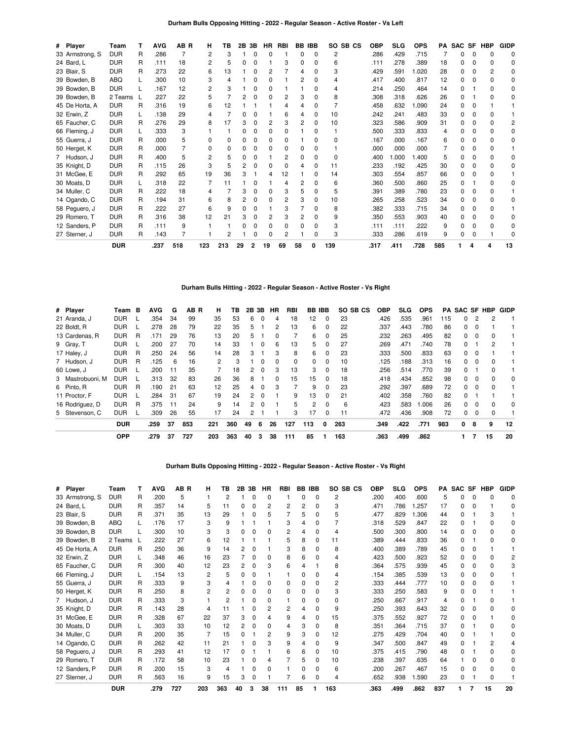**Durham Bulls Opposing Hitting - 2022 - Regular Season - Active Roster - Vs Left**

| # | Player | Team | T | AVG | AB | R | H | TB | 2B | 3B | HR | RBI | BB | IBB | SO | SB | CS | OBP | SLG | OPS | PA | SAC | SF | HBP | GIDP |
|---|---|---|---|---|---|---|---|---|---|---|---|---|---|---|---|---|---|---|---|---|---|---|---|---|---|
| 33 | Armstrong, S | DUR | R | .286 | 7 | | 2 | 3 | 1 | 0 | 0 | 1 | 0 | 0 | 2 | | | .286 | .429 | .715 | 7 | 0 | 0 | 0 | 0 |
| 24 | Bard, L | DUR | R | .111 | 18 | | 2 | 5 | 0 | 0 | 1 | 3 | 0 | 0 | 6 | | | .111 | .278 | .389 | 18 | 0 | 0 | 0 | 0 |
| 23 | Blair, S | DUR | R | .273 | 22 | | 6 | 13 | 1 | 0 | 2 | 7 | 4 | 0 | 3 | | | .429 | .591 | 1.020 | 28 | 0 | 0 | 2 | 0 |
| 39 | Bowden, B | ABQ | L | .300 | 10 | | 3 | 4 | 1 | 0 | 0 | 1 | 2 | 0 | 4 | | | .417 | .400 | .817 | 12 | 0 | 0 | 0 | 0 |
| 39 | Bowden, B | DUR | L | .167 | 12 | | 2 | 3 | 1 | 0 | 0 | 1 | 1 | 0 | 4 | | | .214 | .250 | .464 | 14 | 0 | 1 | 0 | 0 |
| 39 | Bowden, B | 2 Teams | L | .227 | 22 | | 5 | 7 | 2 | 0 | 0 | 2 | 3 | 0 | 8 | | | .308 | .318 | .626 | 26 | 0 | 1 | 0 | 0 |
| 45 | De Horta, A | DUR | R | .316 | 19 | | 6 | 12 | 1 | 1 | 1 | 4 | 4 | 0 | 7 | | | .458 | .632 | 1.090 | 24 | 0 | 0 | 1 | 1 |
| 32 | Erwin, Z | DUR | L | .138 | 29 | | 4 | 7 | 0 | 0 | 1 | 6 | 4 | 0 | 10 | | | .242 | .241 | .483 | 33 | 0 | 0 | 0 | 1 |
| 65 | Faucher, C | DUR | R | .276 | 29 | | 8 | 17 | 3 | 0 | 2 | 3 | 2 | 0 | 10 | | | .323 | .586 | .909 | 31 | 0 | 0 | 0 | 2 |
| 66 | Fleming, J | DUR | L | .333 | 3 | | 1 | 1 | 0 | 0 | 0 | 0 | 1 | 0 | 1 | | | .500 | .333 | .833 | 4 | 0 | 0 | 0 | 0 |
| 55 | Guerra, J | DUR | R | .000 | 5 | | 0 | 0 | 0 | 0 | 0 | 0 | 1 | 0 | 0 | | | .167 | .000 | .167 | 6 | 0 | 0 | 0 | 0 |
| 50 | Herget, K | DUR | R | .000 | 7 | | 0 | 0 | 0 | 0 | 0 | 0 | 0 | 0 | 1 | | | .000 | .000 | .000 | 7 | 0 | 0 | 0 | 1 |
| 7 | Hudson, J | DUR | R | .400 | 5 | | 2 | 5 | 0 | 0 | 1 | 2 | 0 | 0 | 0 | | | .400 | 1.000 | 1.400 | 5 | 0 | 0 | 0 | 0 |
| 35 | Knight, D | DUR | R | .115 | 26 | | 3 | 5 | 2 | 0 | 0 | 0 | 4 | 0 | 11 | | | .233 | .192 | .425 | 30 | 0 | 0 | 0 | 0 |
| 31 | McGee, E | DUR | R | .292 | 65 | | 19 | 36 | 3 | 1 | 4 | 12 | 1 | 0 | 14 | | | .303 | .554 | .857 | 66 | 0 | 0 | 0 | 1 |
| 30 | Moats, D | DUR | L | .318 | 22 | | 7 | 11 | 1 | 0 | 1 | 4 | 2 | 0 | 6 | | | .360 | .500 | .860 | 25 | 0 | 1 | 0 | 0 |
| 34 | Muller, C | DUR | R | .222 | 18 | | 4 | 7 | 3 | 0 | 0 | 3 | 5 | 0 | 5 | | | .391 | .389 | .780 | 23 | 0 | 0 | 0 | 1 |
| 14 | Ogando, C | DUR | R | .194 | 31 | | 6 | 8 | 2 | 0 | 0 | 2 | 3 | 0 | 10 | | | .265 | .258 | .523 | 34 | 0 | 0 | 0 | 0 |
| 58 | Peguero, J | DUR | R | .222 | 27 | | 6 | 9 | 0 | 0 | 1 | 3 | 7 | 0 | 8 | | | .382 | .333 | .715 | 34 | 0 | 0 | 0 | 1 |
| 29 | Romero, T | DUR | R | .316 | 38 | | 12 | 21 | 3 | 0 | 2 | 3 | 2 | 0 | 9 | | | .350 | .553 | .903 | 40 | 0 | 0 | 0 | 0 |
| 12 | Sanders, P | DUR | R | .111 | 9 | | 1 | 1 | 0 | 0 | 0 | 0 | 0 | 0 | 3 | | | .111 | .111 | .222 | 9 | 0 | 0 | 0 | 0 |
| 27 | Sterner, J | DUR | R | .143 | 7 | | 1 | 2 | 1 | 0 | 0 | 2 | 1 | 0 | 3 | | | .333 | .286 | .619 | 9 | 0 | 0 | 1 | 0 |
| | | DUR | | .237 | 518 | | 123 | 213 | 29 | 2 | 19 | 69 | 58 | 0 | 139 | | | .317 | .411 | .728 | 585 | 1 | 4 | 4 | 13 |

**Durham Bulls Hitting - 2022 - Regular Season - Active Roster - Vs Right**

| # | Player | Team | B | AVG | G | AB | R | H | TB | 2B | 3B | HR | RBI | BB | IBB | SO | SB | CS | OBP | SLG | OPS | PA | SAC | SF | HBP | GIDP |
|---|---|---|---|---|---|---|---|---|---|---|---|---|---|---|---|---|---|---|---|---|---|---|---|---|---|---|
| 21 | Aranda, J | DUR | L | .354 | 34 | 99 | | 35 | 53 | 6 | 0 | 4 | 18 | 12 | 0 | 23 | | | .426 | .535 | .961 | 115 | 0 | 2 | 2 | 1 |
| 22 | Boldt, R | DUR | L | .278 | 28 | 79 | | 22 | 35 | 5 | 1 | 2 | 13 | 6 | 0 | 22 | | | .337 | .443 | .780 | 86 | 0 | 0 | 1 | 1 |
| 13 | Cardenas, R | DUR | R | .171 | 29 | 76 | | 13 | 20 | 5 | 1 | 0 | 7 | 6 | 0 | 25 | | | .232 | .263 | .495 | 82 | 0 | 0 | 0 | 1 |
| 9 | Gray, T | DUR | L | .200 | 27 | 70 | | 14 | 33 | 1 | 0 | 6 | 13 | 5 | 0 | 27 | | | .269 | .471 | .740 | 78 | 0 | 1 | 2 | 1 |
| 17 | Haley, J | DUR | R | .250 | 24 | 56 | | 14 | 28 | 3 | 1 | 3 | 8 | 6 | 0 | 23 | | | .333 | .500 | .833 | 63 | 0 | 0 | 1 | 1 |
| 7 | Hudson, J | DUR | R | .125 | 6 | 16 | | 2 | 3 | 1 | 0 | 0 | 0 | 0 | 0 | 10 | | | .125 | .188 | .313 | 16 | 0 | 0 | 0 | 1 |
| 60 | Lowe, J | DUR | L | .200 | 11 | 35 | | 7 | 18 | 2 | 0 | 3 | 13 | 3 | 0 | 18 | | | .256 | .514 | .770 | 39 | 0 | 1 | 0 | 1 |
| 3 | Mastrobuoni, M | DUR | L | .313 | 32 | 83 | | 26 | 36 | 8 | 1 | 0 | 15 | 15 | 0 | 18 | | | .418 | .434 | .852 | 98 | 0 | 0 | 0 | 0 |
| 6 | Pinto, R | DUR | R | .190 | 21 | 63 | | 12 | 25 | 4 | 0 | 3 | 7 | 9 | 0 | 23 | | | .292 | .397 | .689 | 72 | 0 | 0 | 0 | 1 |
| 11 | Proctor, F | DUR | L | .284 | 31 | 67 | | 19 | 24 | 2 | 0 | 1 | 9 | 13 | 0 | 21 | | | .402 | .358 | .760 | 82 | 0 | 1 | 1 | 1 |
| 16 | Rodriguez, D | DUR | R | .375 | 11 | 24 | | 9 | 14 | 2 | 0 | 1 | 5 | 2 | 0 | 6 | | | .423 | .583 | 1.006 | 26 | 0 | 0 | 0 | 0 |
| 5 | Stevenson, C | DUR | L | .309 | 26 | 55 | | 17 | 24 | 2 | 1 | 1 | 3 | 17 | 0 | 11 | | | .472 | .436 | .908 | 72 | 0 | 0 | 0 | 1 |
| | | DUR | | .259 | 37 | 853 | | 221 | 360 | 49 | 6 | 26 | 127 | 113 | 0 | 263 | | | .349 | .422 | .771 | 983 | 0 | 8 | 9 | 12 |
| | | OPP | | .279 | 37 | 727 | | 203 | 363 | 40 | 3 | 38 | 111 | 85 | 1 | 163 | | | .363 | .499 | .862 | | 1 | 7 | 15 | 20 |

**Durham Bulls Opposing Hitting - 2022 - Regular Season - Active Roster - Vs Right**

| # | Player | Team | T | AVG | AB | R | H | TB | 2B | 3B | HR | RBI | BB | IBB | SO | SB | CS | OBP | SLG | OPS | PA | SAC | SF | HBP | GIDP |
|---|---|---|---|---|---|---|---|---|---|---|---|---|---|---|---|---|---|---|---|---|---|---|---|---|---|
| 33 | Armstrong, S | DUR | R | .200 | 5 | | 1 | 2 | 1 | 0 | 0 | 1 | 0 | 0 | 2 | | | .200 | .400 | .600 | 5 | 0 | 0 | 0 | 0 |
| 24 | Bard, L | DUR | R | .357 | 14 | | 5 | 11 | 0 | 0 | 2 | 2 | 2 | 0 | 3 | | | .471 | .786 | 1.257 | 17 | 0 | 0 | 1 | 0 |
| 23 | Blair, S | DUR | R | .371 | 35 | | 13 | 29 | 1 | 0 | 5 | 7 | 5 | 0 | 5 | | | .477 | .829 | 1.306 | 44 | 0 | 1 | 3 | 1 |
| 39 | Bowden, B | ABQ | L | .176 | 17 | | 3 | 9 | 1 | 1 | 1 | 3 | 4 | 0 | 7 | | | .318 | .529 | .847 | 22 | 0 | 1 | 0 | 0 |
| 39 | Bowden, B | DUR | L | .300 | 10 | | 3 | 3 | 0 | 0 | 0 | 2 | 4 | 0 | 4 | | | .500 | .300 | .800 | 14 | 0 | 0 | 0 | 0 |
| 39 | Bowden, B | 2 Teams | L | .222 | 27 | | 6 | 12 | 1 | 1 | 1 | 5 | 8 | 0 | 11 | | | .389 | .444 | .833 | 36 | 0 | 1 | 0 | 0 |
| 45 | De Horta, A | DUR | R | .250 | 36 | | 9 | 14 | 2 | 0 | 1 | 3 | 8 | 0 | 8 | | | .400 | .389 | .789 | 45 | 0 | 0 | 1 | 1 |
| 32 | Erwin, Z | DUR | L | .348 | 46 | | 16 | 23 | 7 | 0 | 0 | 8 | 6 | 0 | 4 | | | .423 | .500 | .923 | 52 | 0 | 0 | 0 | 2 |
| 65 | Faucher, C | DUR | R | .300 | 40 | | 12 | 23 | 2 | 0 | 3 | 6 | 4 | 1 | 8 | | | .364 | .575 | .939 | 45 | 0 | 0 | 0 | 3 |
| 66 | Fleming, J | DUR | L | .154 | 13 | | 2 | 5 | 0 | 0 | 1 | 1 | 0 | 0 | 4 | | | .154 | .385 | .539 | 13 | 0 | 0 | 0 | 1 |
| 55 | Guerra, J | DUR | R | .333 | 9 | | 3 | 4 | 1 | 0 | 0 | 0 | 0 | 0 | 2 | | | .333 | .444 | .777 | 10 | 0 | 0 | 0 | 1 |
| 50 | Herget, K | DUR | R | .250 | 8 | | 2 | 2 | 0 | 0 | 0 | 0 | 0 | 0 | 3 | | | .333 | .250 | .583 | 9 | 0 | 0 | 1 | 1 |
| 7 | Hudson, J | DUR | R | .333 | 3 | | 1 | 2 | 1 | 0 | 0 | 1 | 0 | 0 | 0 | | | .250 | .667 | .917 | 4 | 0 | 1 | 0 | 1 |
| 35 | Knight, D | DUR | R | .143 | 28 | | 4 | 11 | 1 | 0 | 2 | 2 | 4 | 0 | 9 | | | .250 | .393 | .643 | 32 | 0 | 0 | 0 | 0 |
| 31 | McGee, E | DUR | R | .328 | 67 | | 22 | 37 | 3 | 0 | 4 | 9 | 4 | 0 | 15 | | | .375 | .552 | .927 | 72 | 0 | 0 | 1 | 0 |
| 30 | Moats, D | DUR | L | .303 | 33 | | 10 | 12 | 2 | 0 | 0 | 4 | 3 | 0 | 8 | | | .351 | .364 | .715 | 37 | 0 | 1 | 0 | 0 |
| 34 | Muller, C | DUR | R | .200 | 35 | | 7 | 15 | 0 | 1 | 2 | 9 | 3 | 0 | 12 | | | .275 | .429 | .704 | 40 | 0 | 1 | 1 | 0 |
| 14 | Ogando, C | DUR | R | .262 | 42 | | 11 | 21 | 1 | 0 | 3 | 9 | 4 | 0 | 9 | | | .347 | .500 | .847 | 49 | 0 | 1 | 2 | 4 |
| 58 | Peguero, J | DUR | R | .293 | 41 | | 12 | 17 | 0 | 1 | 1 | 6 | 6 | 0 | 10 | | | .375 | .415 | .790 | 48 | 0 | 1 | 0 | 0 |
| 29 | Romero, T | DUR | R | .172 | 58 | | 10 | 23 | 1 | 0 | 4 | 7 | 5 | 0 | 10 | | | .238 | .397 | .635 | 64 | 1 | 0 | 0 | 0 |
| 12 | Sanders, P | DUR | R | .200 | 15 | | 3 | 4 | 1 | 0 | 0 | 1 | 0 | 0 | 6 | | | .200 | .267 | .467 | 15 | 0 | 0 | 0 | 0 |
| 27 | Sterner, J | DUR | R | .563 | 16 | | 9 | 15 | 3 | 0 | 1 | 7 | 6 | 0 | 4 | | | .652 | .938 | 1.590 | 23 | 0 | 1 | 0 | 1 |
| | | DUR | | .279 | 727 | | 203 | 363 | 40 | 3 | 38 | 111 | 85 | 1 | 163 | | | .363 | .499 | .862 | 837 | 1 | 7 | 15 | 20 |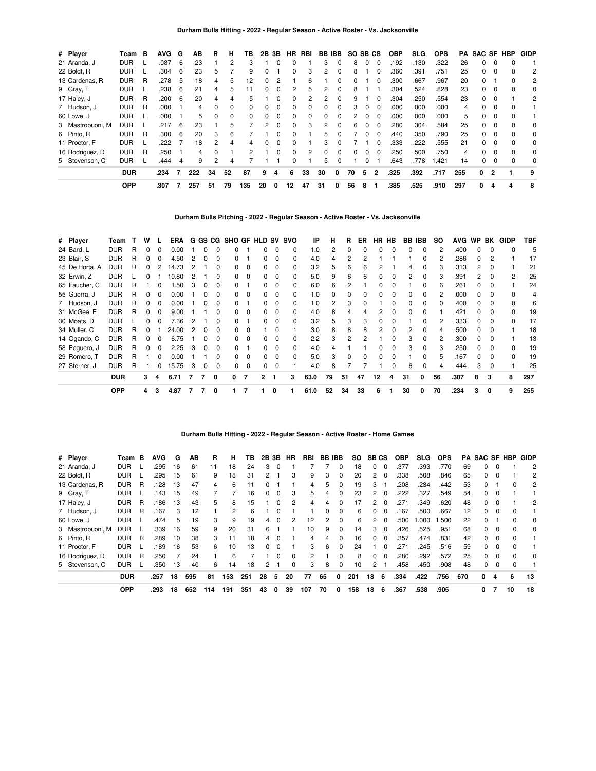## Durham Bulls Hitting - 2022 - Regular Season - Active Roster - Vs. Jacksonville

| # | Player | Team | B | AVG | G | AB | R | H | TB | 2B | 3B | HR | RBI | BB | IBB | SO | SB | CS | OBP | SLG | OPS | PA | SAC | SF | HBP | GIDP |
|---|---|---|---|---|---|---|---|---|---|---|---|---|---|---|---|---|---|---|---|---|---|---|---|---|---|---|
| 21 | Aranda, J | DUR | L | .087 | 6 | 23 | 1 | 2 | 3 | 1 | 0 | 0 | 1 | 3 | 0 | 8 | 0 | 0 | .192 | .130 | .322 | 26 | 0 | 0 | 0 | 1 |
| 22 | Boldt, R | DUR | L | .304 | 6 | 23 | 5 | 7 | 9 | 0 | 1 | 0 | 3 | 2 | 0 | 8 | 1 | 0 | .360 | .391 | .751 | 25 | 0 | 0 | 0 | 2 |
| 13 | Cardenas, R | DUR | R | .278 | 5 | 18 | 4 | 5 | 12 | 0 | 2 | 1 | 6 | 1 | 0 | 0 | 1 | 0 | .300 | .667 | .967 | 20 | 0 | 1 | 0 | 2 |
| 9 | Gray, T | DUR | L | .238 | 6 | 21 | 4 | 5 | 11 | 0 | 0 | 2 | 5 | 2 | 0 | 8 | 1 | 1 | .304 | .524 | .828 | 23 | 0 | 0 | 0 | 0 |
| 17 | Haley, J | DUR | R | .200 | 6 | 20 | 4 | 4 | 5 | 1 | 0 | 0 | 2 | 2 | 0 | 9 | 1 | 0 | .304 | .250 | .554 | 23 | 0 | 0 | 1 | 2 |
| 7 | Hudson, J | DUR | R | .000 | 1 | 4 | 0 | 0 | 0 | 0 | 0 | 0 | 0 | 0 | 0 | 3 | 0 | 0 | .000 | .000 | .000 | 4 | 0 | 0 | 0 | 1 |
| 60 | Lowe, J | DUR | L | .000 | 1 | 5 | 0 | 0 | 0 | 0 | 0 | 0 | 0 | 0 | 0 | 2 | 0 | 0 | .000 | .000 | .000 | 5 | 0 | 0 | 0 | 1 |
| 3 | Mastrobuoni, M | DUR | L | .217 | 6 | 23 | 1 | 5 | 7 | 2 | 0 | 0 | 3 | 2 | 0 | 6 | 0 | 0 | .280 | .304 | .584 | 25 | 0 | 0 | 0 | 0 |
| 6 | Pinto, R | DUR | R | .300 | 6 | 20 | 3 | 6 | 7 | 1 | 0 | 0 | 1 | 5 | 0 | 7 | 0 | 0 | .440 | .350 | .790 | 25 | 0 | 0 | 0 | 0 |
| 11 | Proctor, F | DUR | L | .222 | 7 | 18 | 2 | 4 | 4 | 0 | 0 | 0 | 1 | 3 | 0 | 7 | 1 | 0 | .333 | .222 | .555 | 21 | 0 | 0 | 0 | 0 |
| 16 | Rodríguez, D | DUR | R | .250 | 1 | 4 | 0 | 1 | 2 | 1 | 0 | 0 | 2 | 0 | 0 | 0 | 0 | 0 | .250 | .500 | .750 | 4 | 0 | 0 | 0 | 0 |
| 5 | Stevenson, C | DUR | L | .444 | 4 | 9 | 2 | 4 | 7 | 1 | 1 | 0 | 1 | 5 | 0 | 1 | 0 | 1 | .643 | .778 | 1.421 | 14 | 0 | 0 | 0 | 0 |
| | | **DUR** | | **.234** | **7** | **222** | **34** | **52** | **87** | **9** | **4** | **6** | **33** | **30** | **0** | **70** | **5** | **2** | **.325** | **.392** | **.717** | **255** | **0** | **2** | **1** | **9** |
| | | **OPP** | | **.307** | **7** | **257** | **51** | **79** | **135** | **20** | **0** | **12** | **47** | **31** | **0** | **56** | **8** | **1** | **.385** | **.525** | **.910** | **297** | **0** | **4** | **4** | **8** |

## Durham Bulls Pitching - 2022 - Regular Season - Active Roster - Vs. Jacksonville

| # | Player | Team | T | W | L | ERA | G | GS | CG | SHO | GF | HLD | SV | SVO | IP | H | R | ER | HR | HB | BB | IBB | SO | AVG | WP | BK | GIDP | TBF |
|---|---|---|---|---|---|---|---|---|---|---|---|---|---|---|---|---|---|---|---|---|---|---|---|---|---|---|---|---|
| 24 | Bard, L | DUR | R | 0 | 0 | 0.00 | 1 | 0 | 0 | 0 | 1 | 0 | 0 | 0 | 1.0 | 2 | 0 | 0 | 0 | 0 | 0 | 0 | 2 | .400 | 0 | 0 | 0 | 5 |
| 23 | Blair, S | DUR | R | 0 | 0 | 4.50 | 2 | 0 | 0 | 0 | 1 | 0 | 0 | 0 | 4.0 | 4 | 2 | 2 | 1 | 1 | 1 | 0 | 2 | .286 | 0 | 2 | 1 | 17 |
| 45 | De Horta, A | DUR | R | 0 | 2 | 14.73 | 2 | 1 | 0 | 0 | 0 | 0 | 0 | 0 | 3.2 | 5 | 6 | 6 | 2 | 1 | 4 | 0 | 3 | .313 | 2 | 0 | 1 | 21 |
| 32 | Erwin, Z | DUR | L | 0 | 1 | 10.80 | 2 | 1 | 0 | 0 | 0 | 0 | 0 | 0 | 5.0 | 9 | 6 | 6 | 0 | 0 | 2 | 0 | 3 | .391 | 2 | 0 | 2 | 25 |
| 65 | Faucher, C | DUR | R | 1 | 0 | 1.50 | 3 | 0 | 0 | 0 | 1 | 0 | 0 | 0 | 6.0 | 6 | 2 | 1 | 0 | 0 | 1 | 0 | 6 | .261 | 0 | 0 | 1 | 24 |
| 55 | Guerra, J | DUR | R | 0 | 0 | 0.00 | 1 | 0 | 0 | 0 | 0 | 0 | 0 | 0 | 1.0 | 0 | 0 | 0 | 0 | 0 | 0 | 0 | 2 | .000 | 0 | 0 | 0 | 4 |
| 7 | Hudson, J | DUR | R | 0 | 0 | 0.00 | 1 | 0 | 0 | 0 | 1 | 0 | 0 | 0 | 1.0 | 2 | 3 | 0 | 1 | 0 | 0 | 0 | 0 | .400 | 0 | 0 | 0 | 6 |
| 31 | McGee, E | DUR | R | 0 | 0 | 9.00 | 1 | 1 | 0 | 0 | 0 | 0 | 0 | 0 | 4.0 | 8 | 4 | 4 | 2 | 0 | 0 | 0 | 1 | .421 | 0 | 0 | 0 | 19 |
| 30 | Moats, D | DUR | L | 0 | 0 | 7.36 | 2 | 1 | 0 | 0 | 1 | 0 | 0 | 0 | 3.2 | 5 | 3 | 3 | 0 | 0 | 1 | 0 | 2 | .333 | 0 | 0 | 0 | 17 |
| 34 | Muller, C | DUR | R | 0 | 1 | 24.00 | 2 | 0 | 0 | 0 | 0 | 1 | 0 | 1 | 3.0 | 8 | 8 | 8 | 2 | 0 | 2 | 0 | 4 | .500 | 0 | 0 | 1 | 18 |
| 14 | Ogando, C | DUR | R | 0 | 0 | 6.75 | 1 | 0 | 0 | 0 | 0 | 0 | 0 | 0 | 2.2 | 3 | 2 | 2 | 1 | 0 | 3 | 0 | 2 | .300 | 0 | 0 | 1 | 13 |
| 58 | Peguero, J | DUR | R | 0 | 0 | 2.25 | 3 | 0 | 0 | 0 | 1 | 0 | 0 | 0 | 4.0 | 4 | 1 | 1 | 0 | 0 | 3 | 0 | 3 | .250 | 0 | 0 | 0 | 19 |
| 29 | Romero, T | DUR | R | 1 | 0 | 0.00 | 1 | 1 | 0 | 0 | 0 | 0 | 0 | 0 | 5.0 | 3 | 0 | 0 | 0 | 0 | 1 | 0 | 5 | .167 | 0 | 0 | 0 | 19 |
| 27 | Sterner, J | DUR | R | 1 | 0 | 15.75 | 3 | 0 | 0 | 0 | 0 | 0 | 0 | 1 | 4.0 | 8 | 7 | 7 | 1 | 0 | 6 | 0 | 4 | .444 | 3 | 0 | 1 | 25 |
| | | **DUR** | | **3** | **4** | **6.71** | **7** | **7** | **0** | **0** | **7** | **2** | **1** | **3** | **63.0** | **79** | **51** | **47** | **12** | **4** | **31** | **0** | **56** | **.307** | **8** | **3** | **8** | **297** |
| | | **OPP** | | **4** | **3** | **4.87** | **7** | **7** | **0** | **1** | **7** | **1** | **0** | **1** | **61.0** | **52** | **34** | **33** | **6** | **1** | **30** | **0** | **70** | **.234** | **3** | **0** | **9** | **255** |

## Durham Bulls Hitting - 2022 - Regular Season - Active Roster - Home Games

| # | Player | Team | B | AVG | G | AB | R | H | TB | 2B | 3B | HR | RBI | BB | IBB | SO | SB | CS | OBP | SLG | OPS | PA | SAC | SF | HBP | GIDP |
|---|---|---|---|---|---|---|---|---|---|---|---|---|---|---|---|---|---|---|---|---|---|---|---|---|---|---|
| 21 | Aranda, J | DUR | L | .295 | 16 | 61 | 11 | 18 | 24 | 3 | 0 | 1 | 7 | 7 | 0 | 18 | 0 | 0 | .377 | .393 | .770 | 69 | 0 | 0 | 1 | 2 |
| 22 | Boldt, R | DUR | L | .295 | 15 | 61 | 9 | 18 | 31 | 2 | 1 | 3 | 9 | 3 | 0 | 20 | 2 | 0 | .338 | .508 | .846 | 65 | 0 | 0 | 1 | 2 |
| 13 | Cardenas, R | DUR | R | .128 | 13 | 47 | 4 | 6 | 11 | 0 | 1 | 1 | 4 | 5 | 0 | 19 | 3 | 1 | .208 | .234 | .442 | 53 | 0 | 1 | 0 | 2 |
| 9 | Gray, T | DUR | L | .143 | 15 | 49 | 7 | 7 | 16 | 0 | 0 | 3 | 5 | 4 | 0 | 23 | 2 | 0 | .222 | .327 | .549 | 54 | 0 | 0 | 1 | 1 |
| 17 | Haley, J | DUR | R | .186 | 13 | 43 | 5 | 8 | 15 | 1 | 0 | 2 | 4 | 4 | 0 | 17 | 2 | 0 | .271 | .349 | .620 | 48 | 0 | 0 | 1 | 2 |
| 7 | Hudson, J | DUR | R | .167 | 3 | 12 | 1 | 2 | 6 | 1 | 0 | 1 | 1 | 0 | 0 | 6 | 0 | 0 | .167 | .500 | .667 | 12 | 0 | 0 | 0 | 1 |
| 60 | Lowe, J | DUR | L | .474 | 5 | 19 | 3 | 9 | 19 | 4 | 0 | 2 | 12 | 2 | 0 | 6 | 2 | 0 | .500 | 1.000 | 1.500 | 22 | 0 | 1 | 0 | 0 |
| 3 | Mastrobuoni, M | DUR | L | .339 | 16 | 59 | 9 | 20 | 31 | 6 | 1 | 1 | 10 | 9 | 0 | 14 | 3 | 0 | .426 | .525 | .951 | 68 | 0 | 0 | 0 | 0 |
| 6 | Pinto, R | DUR | R | .289 | 10 | 38 | 3 | 11 | 18 | 4 | 0 | 1 | 4 | 4 | 0 | 16 | 0 | 0 | .357 | .474 | .831 | 42 | 0 | 0 | 0 | 1 |
| 11 | Proctor, F | DUR | L | .189 | 16 | 53 | 6 | 10 | 13 | 0 | 0 | 1 | 3 | 6 | 0 | 24 | 1 | 0 | .271 | .245 | .516 | 59 | 0 | 0 | 0 | 1 |
| 16 | Rodríguez, D | DUR | R | .250 | 7 | 24 | 1 | 6 | 7 | 1 | 0 | 0 | 2 | 1 | 0 | 8 | 0 | 0 | .280 | .292 | .572 | 25 | 0 | 0 | 0 | 0 |
| 5 | Stevenson, C | DUR | L | .350 | 13 | 40 | 6 | 14 | 18 | 2 | 1 | 0 | 3 | 8 | 0 | 10 | 2 | 1 | .458 | .450 | .908 | 48 | 0 | 0 | 0 | 1 |
| | | **DUR** | | **.257** | **18** | **595** | **81** | **153** | **251** | **28** | **5** | **20** | **77** | **65** | **0** | **201** | **18** | **6** | **.334** | **.422** | **.756** | **670** | **0** | **4** | **6** | **13** |
| | | **OPP** | | **.293** | **18** | **652** | **114** | **191** | **351** | **43** | **0** | **39** | **107** | **70** | **0** | **158** | **18** | **6** | **.367** | **.538** | **.905** | | **0** | **7** | **10** | **18** |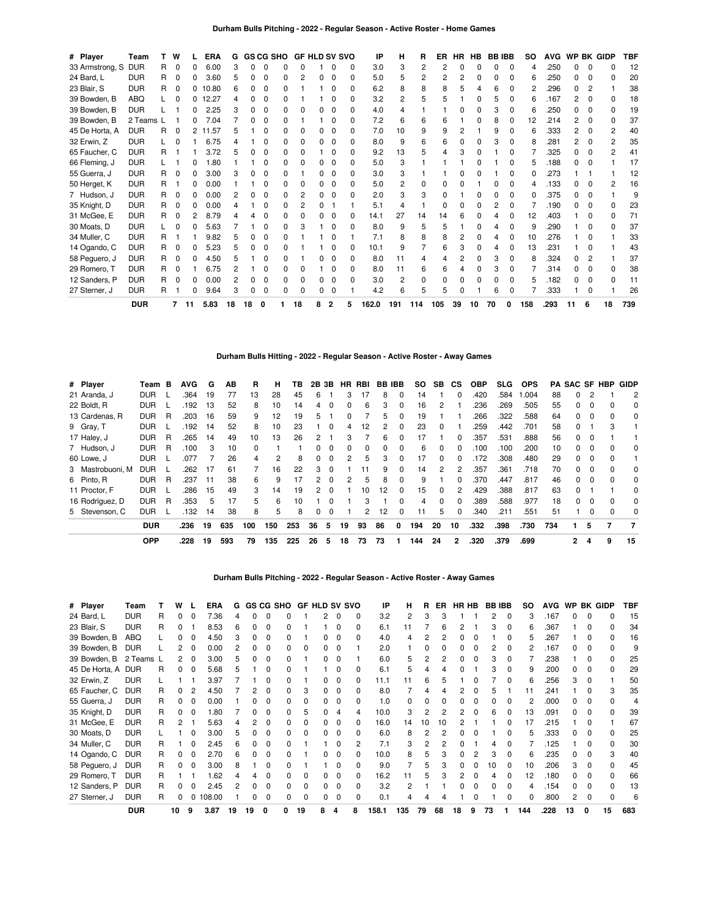### Durham Bulls Pitching - 2022 - Regular Season - Active Roster - Home Games

| # | Player | Team | T | W | L | ERA | G | GS | CG | SHO | GF | HLD | SV | SVO | IP | H | R | ER | HR | HB | BB | IBB | SO | AVG | WP | BK | GIDP | TBF |
|---|---|---|---|---|---|---|---|---|---|---|---|---|---|---|---|---|---|---|---|---|---|---|---|---|---|---|---|---|
| 33 | Armstrong, S | DUR | R | 0 | 0 | 6.00 | 3 | 0 | 0 | 0 | 0 | 1 | 0 | 0 | 3.0 | 3 | 2 | 2 | 0 | 0 | 0 | 0 | 4 | .250 | 0 | 0 | 0 | 12 |
| 24 | Bard, L | DUR | R | 0 | 0 | 3.60 | 5 | 0 | 0 | 0 | 2 | 0 | 0 | 0 | 5.0 | 5 | 2 | 2 | 2 | 0 | 0 | 0 | 6 | .250 | 0 | 0 | 0 | 20 |
| 23 | Blair, S | DUR | R | 0 | 0 | 10.80 | 6 | 0 | 0 | 0 | 1 | 1 | 0 | 0 | 6.2 | 8 | 8 | 8 | 5 | 4 | 6 | 0 | 2 | .296 | 0 | 2 | 1 | 38 |
| 39 | Bowden, B | ABQ | L | 0 | 0 | 12.27 | 4 | 0 | 0 | 0 | 1 | 1 | 0 | 0 | 3.2 | 2 | 5 | 5 | 1 | 0 | 5 | 0 | 6 | .167 | 2 | 0 | 0 | 18 |
| 39 | Bowden, B | DUR | L | 1 | 0 | 2.25 | 3 | 0 | 0 | 0 | 0 | 0 | 0 | 0 | 4.0 | 4 | 1 | 1 | 0 | 0 | 3 | 0 | 6 | .250 | 0 | 0 | 0 | 19 |
| 39 | Bowden, B | 2 Teams | L | 1 | 0 | 7.04 | 7 | 0 | 0 | 0 | 1 | 1 | 0 | 0 | 7.2 | 6 | 6 | 6 | 1 | 0 | 8 | 0 | 12 | .214 | 2 | 0 | 0 | 37 |
| 45 | De Horta, A | DUR | R | 0 | 2 | 11.57 | 5 | 1 | 0 | 0 | 0 | 0 | 0 | 0 | 7.0 | 10 | 9 | 9 | 2 | 1 | 9 | 0 | 6 | .333 | 2 | 0 | 2 | 40 |
| 32 | Erwin, Z | DUR | L | 1 | 0 | 6.75 | 4 | 1 | 0 | 0 | 0 | 0 | 0 | 0 | 8.0 | 9 | 6 | 6 | 0 | 0 | 3 | 0 | 8 | .281 | 2 | 0 | 2 | 35 |
| 65 | Faucher, C | DUR | R | 1 | 1 | 3.72 | 5 | 0 | 0 | 0 | 0 | 1 | 0 | 0 | 9.2 | 13 | 5 | 4 | 3 | 0 | 1 | 0 | 7 | .325 | 0 | 0 | 2 | 41 |
| 66 | Fleming, J | DUR | L | 1 | 0 | 1.80 | 1 | 1 | 0 | 0 | 0 | 0 | 0 | 0 | 5.0 | 3 | 1 | 1 | 1 | 0 | 1 | 0 | 5 | .188 | 0 | 0 | 1 | 17 |
| 55 | Guerra, J | DUR | R | 0 | 0 | 3.00 | 3 | 0 | 0 | 0 | 1 | 0 | 0 | 0 | 3.0 | 3 | 1 | 1 | 0 | 0 | 1 | 0 | 0 | .273 | 1 | 1 | 1 | 12 |
| 50 | Herget, K | DUR | R | 1 | 0 | 0.00 | 1 | 1 | 0 | 0 | 0 | 0 | 0 | 0 | 5.0 | 2 | 0 | 0 | 0 | 1 | 0 | 0 | 4 | .133 | 0 | 0 | 2 | 16 |
| 7 | Hudson, J | DUR | R | 0 | 0 | 0.00 | 2 | 0 | 0 | 0 | 2 | 0 | 0 | 0 | 2.0 | 3 | 3 | 0 | 1 | 0 | 0 | 0 | 0 | .375 | 0 | 0 | 1 | 9 |
| 35 | Knight, D | DUR | R | 0 | 0 | 0.00 | 4 | 1 | 0 | 0 | 2 | 0 | 1 | 1 | 5.1 | 4 | 1 | 0 | 0 | 0 | 2 | 0 | 7 | .190 | 0 | 0 | 0 | 23 |
| 31 | McGee, E | DUR | R | 0 | 2 | 8.79 | 4 | 4 | 0 | 0 | 0 | 0 | 0 | 0 | 14.1 | 27 | 14 | 14 | 6 | 0 | 4 | 0 | 12 | .403 | 1 | 0 | 0 | 71 |
| 30 | Moats, D | DUR | L | 0 | 0 | 5.63 | 7 | 1 | 0 | 0 | 3 | 1 | 0 | 0 | 8.0 | 9 | 5 | 5 | 1 | 0 | 4 | 0 | 9 | .290 | 1 | 0 | 0 | 37 |
| 34 | Muller, C | DUR | R | 1 | 1 | 9.82 | 5 | 0 | 0 | 0 | 1 | 1 | 0 | 1 | 7.1 | 8 | 8 | 8 | 2 | 0 | 4 | 0 | 10 | .276 | 1 | 0 | 1 | 33 |
| 14 | Ogando, C | DUR | R | 0 | 0 | 5.23 | 5 | 0 | 0 | 0 | 1 | 1 | 0 | 0 | 10.1 | 9 | 7 | 6 | 3 | 0 | 4 | 0 | 13 | .231 | 1 | 0 | 1 | 43 |
| 58 | Peguero, J | DUR | R | 0 | 0 | 4.50 | 5 | 1 | 0 | 0 | 1 | 0 | 0 | 0 | 8.0 | 11 | 4 | 4 | 2 | 0 | 3 | 0 | 8 | .324 | 0 | 2 | 1 | 37 |
| 29 | Romero, T | DUR | R | 0 | 1 | 6.75 | 2 | 1 | 0 | 0 | 0 | 1 | 0 | 0 | 8.0 | 11 | 6 | 6 | 4 | 0 | 3 | 0 | 7 | .314 | 0 | 0 | 0 | 38 |
| 12 | Sanders, P | DUR | R | 0 | 0 | 0.00 | 2 | 0 | 0 | 0 | 0 | 0 | 0 | 0 | 3.0 | 2 | 0 | 0 | 0 | 0 | 0 | 0 | 5 | .182 | 0 | 0 | 0 | 11 |
| 27 | Sterner, J | DUR | R | 1 | 0 | 9.64 | 3 | 0 | 0 | 0 | 0 | 0 | 0 | 1 | 4.2 | 6 | 5 | 5 | 0 | 1 | 6 | 0 | 7 | .333 | 1 | 0 | 1 | 26 |
| | | DUR | | 7 | 11 | 5.83 | 18 | 18 | 0 | 1 | 18 | 8 | 2 | 5 | 162.0 | 191 | 114 | 105 | 39 | 10 | 70 | 0 | 158 | .293 | 11 | 6 | 18 | 739 |

### Durham Bulls Hitting - 2022 - Regular Season - Active Roster - Away Games

| # | Player | Team | B | AVG | G | AB | R | H | TB | 2B | 3B | HR | RBI | BB | IBB | SO | SB | CS | OBP | SLG | OPS | PA | SAC | SF | HBP | GIDP |
|---|---|---|---|---|---|---|---|---|---|---|---|---|---|---|---|---|---|---|---|---|---|---|---|---|---|---|
| 21 | Aranda, J | DUR | L | .364 | 19 | 77 | 13 | 28 | 45 | 6 | 1 | 3 | 17 | 8 | 0 | 14 | 1 | 0 | .420 | .584 | 1.004 | 88 | 0 | 2 | 1 | 2 |
| 22 | Boldt, R | DUR | L | .192 | 13 | 52 | 8 | 10 | 14 | 4 | 0 | 0 | 6 | 3 | 0 | 16 | 2 | 1 | .236 | .269 | .505 | 55 | 0 | 0 | 0 | 0 |
| 13 | Cardenas, R | DUR | R | .203 | 16 | 59 | 9 | 12 | 19 | 5 | 1 | 0 | 7 | 5 | 0 | 19 | 1 | 1 | .266 | .322 | .588 | 64 | 0 | 0 | 0 | 0 |
| 9 | Gray, T | DUR | L | .192 | 14 | 52 | 8 | 10 | 23 | 1 | 0 | 4 | 12 | 2 | 0 | 23 | 0 | 1 | .259 | .442 | .701 | 58 | 0 | 1 | 3 | 1 |
| 17 | Haley, J | DUR | R | .265 | 14 | 49 | 10 | 13 | 26 | 2 | 1 | 3 | 7 | 6 | 0 | 17 | 1 | 0 | .357 | .531 | .888 | 56 | 0 | 0 | 1 | 1 |
| 7 | Hudson, J | DUR | R | .100 | 3 | 10 | 0 | 1 | 1 | 0 | 0 | 0 | 0 | 0 | 0 | 6 | 0 | 0 | .100 | .100 | .200 | 10 | 0 | 0 | 0 | 0 |
| 60 | Lowe, J | DUR | L | .077 | 7 | 26 | 4 | 2 | 8 | 0 | 0 | 2 | 5 | 3 | 0 | 17 | 0 | 0 | .172 | .308 | .480 | 29 | 0 | 0 | 0 | 1 |
| 3 | Mastrobuoni, M | DUR | L | .262 | 17 | 61 | 7 | 16 | 22 | 3 | 0 | 1 | 11 | 9 | 0 | 14 | 2 | 2 | .357 | .361 | .718 | 70 | 0 | 0 | 0 | 0 |
| 6 | Pinto, R | DUR | R | .237 | 11 | 38 | 6 | 9 | 17 | 2 | 0 | 2 | 5 | 8 | 0 | 9 | 1 | 0 | .370 | .447 | .817 | 46 | 0 | 0 | 0 | 0 |
| 11 | Proctor, F | DUR | L | .286 | 15 | 49 | 3 | 14 | 19 | 2 | 0 | 1 | 10 | 12 | 0 | 15 | 0 | 2 | .429 | .388 | .817 | 63 | 0 | 1 | 1 | 0 |
| 16 | Rodriguez, D | DUR | R | .353 | 5 | 17 | 5 | 6 | 10 | 1 | 0 | 1 | 3 | 1 | 0 | 4 | 0 | 0 | .389 | .588 | .977 | 18 | 0 | 0 | 0 | 0 |
| 5 | Stevenson, C | DUR | L | .132 | 14 | 38 | 8 | 5 | 8 | 0 | 0 | 1 | 2 | 12 | 0 | 11 | 5 | 0 | .340 | .211 | .551 | 51 | 1 | 0 | 0 | 0 |
| | | DUR | | .236 | 19 | 635 | 100 | 150 | 253 | 36 | 5 | 19 | 93 | 86 | 0 | 194 | 20 | 10 | .332 | .398 | .730 | 734 | 1 | 5 | 7 | 7 |
| | | OPP | | .228 | 19 | 593 | 79 | 135 | 225 | 26 | 5 | 18 | 73 | 73 | 1 | 144 | 24 | 2 | .320 | .379 | .699 | | 2 | 4 | 9 | 15 |

### Durham Bulls Pitching - 2022 - Regular Season - Active Roster - Away Games

| # | Player | Team | T | W | L | ERA | G | GS | CG | SHO | GF | HLD | SV | SVO | IP | H | R | ER | HR | HB | BB | IBB | SO | AVG | WP | BK | GIDP | TBF |
|---|---|---|---|---|---|---|---|---|---|---|---|---|---|---|---|---|---|---|---|---|---|---|---|---|---|---|---|---|
| 24 | Bard, L | DUR | R | 0 | 0 | 7.36 | 4 | 0 | 0 | 0 | 1 | 2 | 0 | 0 | 3.2 | 2 | 3 | 3 | 1 | 1 | 2 | 0 | 3 | .167 | 0 | 0 | 0 | 15 |
| 23 | Blair, S | DUR | R | 0 | 1 | 8.53 | 6 | 0 | 0 | 0 | 1 | 1 | 0 | 0 | 6.1 | 11 | 7 | 6 | 2 | 1 | 3 | 0 | 6 | .367 | 1 | 0 | 0 | 34 |
| 39 | Bowden, B | ABQ | L | 0 | 0 | 4.50 | 3 | 0 | 0 | 0 | 1 | 0 | 0 | 0 | 4.0 | 4 | 2 | 2 | 0 | 0 | 1 | 0 | 5 | .267 | 1 | 0 | 0 | 16 |
| 39 | Bowden, B | DUR | L | 2 | 0 | 0.00 | 2 | 0 | 0 | 0 | 0 | 0 | 0 | 1 | 2.0 | 1 | 0 | 0 | 0 | 0 | 2 | 0 | 2 | .167 | 0 | 0 | 0 | 9 |
| 39 | Bowden, B | 2 Teams | L | 2 | 0 | 3.00 | 5 | 0 | 0 | 0 | 1 | 0 | 0 | 1 | 6.0 | 5 | 2 | 2 | 0 | 0 | 3 | 0 | 7 | .238 | 1 | 0 | 0 | 25 |
| 45 | De Horta, A | DUR | R | 0 | 0 | 5.68 | 5 | 1 | 0 | 0 | 1 | 1 | 0 | 0 | 6.1 | 5 | 4 | 4 | 0 | 1 | 3 | 0 | 9 | .200 | 0 | 0 | 0 | 29 |
| 32 | Erwin, Z | DUR | L | 1 | 1 | 3.97 | 7 | 1 | 0 | 0 | 1 | 0 | 0 | 0 | 11.1 | 11 | 6 | 5 | 1 | 0 | 7 | 0 | 6 | .256 | 3 | 0 | 1 | 50 |
| 65 | Faucher, C | DUR | R | 0 | 2 | 4.50 | 7 | 2 | 0 | 0 | 3 | 0 | 0 | 0 | 8.0 | 7 | 4 | 4 | 2 | 0 | 5 | 1 | 11 | .241 | 1 | 0 | 3 | 35 |
| 55 | Guerra, J | DUR | R | 0 | 0 | 0.00 | 1 | 0 | 0 | 0 | 0 | 0 | 0 | 0 | 1.0 | 0 | 0 | 0 | 0 | 0 | 0 | 0 | 2 | .000 | 0 | 0 | 0 | 4 |
| 35 | Knight, D | DUR | R | 0 | 0 | 1.80 | 7 | 0 | 0 | 0 | 5 | 0 | 4 | 4 | 10.0 | 3 | 2 | 2 | 2 | 0 | 6 | 0 | 13 | .091 | 0 | 0 | 0 | 39 |
| 31 | McGee, E | DUR | R | 2 | 1 | 5.63 | 4 | 2 | 0 | 0 | 0 | 0 | 0 | 0 | 16.0 | 14 | 10 | 10 | 2 | 1 | 1 | 0 | 17 | .215 | 1 | 0 | 1 | 67 |
| 30 | Moats, D | DUR | L | 1 | 0 | 3.00 | 5 | 0 | 0 | 0 | 0 | 0 | 0 | 0 | 6.0 | 8 | 2 | 2 | 0 | 0 | 1 | 0 | 5 | .333 | 0 | 0 | 0 | 25 |
| 34 | Muller, C | DUR | R | 1 | 0 | 2.45 | 6 | 0 | 0 | 0 | 1 | 1 | 0 | 2 | 7.1 | 3 | 2 | 2 | 0 | 1 | 4 | 0 | 7 | .125 | 1 | 0 | 0 | 30 |
| 14 | Ogando, C | DUR | R | 0 | 0 | 2.70 | 6 | 0 | 0 | 0 | 1 | 0 | 0 | 0 | 10.0 | 8 | 5 | 3 | 0 | 2 | 3 | 0 | 6 | .235 | 0 | 0 | 3 | 40 |
| 58 | Peguero, J | DUR | R | 0 | 0 | 3.00 | 8 | 1 | 0 | 0 | 1 | 1 | 0 | 0 | 9.0 | 7 | 5 | 3 | 0 | 0 | 10 | 0 | 10 | .206 | 3 | 0 | 0 | 45 |
| 29 | Romero, T | DUR | R | 1 | 1 | 1.62 | 4 | 4 | 0 | 0 | 0 | 0 | 0 | 0 | 16.2 | 11 | 5 | 3 | 2 | 0 | 4 | 0 | 12 | .180 | 0 | 0 | 0 | 66 |
| 12 | Sanders, P | DUR | R | 0 | 0 | 2.45 | 2 | 0 | 0 | 0 | 0 | 0 | 0 | 0 | 3.2 | 2 | 1 | 1 | 0 | 0 | 0 | 0 | 4 | .154 | 0 | 0 | 0 | 13 |
| 27 | Sterner, J | DUR | R | 0 | 0 | 108.00 | 1 | 0 | 0 | 0 | 0 | 0 | 0 | 0 | 0.1 | 4 | 4 | 4 | 1 | 0 | 1 | 0 | 0 | .800 | 2 | 0 | 0 | 6 |
| | | DUR | | 10 | 9 | 3.87 | 19 | 19 | 0 | 0 | 19 | 8 | 4 | 8 | 158.1 | 135 | 79 | 68 | 18 | 9 | 73 | 1 | 144 | .228 | 13 | 0 | 15 | 683 |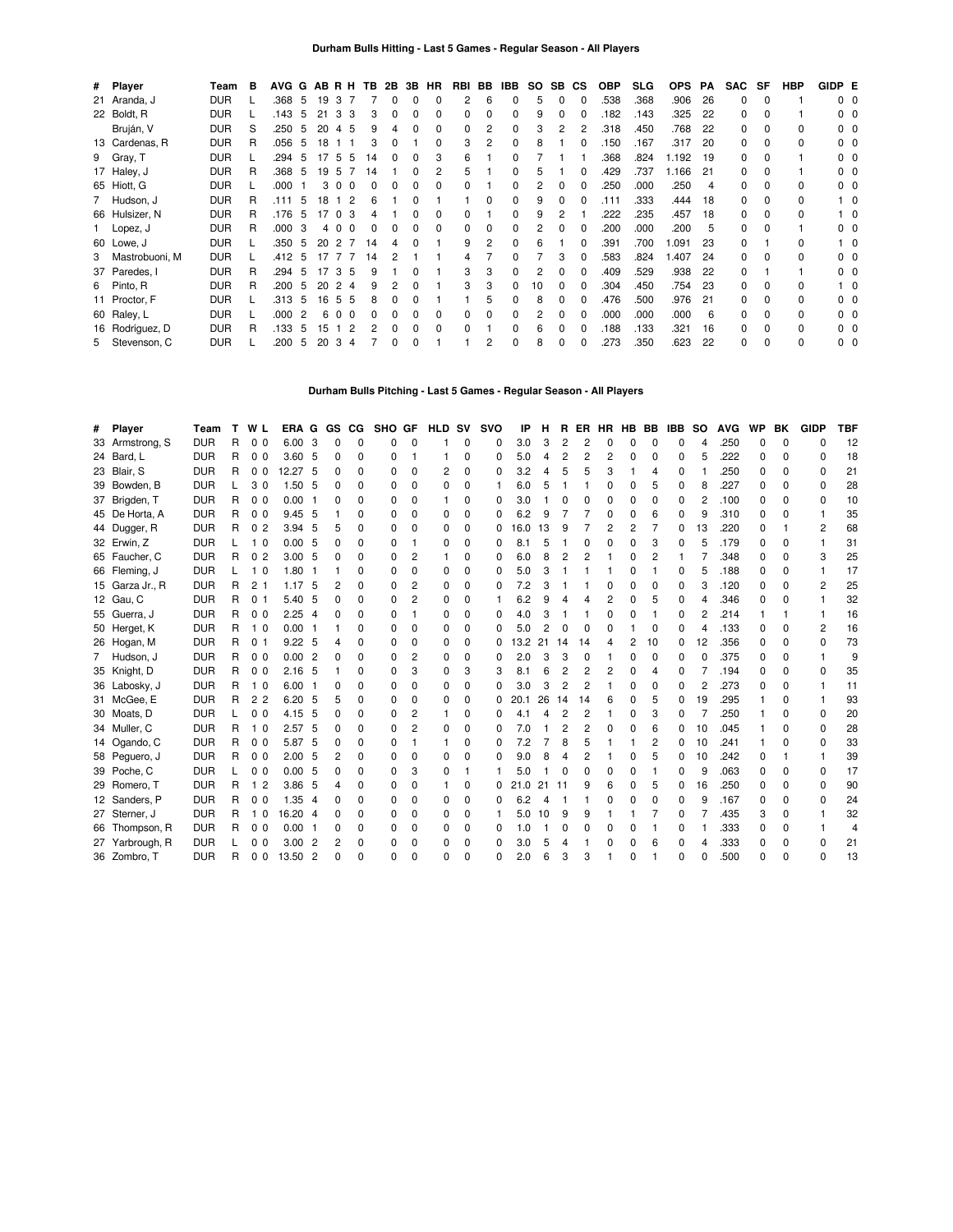## Durham Bulls Hitting - Last 5 Games - Regular Season - All Players

| # | Player | Team | B | AVG | G | AB | R | H | TB | 2B | 3B | HR | RBI | BB | IBB | SO | SB | CS | OBP | SLG | OPS | PA | SAC | SF | HBP | GIDP | E |
|---|---|---|---|---|---|---|---|---|---|---|---|---|---|---|---|---|---|---|---|---|---|---|---|---|---|---|---|
| 21 | Aranda, J | DUR | L | .368 | 5 | 19 | 3 | 7 | 7 | 0 | 0 | 0 | 2 | 6 | 0 | 5 | 0 | 0 | .538 | .368 | .906 | 26 | 0 | 0 | 1 | 0 | 0 |
| 22 | Boldt, R | DUR | L | .143 | 5 | 21 | 3 | 3 | 3 | 0 | 0 | 0 | 0 | 0 | 0 | 9 | 0 | 0 | .182 | .143 | .325 | 22 | 0 | 0 | 1 | 0 | 0 |
| | Bruján, V | DUR | S | .250 | 5 | 20 | 4 | 5 | 9 | 4 | 0 | 0 | 0 | 2 | 0 | 3 | 2 | 2 | .318 | .450 | .768 | 22 | 0 | 0 | 0 | 0 | 0 |
| 13 | Cardenas, R | DUR | R | .056 | 5 | 18 | 1 | 1 | 3 | 0 | 1 | 0 | 3 | 2 | 0 | 8 | 1 | 0 | .150 | .167 | .317 | 20 | 0 | 0 | 0 | 0 | 0 |
| 9 | Gray, T | DUR | L | .294 | 5 | 17 | 5 | 5 | 14 | 0 | 0 | 3 | 6 | 1 | 0 | 7 | 1 | 1 | .368 | .824 | 1.192 | 19 | 0 | 0 | 1 | 0 | 0 |
| 17 | Haley, J | DUR | R | .368 | 5 | 19 | 5 | 7 | 14 | 1 | 0 | 2 | 5 | 1 | 0 | 5 | 1 | 0 | .429 | .737 | 1.166 | 21 | 0 | 0 | 1 | 0 | 0 |
| 65 | Hiott, G | DUR | L | .000 | 1 | 3 | 0 | 0 | 0 | 0 | 0 | 0 | 0 | 1 | 0 | 2 | 0 | 0 | .250 | .000 | .250 | 4 | 0 | 0 | 0 | 0 | 0 |
| 7 | Hudson, J | DUR | R | .111 | 5 | 18 | 1 | 2 | 6 | 1 | 0 | 1 | 1 | 0 | 0 | 9 | 0 | 0 | .111 | .333 | .444 | 18 | 0 | 0 | 0 | 1 | 0 |
| 66 | Hulsizer, N | DUR | R | .176 | 5 | 17 | 0 | 3 | 4 | 1 | 0 | 0 | 0 | 1 | 0 | 9 | 2 | 1 | .222 | .235 | .457 | 18 | 0 | 0 | 0 | 1 | 0 |
| 1 | Lopez, J | DUR | R | .000 | 3 | 4 | 0 | 0 | 0 | 0 | 0 | 0 | 0 | 0 | 0 | 2 | 0 | 0 | .200 | .000 | .200 | 5 | 0 | 0 | 1 | 0 | 0 |
| 60 | Lowe, J | DUR | L | .350 | 5 | 20 | 2 | 7 | 14 | 4 | 0 | 1 | 9 | 2 | 0 | 6 | 1 | 0 | .391 | .700 | 1.091 | 23 | 0 | 1 | 0 | 1 | 0 |
| 3 | Mastrobuoni, M | DUR | L | .412 | 5 | 17 | 7 | 7 | 14 | 2 | 1 | 1 | 4 | 7 | 0 | 7 | 3 | 0 | .583 | .824 | 1.407 | 24 | 0 | 0 | 0 | 0 | 0 |
| 37 | Paredes, I | DUR | R | .294 | 5 | 17 | 3 | 5 | 9 | 1 | 0 | 1 | 3 | 3 | 0 | 2 | 0 | 0 | .409 | .529 | .938 | 22 | 0 | 1 | 1 | 0 | 0 |
| 6 | Pinto, R | DUR | R | .200 | 5 | 20 | 2 | 4 | 9 | 2 | 0 | 1 | 3 | 3 | 0 | 10 | 0 | 0 | .304 | .450 | .754 | 23 | 0 | 0 | 0 | 1 | 0 |
| 11 | Proctor, F | DUR | L | .313 | 5 | 16 | 5 | 5 | 8 | 0 | 0 | 1 | 1 | 5 | 0 | 8 | 0 | 0 | .476 | .500 | .976 | 21 | 0 | 0 | 0 | 0 | 0 |
| 60 | Raley, L | DUR | L | .000 | 2 | 6 | 0 | 0 | 0 | 0 | 0 | 0 | 0 | 0 | 0 | 2 | 0 | 0 | .000 | .000 | .000 | 6 | 0 | 0 | 0 | 0 | 0 |
| 16 | Rodríguez, D | DUR | R | .133 | 5 | 15 | 1 | 2 | 2 | 0 | 0 | 0 | 0 | 1 | 0 | 6 | 0 | 0 | .188 | .133 | .321 | 16 | 0 | 0 | 0 | 0 | 0 |
| 5 | Stevenson, C | DUR | L | .200 | 5 | 20 | 3 | 4 | 7 | 0 | 0 | 1 | 1 | 2 | 0 | 8 | 0 | 0 | .273 | .350 | .623 | 22 | 0 | 0 | 0 | 0 | 0 |

## Durham Bulls Pitching - Last 5 Games - Regular Season - All Players

| # | Player | Team | T | W | L | ERA | G | GS | CG | SHO | GF | HLD | SV | SVO | IP | H | R | ER | HR | HB | BB | IBB | SO | AVG | WP | BK | GIDP | TBF |
|---|---|---|---|---|---|---|---|---|---|---|---|---|---|---|---|---|---|---|---|---|---|---|---|---|---|---|---|---|
| 33 | Armstrong, S | DUR | R | 0 | 0 | 6.00 | 3 | 0 | 0 | 0 | 0 | 1 | 0 | 0 | 3.0 | 3 | 2 | 2 | 0 | 0 | 0 | 0 | 4 | .250 | 0 | 0 | 0 | 12 |
| 24 | Bard, L | DUR | R | 0 | 0 | 3.60 | 5 | 0 | 0 | 0 | 1 | 1 | 0 | 0 | 5.0 | 4 | 2 | 2 | 2 | 0 | 0 | 0 | 5 | .222 | 0 | 0 | 0 | 18 |
| 23 | Blair, S | DUR | R | 0 | 0 | 12.27 | 5 | 0 | 0 | 0 | 0 | 2 | 0 | 0 | 3.2 | 4 | 5 | 5 | 3 | 1 | 4 | 0 | 1 | .250 | 0 | 0 | 0 | 21 |
| 39 | Bowden, B | DUR | L | 3 | 0 | 1.50 | 5 | 0 | 0 | 0 | 0 | 0 | 0 | 1 | 6.0 | 5 | 1 | 1 | 0 | 0 | 5 | 0 | 8 | .227 | 0 | 0 | 0 | 28 |
| 37 | Brigden, T | DUR | R | 0 | 0 | 0.00 | 1 | 0 | 0 | 0 | 0 | 1 | 0 | 0 | 3.0 | 1 | 0 | 0 | 0 | 0 | 0 | 0 | 2 | .100 | 0 | 0 | 0 | 10 |
| 45 | De Horta, A | DUR | R | 0 | 0 | 9.45 | 5 | 1 | 0 | 0 | 0 | 0 | 0 | 0 | 6.2 | 9 | 7 | 7 | 0 | 0 | 6 | 0 | 9 | .310 | 0 | 0 | 1 | 35 |
| 44 | Dugger, R | DUR | R | 0 | 2 | 3.94 | 5 | 5 | 0 | 0 | 0 | 0 | 0 | 0 | 16.0 | 13 | 9 | 7 | 2 | 2 | 7 | 0 | 13 | .220 | 0 | 1 | 2 | 68 |
| 32 | Erwin, Z | DUR | L | 1 | 0 | 0.00 | 5 | 0 | 0 | 0 | 1 | 0 | 0 | 0 | 8.1 | 5 | 1 | 0 | 0 | 0 | 3 | 0 | 5 | .179 | 0 | 0 | 1 | 31 |
| 65 | Faucher, C | DUR | R | 0 | 2 | 3.00 | 5 | 0 | 0 | 0 | 2 | 1 | 0 | 0 | 6.0 | 8 | 2 | 2 | 1 | 0 | 2 | 1 | 7 | .348 | 0 | 0 | 3 | 25 |
| 66 | Fleming, J | DUR | L | 1 | 0 | 1.80 | 1 | 1 | 0 | 0 | 0 | 0 | 0 | 0 | 5.0 | 3 | 1 | 1 | 1 | 0 | 1 | 0 | 5 | .188 | 0 | 0 | 1 | 17 |
| 15 | Garza Jr., R | DUR | R | 2 | 1 | 1.17 | 5 | 2 | 0 | 0 | 2 | 0 | 0 | 0 | 7.2 | 3 | 1 | 1 | 0 | 0 | 0 | 0 | 3 | .120 | 0 | 0 | 2 | 25 |
| 12 | Gau, C | DUR | R | 0 | 1 | 5.40 | 5 | 0 | 0 | 0 | 2 | 0 | 0 | 1 | 6.2 | 9 | 4 | 4 | 2 | 0 | 5 | 0 | 4 | .346 | 0 | 0 | 1 | 32 |
| 55 | Guerra, J | DUR | R | 0 | 0 | 2.25 | 4 | 0 | 0 | 0 | 1 | 0 | 0 | 0 | 4.0 | 3 | 1 | 1 | 0 | 0 | 1 | 0 | 2 | .214 | 1 | 1 | 1 | 16 |
| 50 | Herget, K | DUR | R | 1 | 0 | 0.00 | 1 | 1 | 0 | 0 | 0 | 0 | 0 | 0 | 5.0 | 2 | 0 | 0 | 0 | 1 | 0 | 0 | 4 | .133 | 0 | 0 | 2 | 16 |
| 26 | Hogan, M | DUR | R | 0 | 1 | 9.22 | 5 | 4 | 0 | 0 | 0 | 0 | 0 | 0 | 13.2 | 21 | 14 | 14 | 4 | 2 | 10 | 0 | 12 | .356 | 0 | 0 | 0 | 73 |
| 7 | Hudson, J | DUR | R | 0 | 0 | 0.00 | 2 | 0 | 0 | 0 | 2 | 0 | 0 | 0 | 2.0 | 3 | 3 | 0 | 1 | 0 | 0 | 0 | 0 | .375 | 0 | 0 | 1 | 9 |
| 35 | Knight, D | DUR | R | 0 | 0 | 2.16 | 5 | 1 | 0 | 0 | 3 | 0 | 3 | 3 | 8.1 | 6 | 2 | 2 | 2 | 0 | 4 | 0 | 7 | .194 | 0 | 0 | 0 | 35 |
| 36 | Labosky, J | DUR | R | 1 | 0 | 6.00 | 1 | 0 | 0 | 0 | 0 | 0 | 0 | 0 | 3.0 | 3 | 2 | 2 | 1 | 0 | 0 | 0 | 2 | .273 | 0 | 0 | 1 | 11 |
| 31 | McGee, E | DUR | R | 2 | 2 | 6.20 | 5 | 5 | 0 | 0 | 0 | 0 | 0 | 0 | 20.1 | 26 | 14 | 14 | 6 | 0 | 5 | 0 | 19 | .295 | 1 | 0 | 1 | 93 |
| 30 | Moats, D | DUR | L | 0 | 0 | 4.15 | 5 | 0 | 0 | 0 | 2 | 1 | 0 | 0 | 4.1 | 4 | 2 | 2 | 1 | 0 | 3 | 0 | 7 | .250 | 1 | 0 | 0 | 20 |
| 34 | Muller, C | DUR | R | 1 | 0 | 2.57 | 5 | 0 | 0 | 0 | 2 | 0 | 0 | 0 | 7.0 | 1 | 2 | 2 | 0 | 0 | 6 | 0 | 10 | .045 | 1 | 0 | 0 | 28 |
| 14 | Ogando, C | DUR | R | 0 | 0 | 5.87 | 5 | 0 | 0 | 0 | 1 | 1 | 0 | 0 | 7.2 | 7 | 8 | 5 | 1 | 1 | 2 | 0 | 10 | .241 | 1 | 0 | 0 | 33 |
| 58 | Peguero, J | DUR | R | 0 | 0 | 2.00 | 5 | 2 | 0 | 0 | 0 | 0 | 0 | 0 | 9.0 | 8 | 4 | 2 | 1 | 0 | 5 | 0 | 10 | .242 | 0 | 1 | 1 | 39 |
| 39 | Poche, C | DUR | L | 0 | 0 | 0.00 | 5 | 0 | 0 | 0 | 3 | 0 | 1 | 1 | 5.0 | 1 | 0 | 0 | 0 | 0 | 1 | 0 | 9 | .063 | 0 | 0 | 0 | 17 |
| 29 | Romero, T | DUR | R | 1 | 2 | 3.86 | 5 | 4 | 0 | 0 | 0 | 1 | 0 | 0 | 21.0 | 21 | 11 | 9 | 6 | 0 | 5 | 0 | 16 | .250 | 0 | 0 | 0 | 90 |
| 12 | Sanders, P | DUR | R | 0 | 0 | 1.35 | 4 | 0 | 0 | 0 | 0 | 0 | 0 | 0 | 6.2 | 4 | 1 | 1 | 0 | 0 | 0 | 0 | 9 | .167 | 0 | 0 | 0 | 24 |
| 27 | Sterner, J | DUR | R | 1 | 0 | 16.20 | 4 | 0 | 0 | 0 | 0 | 0 | 0 | 1 | 5.0 | 10 | 9 | 9 | 1 | 1 | 7 | 0 | 7 | .435 | 3 | 0 | 1 | 32 |
| 66 | Thompson, R | DUR | R | 0 | 0 | 0.00 | 1 | 0 | 0 | 0 | 0 | 0 | 0 | 0 | 1.0 | 1 | 0 | 0 | 0 | 0 | 1 | 0 | 1 | .333 | 0 | 0 | 1 | 4 |
| 27 | Yarbrough, R | DUR | L | 0 | 0 | 3.00 | 2 | 2 | 0 | 0 | 0 | 0 | 0 | 0 | 3.0 | 5 | 4 | 1 | 0 | 0 | 6 | 0 | 4 | .333 | 0 | 0 | 0 | 21 |
| 36 | Zombro, T | DUR | R | 0 | 0 | 13.50 | 2 | 0 | 0 | 0 | 0 | 0 | 0 | 0 | 2.0 | 6 | 3 | 3 | 1 | 0 | 1 | 0 | 0 | .500 | 0 | 0 | 0 | 13 |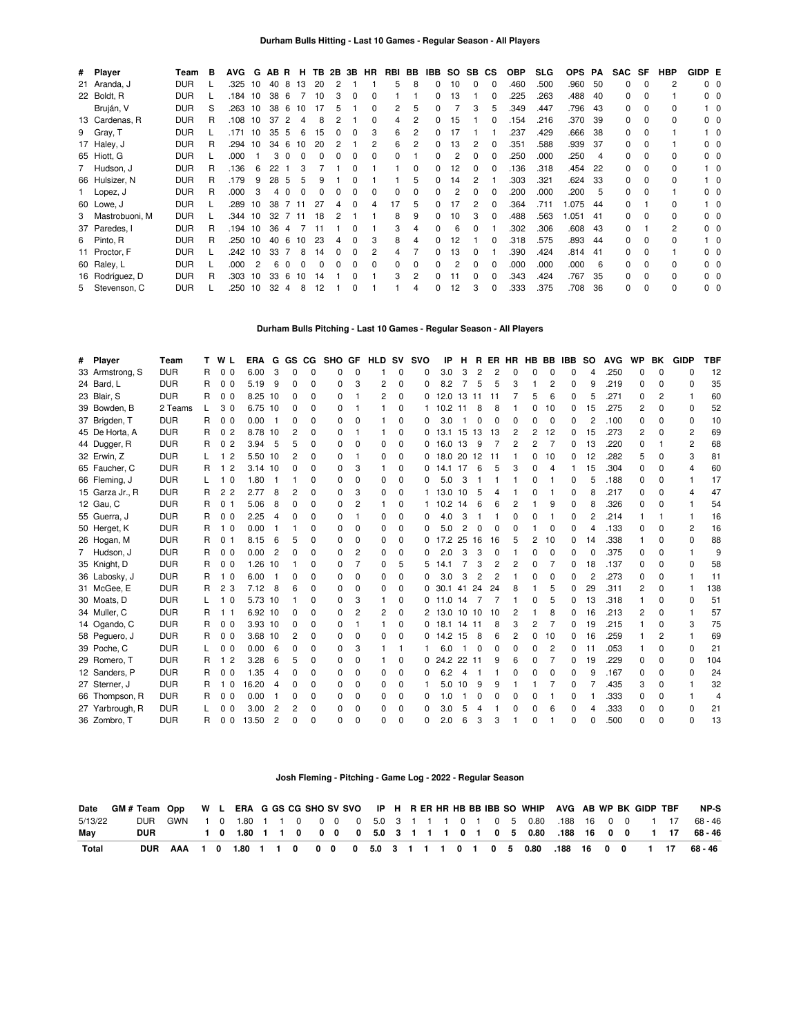### Durham Bulls Hitting - Last 10 Games - Regular Season - All Players

| # | Player | Team | B | AVG | G | AB | R | H | TB | 2B | 3B | HR | RBI | BB | IBB | SO | SB | CS | OBP | SLG | OPS | PA | SAC | SF | HBP | GIDP | E |
|---|---|---|---|---|---|---|---|---|---|---|---|---|---|---|---|---|---|---|---|---|---|---|---|---|---|---|---|
| 21 | Aranda, J | DUR | L | .325 | 10 | 40 | 8 | 13 | 20 | 2 | 1 | 1 | 5 | 8 | 0 | 10 | 0 | 0 | .460 | .500 | .960 | 50 | 0 | 0 | 2 | 0 | 0 |
| 22 | Boldt, R | DUR | L | .184 | 10 | 38 | 6 | 7 | 10 | 3 | 0 | 0 | 1 | 1 | 0 | 13 | 1 | 0 | .225 | .263 | .488 | 40 | 0 | 0 | 1 | 0 | 0 |
| | Bruján, V | DUR | S | .263 | 10 | 38 | 6 | 10 | 17 | 5 | 1 | 0 | 2 | 5 | 0 | 7 | 3 | 5 | .349 | .447 | .796 | 43 | 0 | 0 | 0 | 1 | 0 |
| 13 | Cardenas, R | DUR | R | .108 | 10 | 37 | 2 | 4 | 8 | 2 | 1 | 0 | 4 | 2 | 0 | 15 | 1 | 0 | .154 | .216 | .370 | 39 | 0 | 0 | 0 | 0 | 0 |
| 9 | Gray, T | DUR | L | .171 | 10 | 35 | 5 | 6 | 15 | 0 | 0 | 3 | 6 | 2 | 0 | 17 | 1 | 1 | .237 | .429 | .666 | 38 | 0 | 0 | 1 | 1 | 0 |
| 17 | Haley, J | DUR | R | .294 | 10 | 34 | 6 | 10 | 20 | 2 | 1 | 2 | 6 | 2 | 0 | 13 | 2 | 0 | .351 | .588 | .939 | 37 | 0 | 0 | 1 | 0 | 0 |
| 65 | Hiott, G | DUR | L | .000 | 1 | 3 | 0 | 0 | 0 | 0 | 0 | 0 | 0 | 1 | 0 | 2 | 0 | 0 | .250 | .000 | .250 | 4 | 0 | 0 | 0 | 0 | 0 |
| 7 | Hudson, J | DUR | R | .136 | 6 | 22 | 1 | 3 | 7 | 1 | 0 | 1 | 1 | 0 | 0 | 12 | 0 | 0 | .136 | .318 | .454 | 22 | 0 | 0 | 0 | 1 | 0 |
| 66 | Hulsizer, N | DUR | R | .179 | 9 | 28 | 5 | 5 | 9 | 1 | 0 | 1 | 1 | 5 | 0 | 14 | 2 | 1 | .303 | .321 | .624 | 33 | 0 | 0 | 0 | 1 | 0 |
| 1 | Lopez, J | DUR | R | .000 | 3 | 4 | 0 | 0 | 0 | 0 | 0 | 0 | 0 | 0 | 0 | 2 | 0 | 0 | .200 | .000 | .200 | 5 | 0 | 0 | 1 | 0 | 0 |
| 60 | Lowe, J | DUR | L | .289 | 10 | 38 | 7 | 11 | 27 | 4 | 0 | 4 | 17 | 5 | 0 | 17 | 2 | 0 | .364 | .711 | 1.075 | 44 | 0 | 1 | 0 | 1 | 0 |
| 3 | Mastrobuoni, M | DUR | L | .344 | 10 | 32 | 7 | 11 | 18 | 2 | 1 | 1 | 8 | 9 | 0 | 10 | 3 | 0 | .488 | .563 | 1.051 | 41 | 0 | 0 | 0 | 0 | 0 |
| 37 | Paredes, I | DUR | R | .194 | 10 | 36 | 4 | 7 | 11 | 1 | 0 | 1 | 3 | 4 | 0 | 6 | 0 | 1 | .302 | .306 | .608 | 43 | 0 | 1 | 2 | 0 | 0 |
| 6 | Pinto, R | DUR | R | .250 | 10 | 40 | 6 | 10 | 23 | 4 | 0 | 3 | 8 | 4 | 0 | 12 | 1 | 0 | .318 | .575 | .893 | 44 | 0 | 0 | 0 | 1 | 0 |
| 11 | Proctor, F | DUR | L | .242 | 10 | 33 | 7 | 8 | 14 | 0 | 0 | 2 | 4 | 7 | 0 | 13 | 0 | 1 | .390 | .424 | .814 | 41 | 0 | 0 | 1 | 0 | 0 |
| 60 | Raley, L | DUR | L | .000 | 2 | 6 | 0 | 0 | 0 | 0 | 0 | 0 | 0 | 0 | 0 | 2 | 0 | 0 | .000 | .000 | .000 | 6 | 0 | 0 | 0 | 0 | 0 |
| 16 | Rodríguez, D | DUR | R | .303 | 10 | 33 | 6 | 10 | 14 | 1 | 0 | 1 | 3 | 2 | 0 | 11 | 0 | 0 | .343 | .424 | .767 | 35 | 0 | 0 | 0 | 0 | 0 |
| 5 | Stevenson, C | DUR | L | .250 | 10 | 32 | 4 | 8 | 12 | 1 | 0 | 1 | 1 | 4 | 0 | 12 | 3 | 0 | .333 | .375 | .708 | 36 | 0 | 0 | 0 | 0 | 0 |

### Durham Bulls Pitching - Last 10 Games - Regular Season - All Players

| # | Player | Team | T | W | L | ERA | G | GS | CG | SHO | GF | HLD | SV | SVO | IP | H | R | ER | HR | HB | BB | IBB | SO | AVG | WP | BK | GIDP | TBF |
|---|---|---|---|---|---|---|---|---|---|---|---|---|---|---|---|---|---|---|---|---|---|---|---|---|---|---|---|---|
| 33 | Armstrong, S | DUR | R | 0 | 0 | 6.00 | 3 | 0 | 0 | 0 | 0 | 1 | 0 | 0 | 3.0 | 3 | 2 | 2 | 0 | 0 | 0 | 0 | 4 | .250 | 0 | 0 | 0 | 12 |
| 24 | Bard, L | DUR | R | 0 | 0 | 5.19 | 9 | 0 | 0 | 0 | 3 | 2 | 0 | 0 | 8.2 | 7 | 5 | 5 | 3 | 1 | 2 | 0 | 9 | .219 | 0 | 0 | 0 | 35 |
| 23 | Blair, S | DUR | R | 0 | 0 | 8.25 | 10 | 0 | 0 | 0 | 1 | 2 | 0 | 0 | 12.0 | 13 | 11 | 11 | 7 | 5 | 6 | 0 | 5 | .271 | 0 | 2 | 1 | 60 |
| 39 | Bowden, B | 2 Teams | L | 3 | 0 | 6.75 | 10 | 0 | 0 | 0 | 1 | 1 | 0 | 1 | 10.2 | 11 | 8 | 8 | 1 | 0 | 10 | 0 | 15 | .275 | 2 | 0 | 0 | 52 |
| 37 | Brigden, T | DUR | R | 0 | 0 | 0.00 | 1 | 0 | 0 | 0 | 0 | 1 | 0 | 0 | 3.0 | 1 | 0 | 0 | 0 | 0 | 0 | 0 | 2 | .100 | 0 | 0 | 0 | 10 |
| 45 | De Horta, A | DUR | R | 0 | 2 | 8.78 | 10 | 2 | 0 | 0 | 1 | 1 | 0 | 0 | 13.1 | 15 | 13 | 13 | 2 | 2 | 12 | 0 | 15 | .273 | 2 | 0 | 2 | 69 |
| 44 | Dugger, R | DUR | R | 0 | 2 | 3.94 | 5 | 5 | 0 | 0 | 0 | 0 | 0 | 0 | 16.0 | 13 | 9 | 7 | 2 | 2 | 7 | 0 | 13 | .220 | 0 | 1 | 2 | 68 |
| 32 | Erwin, Z | DUR | L | 1 | 2 | 5.50 | 10 | 2 | 0 | 0 | 1 | 0 | 0 | 0 | 18.0 | 20 | 12 | 11 | 1 | 0 | 10 | 0 | 12 | .282 | 5 | 0 | 3 | 81 |
| 65 | Faucher, C | DUR | R | 1 | 2 | 3.14 | 10 | 0 | 0 | 0 | 3 | 1 | 0 | 0 | 14.1 | 17 | 6 | 5 | 3 | 0 | 4 | 1 | 15 | .304 | 0 | 0 | 4 | 60 |
| 66 | Fleming, J | DUR | L | 1 | 0 | 1.80 | 1 | 1 | 0 | 0 | 0 | 0 | 0 | 0 | 5.0 | 3 | 1 | 1 | 1 | 0 | 1 | 0 | 5 | .188 | 0 | 0 | 1 | 17 |
| 15 | Garza Jr., R | DUR | R | 2 | 2 | 2.77 | 8 | 2 | 0 | 0 | 3 | 0 | 0 | 1 | 13.0 | 10 | 5 | 4 | 1 | 0 | 1 | 0 | 8 | .217 | 0 | 0 | 4 | 47 |
| 12 | Gau, C | DUR | R | 0 | 1 | 5.06 | 8 | 0 | 0 | 0 | 2 | 1 | 0 | 1 | 10.2 | 14 | 6 | 6 | 2 | 1 | 9 | 0 | 8 | .326 | 0 | 0 | 1 | 54 |
| 55 | Guerra, J | DUR | R | 0 | 0 | 2.25 | 4 | 0 | 0 | 0 | 1 | 0 | 0 | 0 | 4.0 | 3 | 1 | 1 | 0 | 0 | 1 | 0 | 2 | .214 | 1 | 1 | 1 | 16 |
| 50 | Herget, K | DUR | R | 1 | 0 | 0.00 | 1 | 1 | 0 | 0 | 0 | 0 | 0 | 0 | 5.0 | 2 | 0 | 0 | 0 | 1 | 0 | 0 | 4 | .133 | 0 | 0 | 2 | 16 |
| 26 | Hogan, M | DUR | R | 0 | 1 | 8.15 | 6 | 5 | 0 | 0 | 0 | 0 | 0 | 0 | 17.2 | 25 | 16 | 16 | 5 | 2 | 10 | 0 | 14 | .338 | 1 | 0 | 0 | 88 |
| 7 | Hudson, J | DUR | R | 0 | 0 | 0.00 | 2 | 0 | 0 | 0 | 2 | 0 | 0 | 0 | 2.0 | 3 | 3 | 0 | 1 | 0 | 0 | 0 | 0 | .375 | 0 | 0 | 1 | 9 |
| 35 | Knight, D | DUR | R | 0 | 0 | 1.26 | 10 | 1 | 0 | 0 | 7 | 0 | 5 | 5 | 14.1 | 7 | 3 | 2 | 2 | 0 | 7 | 0 | 18 | .137 | 0 | 0 | 0 | 58 |
| 36 | Labosky, J | DUR | R | 1 | 0 | 6.00 | 1 | 0 | 0 | 0 | 0 | 0 | 0 | 0 | 3.0 | 3 | 2 | 2 | 1 | 0 | 0 | 0 | 2 | .273 | 0 | 0 | 1 | 11 |
| 31 | McGee, E | DUR | R | 2 | 3 | 7.12 | 8 | 6 | 0 | 0 | 0 | 0 | 0 | 0 | 30.1 | 41 | 24 | 24 | 8 | 1 | 5 | 0 | 29 | .311 | 2 | 0 | 1 | 138 |
| 30 | Moats, D | DUR | L | 1 | 0 | 5.73 | 10 | 1 | 0 | 0 | 3 | 1 | 0 | 0 | 11.0 | 14 | 7 | 7 | 1 | 0 | 5 | 0 | 13 | .318 | 1 | 0 | 0 | 51 |
| 34 | Muller, C | DUR | R | 1 | 1 | 6.92 | 10 | 0 | 0 | 0 | 2 | 2 | 0 | 2 | 13.0 | 10 | 10 | 10 | 2 | 1 | 8 | 0 | 16 | .213 | 2 | 0 | 1 | 57 |
| 14 | Ogando, C | DUR | R | 0 | 0 | 3.93 | 10 | 0 | 0 | 0 | 1 | 1 | 0 | 0 | 18.1 | 14 | 11 | 8 | 3 | 2 | 7 | 0 | 19 | .215 | 1 | 0 | 3 | 75 |
| 58 | Peguero, J | DUR | R | 0 | 0 | 3.68 | 10 | 2 | 0 | 0 | 0 | 0 | 0 | 0 | 14.2 | 15 | 8 | 6 | 2 | 0 | 10 | 0 | 16 | .259 | 1 | 2 | 1 | 69 |
| 39 | Poche, C | DUR | L | 0 | 0 | 0.00 | 6 | 0 | 0 | 0 | 3 | 1 | 1 | 1 | 6.0 | 1 | 0 | 0 | 0 | 0 | 2 | 0 | 11 | .053 | 1 | 0 | 0 | 21 |
| 29 | Romero, T | DUR | R | 1 | 2 | 3.28 | 6 | 5 | 0 | 0 | 0 | 1 | 0 | 0 | 24.2 | 22 | 11 | 9 | 6 | 0 | 7 | 0 | 19 | .229 | 0 | 0 | 0 | 104 |
| 12 | Sanders, P | DUR | R | 0 | 0 | 1.35 | 4 | 0 | 0 | 0 | 0 | 0 | 0 | 0 | 6.2 | 4 | 1 | 1 | 0 | 0 | 0 | 0 | 9 | .167 | 0 | 0 | 0 | 24 |
| 27 | Sterner, J | DUR | R | 1 | 0 | 16.20 | 4 | 0 | 0 | 0 | 0 | 0 | 0 | 1 | 5.0 | 10 | 9 | 9 | 1 | 1 | 7 | 0 | 7 | .435 | 3 | 0 | 1 | 32 |
| 66 | Thompson, R | DUR | R | 0 | 0 | 0.00 | 1 | 0 | 0 | 0 | 0 | 0 | 0 | 0 | 1.0 | 1 | 0 | 0 | 0 | 0 | 1 | 0 | 1 | .333 | 0 | 0 | 1 | 4 |
| 27 | Yarbrough, R | DUR | L | 0 | 0 | 3.00 | 2 | 2 | 0 | 0 | 0 | 0 | 0 | 0 | 3.0 | 5 | 4 | 1 | 0 | 0 | 6 | 0 | 4 | .333 | 0 | 0 | 0 | 21 |
| 36 | Zombro, T | DUR | R | 0 | 0 | 13.50 | 2 | 0 | 0 | 0 | 0 | 0 | 0 | 0 | 2.0 | 6 | 3 | 3 | 1 | 0 | 1 | 0 | 0 | .500 | 0 | 0 | 0 | 13 |

### Josh Fleming - Pitching - Game Log - 2022 - Regular Season

| Date | GM# | Team | Opp | W | L | ERA | G | GS | CG | SHO | SV | SVO | IP | H | R | ER | HR | HB | BB | IBB | SO | WHIP | AVG | AB | WP | BK | GIDP | TBF | NP-S |
|---|---|---|---|---|---|---|---|---|---|---|---|---|---|---|---|---|---|---|---|---|---|---|---|---|---|---|---|---|---|
| 5/13/22 | | DUR | GWN | 1 | 0 | 1.80 | 1 | 1 | 0 | 0 | 0 | 0 | 5.0 | 3 | 1 | 1 | 1 | 0 | 1 | 0 | 5 | 0.80 | .188 | 16 | 0 | 0 | 1 | 17 | 68 - 46 |
| **May** | | **DUR** | | **1** | **0** | **1.80** | **1** | **1** | **0** | **0** | **0** | **0** | **5.0** | **3** | **1** | **1** | **1** | **0** | **1** | **0** | **5** | **0.80** | **.188** | **16** | **0** | **0** | **1** | **17** | **68 - 46** |
| **Total** | | **DUR** | **AAA** | **1** | **0** | **1.80** | **1** | **1** | **0** | **0** | **0** | **0** | **5.0** | **3** | **1** | **1** | **1** | **0** | **1** | **0** | **5** | **0.80** | **.188** | **16** | **0** | **0** | **1** | **17** | **68 - 46** |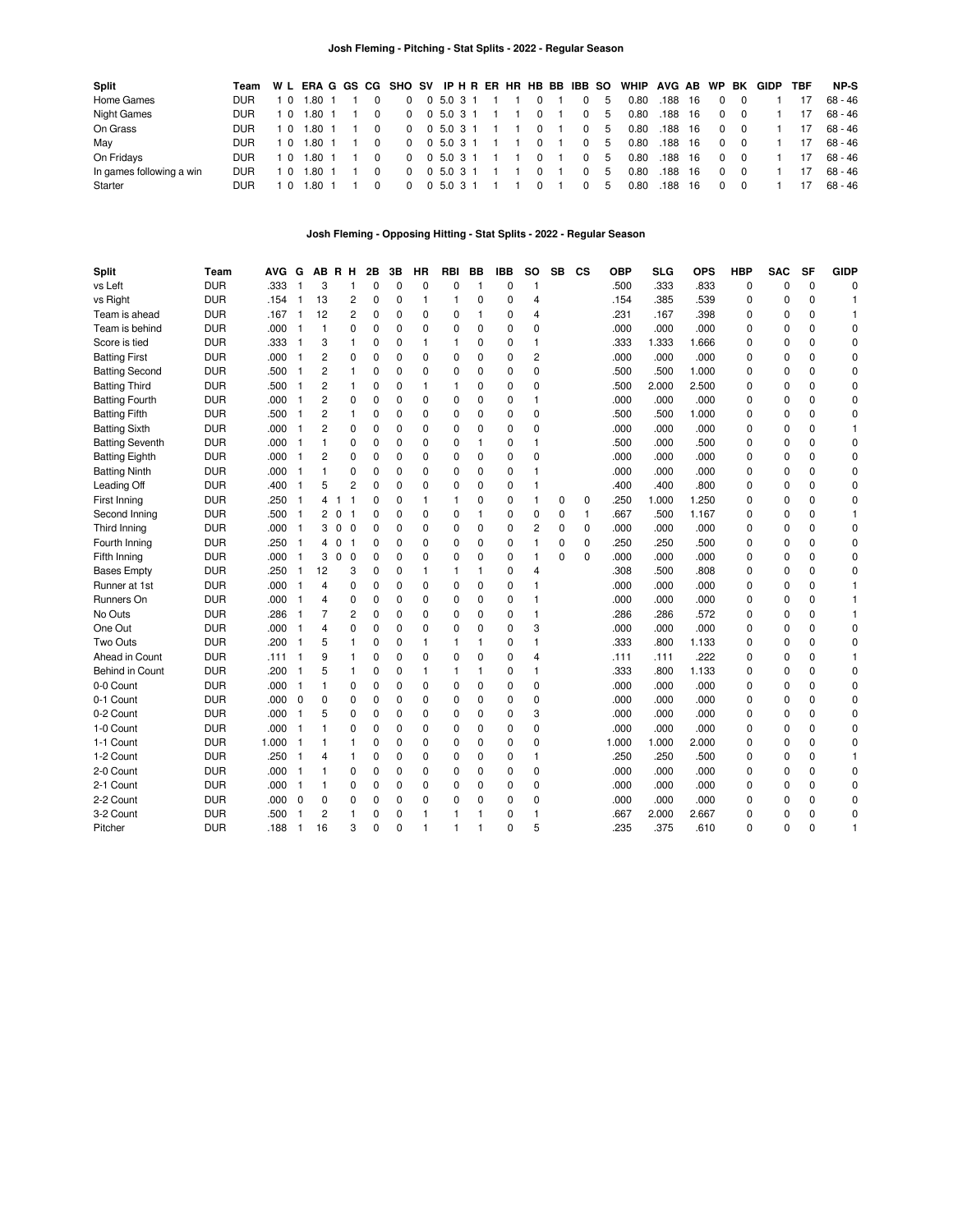## Josh Fleming - Pitching - Stat Splits - 2022 - Regular Season

| Split | Team | W | L | ERA | G | GS | CG | SHO | SV | IP | H | R | ER | HR | HB | BB | IBB | SO | WHIP | AVG | AB | WP | BK | GIDP | TBF | NP-S |
|---|---|---|---|---|---|---|---|---|---|---|---|---|---|---|---|---|---|---|---|---|---|---|---|---|---|---|
| Home Games | DUR | 1 | 0 | 1.80 | 1 | 1 | 0 | 0 | 0 | 5.0 | 3 | 1 | 1 | 1 | 0 | 1 | 0 | 5 | 0.80 | .188 | 16 | 0 | 0 | 1 | 17 | 68 - 46 |
| Night Games | DUR | 1 | 0 | 1.80 | 1 | 1 | 0 | 0 | 0 | 5.0 | 3 | 1 | 1 | 1 | 0 | 1 | 0 | 5 | 0.80 | .188 | 16 | 0 | 0 | 1 | 17 | 68 - 46 |
| On Grass | DUR | 1 | 0 | 1.80 | 1 | 1 | 0 | 0 | 0 | 5.0 | 3 | 1 | 1 | 1 | 0 | 1 | 0 | 5 | 0.80 | .188 | 16 | 0 | 0 | 1 | 17 | 68 - 46 |
| May | DUR | 1 | 0 | 1.80 | 1 | 1 | 0 | 0 | 0 | 5.0 | 3 | 1 | 1 | 1 | 0 | 1 | 0 | 5 | 0.80 | .188 | 16 | 0 | 0 | 1 | 17 | 68 - 46 |
| On Fridays | DUR | 1 | 0 | 1.80 | 1 | 1 | 0 | 0 | 0 | 5.0 | 3 | 1 | 1 | 1 | 0 | 1 | 0 | 5 | 0.80 | .188 | 16 | 0 | 0 | 1 | 17 | 68 - 46 |
| In games following a win | DUR | 1 | 0 | 1.80 | 1 | 1 | 0 | 0 | 0 | 5.0 | 3 | 1 | 1 | 1 | 0 | 1 | 0 | 5 | 0.80 | .188 | 16 | 0 | 0 | 1 | 17 | 68 - 46 |
| Starter | DUR | 1 | 0 | 1.80 | 1 | 1 | 0 | 0 | 0 | 5.0 | 3 | 1 | 1 | 1 | 0 | 1 | 0 | 5 | 0.80 | .188 | 16 | 0 | 0 | 1 | 17 | 68 - 46 |

## Josh Fleming - Opposing Hitting - Stat Splits - 2022 - Regular Season

| Split | Team | AVG | G | AB | R | H | 2B | 3B | HR | RBI | BB | IBB | SO | SB | CS | OBP | SLG | OPS | HBP | SAC | SF | GIDP |
|---|---|---|---|---|---|---|---|---|---|---|---|---|---|---|---|---|---|---|---|---|---|---|
| vs Left | DUR | .333 | 1 | 3 | | 1 | 0 | 0 | 0 | 0 | 1 | 0 | 1 | | | .500 | .333 | .833 | 0 | 0 | 0 | 0 |
| vs Right | DUR | .154 | 1 | 13 | | 2 | 0 | 0 | 1 | 1 | 0 | 0 | 4 | | | .154 | .385 | .539 | 0 | 0 | 0 | 1 |
| Team is ahead | DUR | .167 | 1 | 12 | | 2 | 0 | 0 | 0 | 0 | 1 | 0 | 4 | | | .231 | .167 | .398 | 0 | 0 | 0 | 1 |
| Team is behind | DUR | .000 | 1 | 1 | | 0 | 0 | 0 | 0 | 0 | 0 | 0 | 0 | | | .000 | .000 | .000 | 0 | 0 | 0 | 0 |
| Score is tied | DUR | .333 | 1 | 3 | | 1 | 0 | 0 | 1 | 1 | 0 | 0 | 1 | | | .333 | 1.333 | 1.666 | 0 | 0 | 0 | 0 |
| Batting First | DUR | .000 | 1 | 2 | | 0 | 0 | 0 | 0 | 0 | 0 | 0 | 2 | | | .000 | .000 | .000 | 0 | 0 | 0 | 0 |
| Batting Second | DUR | .500 | 1 | 2 | | 1 | 0 | 0 | 0 | 0 | 0 | 0 | 0 | | | .500 | .500 | 1.000 | 0 | 0 | 0 | 0 |
| Batting Third | DUR | .500 | 1 | 2 | | 1 | 0 | 0 | 1 | 1 | 0 | 0 | 0 | | | .500 | 2.000 | 2.500 | 0 | 0 | 0 | 0 |
| Batting Fourth | DUR | .000 | 1 | 2 | | 0 | 0 | 0 | 0 | 0 | 0 | 0 | 1 | | | .000 | .000 | .000 | 0 | 0 | 0 | 0 |
| Batting Fifth | DUR | .500 | 1 | 2 | | 1 | 0 | 0 | 0 | 0 | 0 | 0 | 0 | | | .500 | .500 | 1.000 | 0 | 0 | 0 | 0 |
| Batting Sixth | DUR | .000 | 1 | 2 | | 0 | 0 | 0 | 0 | 0 | 0 | 0 | 0 | | | .000 | .000 | .000 | 0 | 0 | 0 | 1 |
| Batting Seventh | DUR | .000 | 1 | 1 | | 0 | 0 | 0 | 0 | 0 | 1 | 0 | 1 | | | .500 | .000 | .500 | 0 | 0 | 0 | 0 |
| Batting Eighth | DUR | .000 | 1 | 2 | | 0 | 0 | 0 | 0 | 0 | 0 | 0 | 0 | | | .000 | .000 | .000 | 0 | 0 | 0 | 0 |
| Batting Ninth | DUR | .000 | 1 | 1 | | 0 | 0 | 0 | 0 | 0 | 0 | 0 | 1 | | | .000 | .000 | .000 | 0 | 0 | 0 | 0 |
| Leading Off | DUR | .400 | 1 | 5 | | 2 | 0 | 0 | 0 | 0 | 0 | 0 | 1 | | | .400 | .400 | .800 | 0 | 0 | 0 | 0 |
| First Inning | DUR | .250 | 1 | 4 | 1 | 1 | 0 | 0 | 1 | 1 | 0 | 0 | 1 | 0 | 0 | .250 | 1.000 | 1.250 | 0 | 0 | 0 | 0 |
| Second Inning | DUR | .500 | 1 | 2 | 0 | 1 | 0 | 0 | 0 | 0 | 1 | 0 | 0 | 0 | 1 | .667 | .500 | 1.167 | 0 | 0 | 0 | 1 |
| Third Inning | DUR | .000 | 1 | 3 | 0 | 0 | 0 | 0 | 0 | 0 | 0 | 0 | 2 | 0 | 0 | .000 | .000 | .000 | 0 | 0 | 0 | 0 |
| Fourth Inning | DUR | .250 | 1 | 4 | 0 | 1 | 0 | 0 | 0 | 0 | 0 | 0 | 1 | 0 | 0 | .250 | .250 | .500 | 0 | 0 | 0 | 0 |
| Fifth Inning | DUR | .000 | 1 | 3 | 0 | 0 | 0 | 0 | 0 | 0 | 0 | 0 | 1 | 0 | 0 | .000 | .000 | .000 | 0 | 0 | 0 | 0 |
| Bases Empty | DUR | .250 | 1 | 12 | | 3 | 0 | 0 | 1 | 1 | 1 | 0 | 4 | | | .308 | .500 | .808 | 0 | 0 | 0 | 0 |
| Runner at 1st | DUR | .000 | 1 | 4 | | 0 | 0 | 0 | 0 | 0 | 0 | 0 | 1 | | | .000 | .000 | .000 | 0 | 0 | 0 | 1 |
| Runners On | DUR | .000 | 1 | 4 | | 0 | 0 | 0 | 0 | 0 | 0 | 0 | 1 | | | .000 | .000 | .000 | 0 | 0 | 0 | 1 |
| No Outs | DUR | .286 | 1 | 7 | | 2 | 0 | 0 | 0 | 0 | 0 | 0 | 1 | | | .286 | .286 | .572 | 0 | 0 | 0 | 1 |
| One Out | DUR | .000 | 1 | 4 | | 0 | 0 | 0 | 0 | 0 | 0 | 0 | 3 | | | .000 | .000 | .000 | 0 | 0 | 0 | 0 |
| Two Outs | DUR | .200 | 1 | 5 | | 1 | 0 | 0 | 1 | 1 | 1 | 0 | 1 | | | .333 | .800 | 1.133 | 0 | 0 | 0 | 0 |
| Ahead in Count | DUR | .111 | 1 | 9 | | 1 | 0 | 0 | 0 | 0 | 0 | 0 | 4 | | | .111 | .111 | .222 | 0 | 0 | 0 | 1 |
| Behind in Count | DUR | .200 | 1 | 5 | | 1 | 0 | 0 | 1 | 1 | 1 | 0 | 1 | | | .333 | .800 | 1.133 | 0 | 0 | 0 | 0 |
| 0-0 Count | DUR | .000 | 1 | 1 | | 0 | 0 | 0 | 0 | 0 | 0 | 0 | 0 | | | .000 | .000 | .000 | 0 | 0 | 0 | 0 |
| 0-1 Count | DUR | .000 | 0 | 0 | | 0 | 0 | 0 | 0 | 0 | 0 | 0 | 0 | | | .000 | .000 | .000 | 0 | 0 | 0 | 0 |
| 0-2 Count | DUR | .000 | 1 | 5 | | 0 | 0 | 0 | 0 | 0 | 0 | 0 | 3 | | | .000 | .000 | .000 | 0 | 0 | 0 | 0 |
| 1-0 Count | DUR | .000 | 1 | 1 | | 0 | 0 | 0 | 0 | 0 | 0 | 0 | 0 | | | .000 | .000 | .000 | 0 | 0 | 0 | 0 |
| 1-1 Count | DUR | 1.000 | 1 | 1 | | 1 | 0 | 0 | 0 | 0 | 0 | 0 | 0 | | | 1.000 | 1.000 | 2.000 | 0 | 0 | 0 | 0 |
| 1-2 Count | DUR | .250 | 1 | 4 | | 1 | 0 | 0 | 0 | 0 | 0 | 0 | 1 | | | .250 | .250 | .500 | 0 | 0 | 0 | 1 |
| 2-0 Count | DUR | .000 | 1 | 1 | | 0 | 0 | 0 | 0 | 0 | 0 | 0 | 0 | | | .000 | .000 | .000 | 0 | 0 | 0 | 0 |
| 2-1 Count | DUR | .000 | 1 | 1 | | 0 | 0 | 0 | 0 | 0 | 0 | 0 | 0 | | | .000 | .000 | .000 | 0 | 0 | 0 | 0 |
| 2-2 Count | DUR | .000 | 0 | 0 | | 0 | 0 | 0 | 0 | 0 | 0 | 0 | 0 | | | .000 | .000 | .000 | 0 | 0 | 0 | 0 |
| 3-2 Count | DUR | .500 | 1 | 2 | | 1 | 0 | 0 | 1 | 1 | 1 | 0 | 1 | | | .667 | 2.000 | 2.667 | 0 | 0 | 0 | 0 |
| Pitcher | DUR | .188 | 1 | 16 | | 3 | 0 | 0 | 1 | 1 | 1 | 0 | 5 | | | .235 | .375 | .610 | 0 | 0 | 0 | 1 |